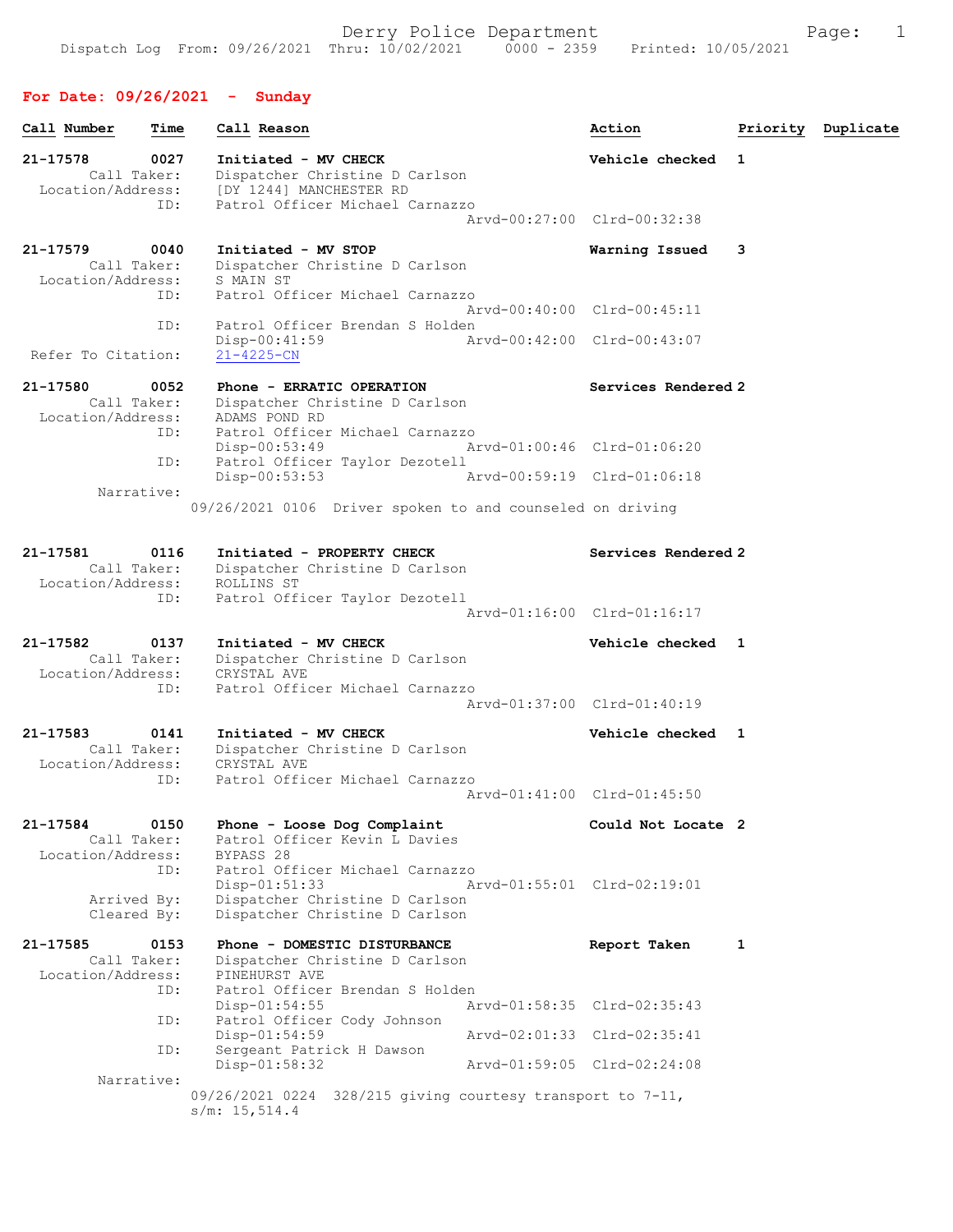Derry Police Department
Dispatch Log From: 09/26/2021 Thru: 10/02/2021 0000 - 2359 Printed: 10/05/2021

## For Date: 09/26/2021 - Sunday

| Call Number | Time | Call Reason | Action | Priority | Duplicate |
|---|---|---|---|---|---|

**21-17578** 0027 Initiated - MV CHECK — Vehicle checked — 1
Call Taker: Dispatcher Christine D Carlson
Location/Address: [DY 1244] MANCHESTER RD
ID: Patrol Officer Michael Carnazzo
Arvd-00:27:00 Clrd-00:32:38

**21-17579** 0040 Initiated - MV STOP — Warning Issued — 3
Call Taker: Dispatcher Christine D Carlson
Location/Address: S MAIN ST
ID: Patrol Officer Michael Carnazzo
Arvd-00:40:00 Clrd-00:45:11
ID: Patrol Officer Brendan S Holden
Disp-00:41:59 Arvd-00:42:00 Clrd-00:43:07
Refer To Citation: 21-4225-CN

**21-17580** 0052 Phone - ERRATIC OPERATION — Services Rendered — 2
Call Taker: Dispatcher Christine D Carlson
Location/Address: ADAMS POND RD
ID: Patrol Officer Michael Carnazzo
Disp-00:53:49 Arvd-01:00:46 Clrd-01:06:20
ID: Patrol Officer Taylor Dezotell
Disp-00:53:53 Arvd-00:59:19 Clrd-01:06:18
Narrative:
09/26/2021 0106 Driver spoken to and counseled on driving

**21-17581** 0116 Initiated - PROPERTY CHECK — Services Rendered — 2
Call Taker: Dispatcher Christine D Carlson
Location/Address: ROLLINS ST
ID: Patrol Officer Taylor Dezotell
Arvd-01:16:00 Clrd-01:16:17

**21-17582** 0137 Initiated - MV CHECK — Vehicle checked — 1
Call Taker: Dispatcher Christine D Carlson
Location/Address: CRYSTAL AVE
ID: Patrol Officer Michael Carnazzo
Arvd-01:37:00 Clrd-01:40:19

**21-17583** 0141 Initiated - MV CHECK — Vehicle checked — 1
Call Taker: Dispatcher Christine D Carlson
Location/Address: CRYSTAL AVE
ID: Patrol Officer Michael Carnazzo
Arvd-01:41:00 Clrd-01:45:50

**21-17584** 0150 Phone - Loose Dog Complaint — Could Not Locate — 2
Call Taker: Patrol Officer Kevin L Davies
Location/Address: BYPASS 28
ID: Patrol Officer Michael Carnazzo
Disp-01:51:33 Arvd-01:55:01 Clrd-02:19:01
Arrived By: Dispatcher Christine D Carlson
Cleared By: Dispatcher Christine D Carlson

**21-17585** 0153 Phone - DOMESTIC DISTURBANCE — Report Taken — 1
Call Taker: Dispatcher Christine D Carlson
Location/Address: PINEHURST AVE
ID: Patrol Officer Brendan S Holden
Disp-01:54:55 Arvd-01:58:35 Clrd-02:35:43
ID: Patrol Officer Cody Johnson
Disp-01:54:59 Arvd-02:01:33 Clrd-02:35:41
ID: Sergeant Patrick H Dawson
Disp-01:58:32 Arvd-01:59:05 Clrd-02:24:08
Narrative:
09/26/2021 0224 328/215 giving courtesy transport to 7-11, s/m: 15,514.4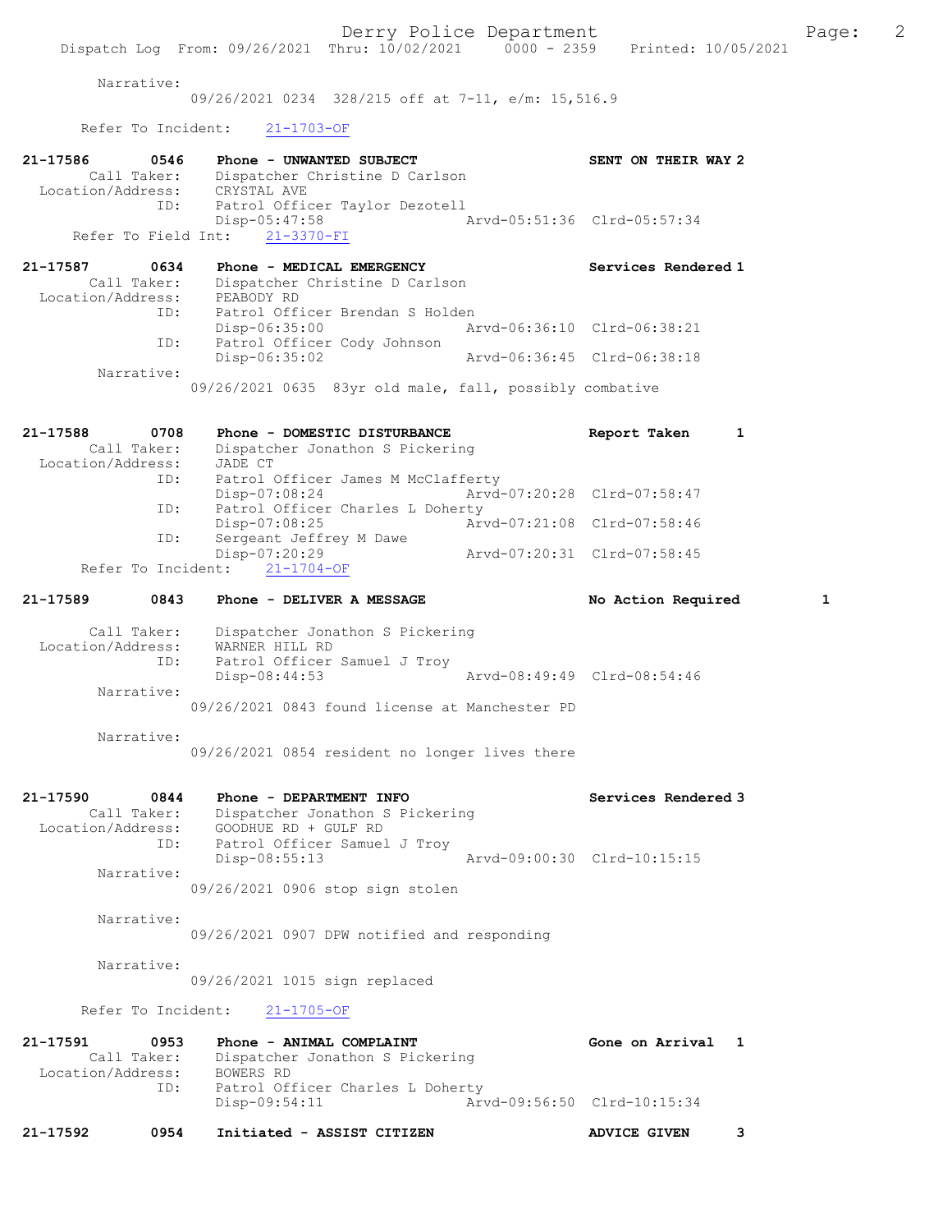Narrative:
09/26/2021 0234 328/215 off at 7-11, e/m: 15,516.9

Refer To Incident: 21-1703-OF

21-17586 0546 Phone - UNWANTED SUBJECT SENT ON THEIR WAY 2
Call Taker: Dispatcher Christine D Carlson
Location/Address: CRYSTAL AVE
ID: Patrol Officer Taylor Dezotell
Disp-05:47:58 Arvd-05:51:36 Clrd-05:57:34
Refer To Field Int: 21-3370-FI

21-17587 0634 Phone - MEDICAL EMERGENCY Services Rendered 1
Call Taker: Dispatcher Christine D Carlson
Location/Address: PEABODY RD
ID: Patrol Officer Brendan S Holden
Disp-06:35:00 Arvd-06:36:10 Clrd-06:38:21
ID: Patrol Officer Cody Johnson
Disp-06:35:02 Arvd-06:36:45 Clrd-06:38:18
Narrative:
09/26/2021 0635 83yr old male, fall, possibly combative

21-17588 0708 Phone - DOMESTIC DISTURBANCE Report Taken 1
Call Taker: Dispatcher Jonathon S Pickering
Location/Address: JADE CT
ID: Patrol Officer James M McClafferty
Disp-07:08:24 Arvd-07:20:28 Clrd-07:58:47
ID: Patrol Officer Charles L Doherty
Disp-07:08:25 Arvd-07:21:08 Clrd-07:58:46
ID: Sergeant Jeffrey M Dawe
Disp-07:20:29 Arvd-07:20:31 Clrd-07:58:45
Refer To Incident: 21-1704-OF

21-17589 0843 Phone - DELIVER A MESSAGE No Action Required 1

Call Taker: Dispatcher Jonathon S Pickering
Location/Address: WARNER HILL RD
ID: Patrol Officer Samuel J Troy
Disp-08:44:53 Arvd-08:49:49 Clrd-08:54:46
Narrative:
09/26/2021 0843 found license at Manchester PD

Narrative:
09/26/2021 0854 resident no longer lives there

21-17590 0844 Phone - DEPARTMENT INFO Services Rendered 3
Call Taker: Dispatcher Jonathon S Pickering
Location/Address: GOODHUE RD + GULF RD
ID: Patrol Officer Samuel J Troy
Disp-08:55:13 Arvd-09:00:30 Clrd-10:15:15
Narrative:
09/26/2021 0906 stop sign stolen

Narrative:
09/26/2021 0907 DPW notified and responding

Narrative:
09/26/2021 1015 sign replaced

Refer To Incident: 21-1705-OF

21-17591 0953 Phone - ANIMAL COMPLAINT Gone on Arrival 1
Call Taker: Dispatcher Jonathon S Pickering
Location/Address: BOWERS RD
ID: Patrol Officer Charles L Doherty
Disp-09:54:11 Arvd-09:56:50 Clrd-10:15:34

21-17592 0954 Initiated - ASSIST CITIZEN ADVICE GIVEN 3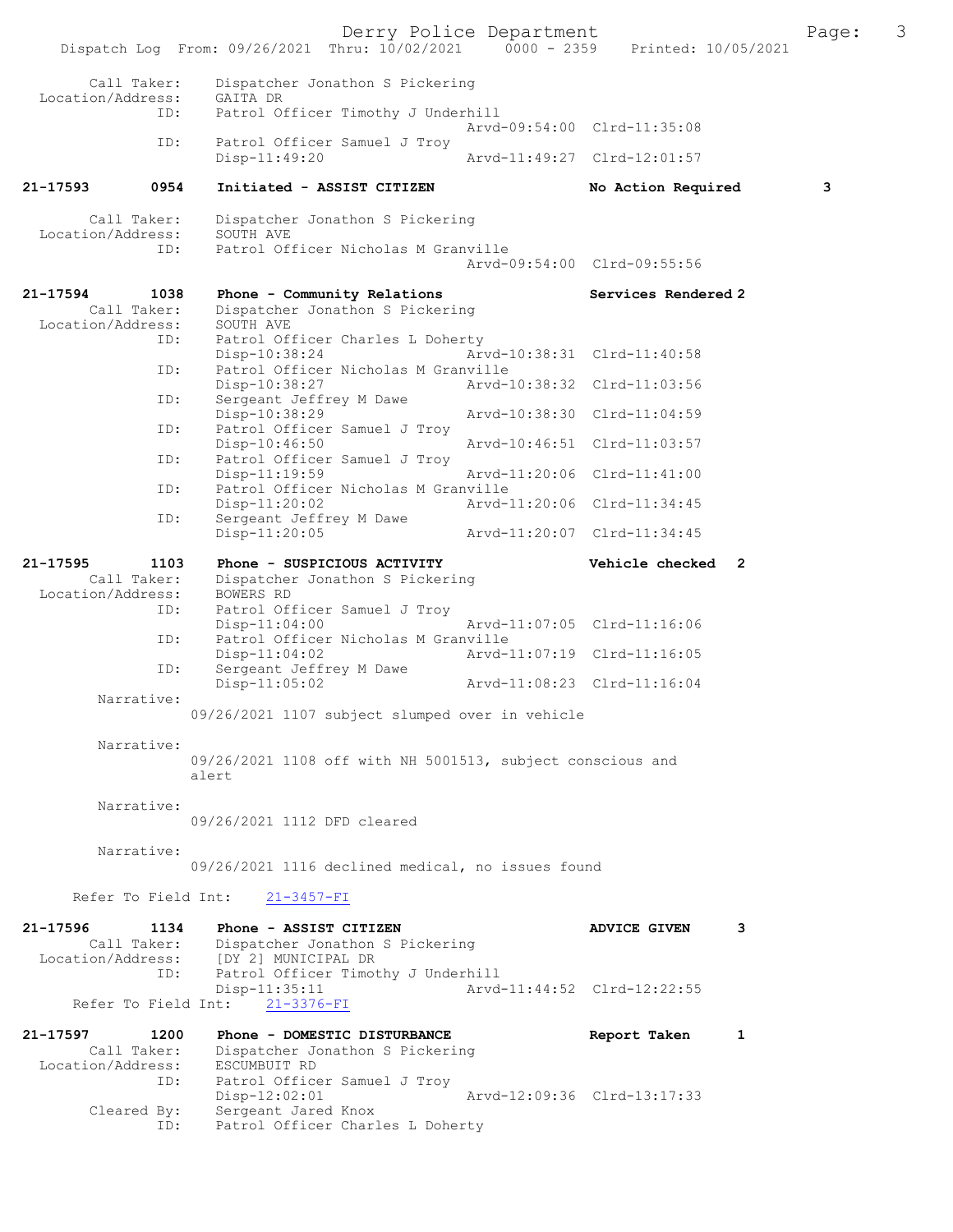Call Taker: Dispatcher Jonathon S Pickering
Location/Address: GAITA DR
ID: Patrol Officer Timothy J Underhill
Arvd-09:54:00 Clrd-11:35:08
ID: Patrol Officer Samuel J Troy
Disp-11:49:20 Arvd-11:49:27 Clrd-12:01:57

**21-17593 0954 Initiated - ASSIST CITIZEN No Action Required 3**

Call Taker: Dispatcher Jonathon S Pickering
Location/Address: SOUTH AVE
ID: Patrol Officer Nicholas M Granville
Arvd-09:54:00 Clrd-09:55:56

**21-17594 1038 Phone - Community Relations Services Rendered 2**

Call Taker: Dispatcher Jonathon S Pickering
Location/Address: SOUTH AVE
ID: Patrol Officer Charles L Doherty
Disp-10:38:24 Arvd-10:38:31 Clrd-11:40:58
ID: Patrol Officer Nicholas M Granville
Disp-10:38:27 Arvd-10:38:32 Clrd-11:03:56
ID: Sergeant Jeffrey M Dawe
Disp-10:38:29 Arvd-10:38:30 Clrd-11:04:59
ID: Patrol Officer Samuel J Troy
Disp-10:46:50 Arvd-10:46:51 Clrd-11:03:57
ID: Patrol Officer Samuel J Troy
Disp-11:19:59 Arvd-11:20:06 Clrd-11:41:00
ID: Patrol Officer Nicholas M Granville
Disp-11:20:02 Arvd-11:20:06 Clrd-11:34:45
ID: Sergeant Jeffrey M Dawe
Disp-11:20:05 Arvd-11:20:07 Clrd-11:34:45

**21-17595 1103 Phone - SUSPICIOUS ACTIVITY Vehicle checked 2**

Call Taker: Dispatcher Jonathon S Pickering
Location/Address: BOWERS RD
ID: Patrol Officer Samuel J Troy
Disp-11:04:00 Arvd-11:07:05 Clrd-11:16:06
ID: Patrol Officer Nicholas M Granville
Disp-11:04:02 Arvd-11:07:19 Clrd-11:16:05
ID: Sergeant Jeffrey M Dawe
Disp-11:05:02 Arvd-11:08:23 Clrd-11:16:04

Narrative:
09/26/2021 1107 subject slumped over in vehicle

Narrative:
09/26/2021 1108 off with NH 5001513, subject conscious and alert

Narrative:
09/26/2021 1112 DFD cleared

Narrative:
09/26/2021 1116 declined medical, no issues found

Refer To Field Int: 21-3457-FI

**21-17596 1134 Phone - ASSIST CITIZEN ADVICE GIVEN 3**

Call Taker: Dispatcher Jonathon S Pickering
Location/Address: [DY 2] MUNICIPAL DR
ID: Patrol Officer Timothy J Underhill
Disp-11:35:11 Arvd-11:44:52 Clrd-12:22:55
Refer To Field Int: 21-3376-FI

**21-17597 1200 Phone - DOMESTIC DISTURBANCE Report Taken 1**

Call Taker: Dispatcher Jonathon S Pickering
Location/Address: ESCUMBUIT RD
ID: Patrol Officer Samuel J Troy
Disp-12:02:01 Arvd-12:09:36 Clrd-13:17:33
Cleared By: Sergeant Jared Knox
ID: Patrol Officer Charles L Doherty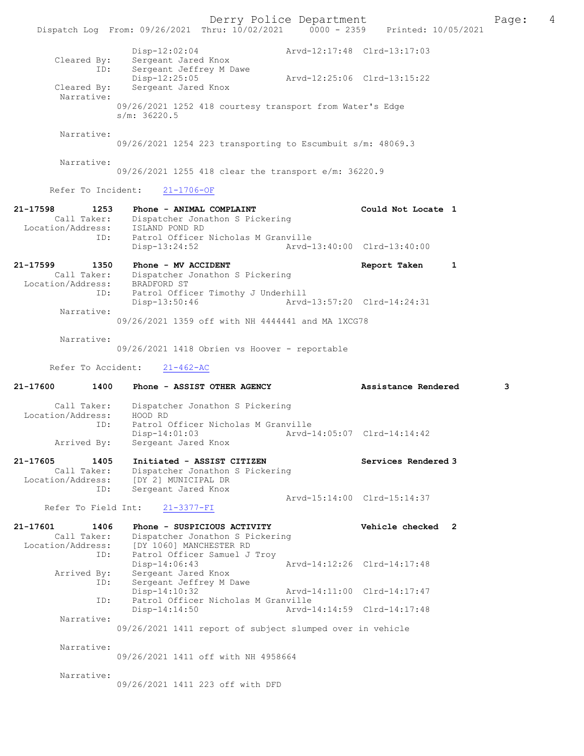```
                Disp-12:02:04                 Arvd-12:17:48  Clrd-13:17:03
     Cleared By:    Sergeant Jared Knox
            ID:     Sergeant Jeffrey M Dawe
                Disp-12:25:05                 Arvd-12:25:06  Clrd-13:15:22
     Cleared By:    Sergeant Jared Knox
      Narrative:
                09/26/2021 1252 418 courtesy transport from Water's Edge
                s/m: 36220.5

      Narrative:
                09/26/2021 1254 223 transporting to Escumbuit s/m: 48069.3

      Narrative:
                09/26/2021 1255 418 clear the transport e/m: 36220.9

      Refer To Incident:    21-1706-OF

21-17598        1253    Phone - ANIMAL COMPLAINT                 Could Not Locate 1
      Call Taker:       Dispatcher Jonathon S Pickering
  Location/Address:     ISLAND POND RD
              ID:       Patrol Officer Nicholas M Granville
                Disp-13:24:52                 Arvd-13:40:00  Clrd-13:40:00

21-17599        1350    Phone - MV ACCIDENT                      Report Taken     1
      Call Taker:       Dispatcher Jonathon S Pickering
  Location/Address:     BRADFORD ST
              ID:       Patrol Officer Timothy J Underhill
                Disp-13:50:46                 Arvd-13:57:20  Clrd-14:24:31
      Narrative:
                09/26/2021 1359 off with NH 4444441 and MA 1XCG78

      Narrative:
                09/26/2021 1418 Obrien vs Hoover - reportable

      Refer To Accident:    21-462-AC

21-17600        1400    Phone - ASSIST OTHER AGENCY              Assistance Rendered        3

      Call Taker:       Dispatcher Jonathon S Pickering
  Location/Address:     HOOD RD
              ID:       Patrol Officer Nicholas M Granville
                Disp-14:01:03                 Arvd-14:05:07  Clrd-14:14:42
      Arrived By:       Sergeant Jared Knox

21-17605        1405    Initiated - ASSIST CITIZEN               Services Rendered 3
      Call Taker:       Dispatcher Jonathon S Pickering
  Location/Address:     [DY 2] MUNICIPAL DR
              ID:       Sergeant Jared Knox
                                              Arvd-15:14:00  Clrd-15:14:37
    Refer To Field Int:    21-3377-FI

21-17601        1406    Phone - SUSPICIOUS ACTIVITY              Vehicle checked  2
      Call Taker:       Dispatcher Jonathon S Pickering
  Location/Address:     [DY 1060] MANCHESTER RD
              ID:       Patrol Officer Samuel J Troy
                Disp-14:06:43                 Arvd-14:12:26  Clrd-14:17:48
      Arrived By:       Sergeant Jared Knox
              ID:       Sergeant Jeffrey M Dawe
                Disp-14:10:32                 Arvd-14:11:00  Clrd-14:17:47
              ID:       Patrol Officer Nicholas M Granville
                Disp-14:14:50                 Arvd-14:14:59  Clrd-14:17:48
      Narrative:
                09/26/2021 1411 report of subject slumped over in vehicle

      Narrative:
                09/26/2021 1411 off with NH 4958664

      Narrative:
                09/26/2021 1411 223 off with DFD
```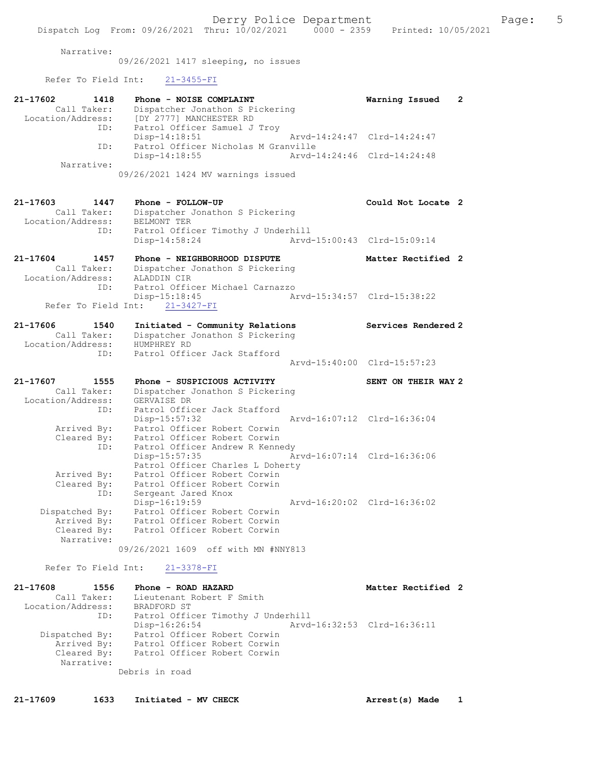Narrative:
09/26/2021 1417 sleeping, no issues

Refer To Field Int: 21-3455-FI

```
21-17602        1418    Phone - NOISE COMPLAINT                        Warning Issued    2
        Call Taker:     Dispatcher Jonathon S Pickering
  Location/Address:     [DY 2777] MANCHESTER RD
                ID:     Patrol Officer Samuel J Troy
                        Disp-14:18:51                 Arvd-14:24:47  Clrd-14:24:47
                ID:     Patrol Officer Nicholas M Granville
                        Disp-14:18:55                 Arvd-14:24:46  Clrd-14:24:48
         Narrative:
                      09/26/2021 1424 MV warnings issued

21-17603        1447    Phone - FOLLOW-UP                              Could Not Locate  2
        Call Taker:     Dispatcher Jonathon S Pickering
  Location/Address:     BELMONT TER
                ID:     Patrol Officer Timothy J Underhill
                        Disp-14:58:24                 Arvd-15:00:43  Clrd-15:09:14

21-17604        1457    Phone - NEIGHBORHOOD DISPUTE                   Matter Rectified  2
        Call Taker:     Dispatcher Jonathon S Pickering
  Location/Address:     ALADDIN CIR
                ID:     Patrol Officer Michael Carnazzo
                        Disp-15:18:45                 Arvd-15:34:57  Clrd-15:38:22
     Refer To Field Int:    21-3427-FI

21-17606        1540    Initiated - Community Relations                Services Rendered 2
        Call Taker:     Dispatcher Jonathon S Pickering
  Location/Address:     HUMPHREY RD
                ID:     Patrol Officer Jack Stafford
                                                      Arvd-15:40:00  Clrd-15:57:23

21-17607        1555    Phone - SUSPICIOUS ACTIVITY                    SENT ON THEIR WAY 2
        Call Taker:     Dispatcher Jonathon S Pickering
  Location/Address:     GERVAISE DR
                ID:     Patrol Officer Jack Stafford
                        Disp-15:57:32                 Arvd-16:07:12  Clrd-16:36:04
        Arrived By:     Patrol Officer Robert Corwin
        Cleared By:     Patrol Officer Robert Corwin
                ID:     Patrol Officer Andrew R Kennedy
                        Disp-15:57:35                 Arvd-16:07:14  Clrd-16:36:06
                        Patrol Officer Charles L Doherty
        Arrived By:     Patrol Officer Robert Corwin
        Cleared By:     Patrol Officer Robert Corwin
                ID:     Sergeant Jared Knox
                        Disp-16:19:59                 Arvd-16:20:02  Clrd-16:36:02
     Dispatched By:     Patrol Officer Robert Corwin
        Arrived By:     Patrol Officer Robert Corwin
        Cleared By:     Patrol Officer Robert Corwin
         Narrative:
                      09/26/2021 1609  off with MN #NNY813

     Refer To Field Int:    21-3378-FI

21-17608        1556    Phone - ROAD HAZARD                            Matter Rectified  2
        Call Taker:     Lieutenant Robert F Smith
  Location/Address:     BRADFORD ST
                ID:     Patrol Officer Timothy J Underhill
                        Disp-16:26:54                 Arvd-16:32:53  Clrd-16:36:11
     Dispatched By:     Patrol Officer Robert Corwin
        Arrived By:     Patrol Officer Robert Corwin
        Cleared By:     Patrol Officer Robert Corwin
         Narrative:
                      Debris in road

21-17609        1633    Initiated - MV CHECK                           Arrest(s) Made    1
```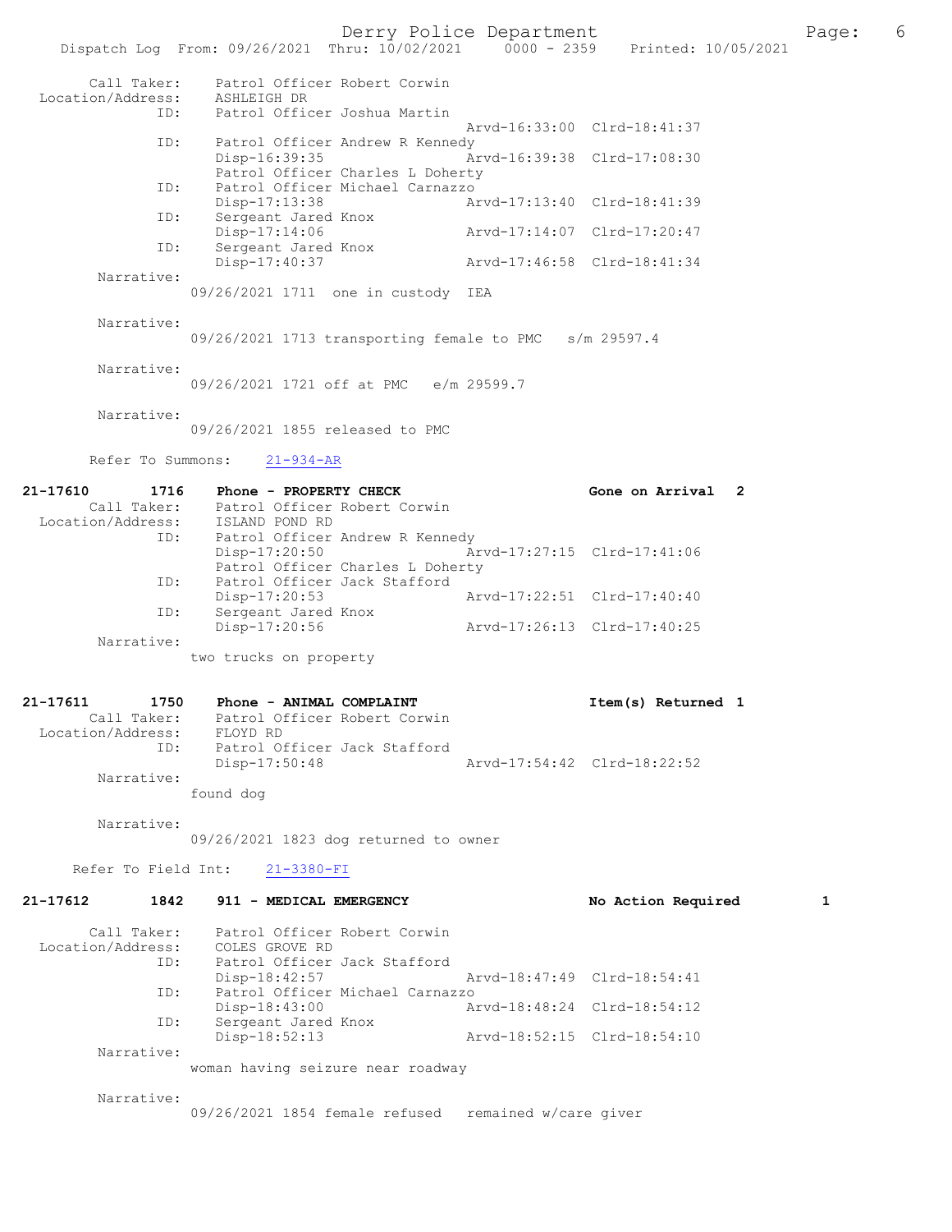Call Taker: Patrol Officer Robert Corwin
Location/Address: ASHLEIGH DR
ID: Patrol Officer Joshua Martin
Arvd-16:33:00 Clrd-18:41:37
ID: Patrol Officer Andrew R Kennedy
Disp-16:39:35 Arvd-16:39:38 Clrd-17:08:30
Patrol Officer Charles L Doherty
ID: Patrol Officer Michael Carnazzo
Disp-17:13:38 Arvd-17:13:40 Clrd-18:41:39
ID: Sergeant Jared Knox
Disp-17:14:06 Arvd-17:14:07 Clrd-17:20:47
ID: Sergeant Jared Knox
Disp-17:40:37 Arvd-17:46:58 Clrd-18:41:34

Narrative:
09/26/2021 1711 one in custody IEA

Narrative:
09/26/2021 1713 transporting female to PMC s/m 29597.4

Narrative:
09/26/2021 1721 off at PMC e/m 29599.7

Narrative:
09/26/2021 1855 released to PMC

Refer To Summons: 21-934-AR

**21-17610 1716 Phone - PROPERTY CHECK Gone on Arrival 2**

Call Taker: Patrol Officer Robert Corwin
Location/Address: ISLAND POND RD
ID: Patrol Officer Andrew R Kennedy
Disp-17:20:50 Arvd-17:27:15 Clrd-17:41:06
Patrol Officer Charles L Doherty
ID: Patrol Officer Jack Stafford
Disp-17:20:53 Arvd-17:22:51 Clrd-17:40:40
ID: Sergeant Jared Knox
Disp-17:20:56 Arvd-17:26:13 Clrd-17:40:25

Narrative:
two trucks on property

**21-17611 1750 Phone - ANIMAL COMPLAINT Item(s) Returned 1**

Call Taker: Patrol Officer Robert Corwin
Location/Address: FLOYD RD
ID: Patrol Officer Jack Stafford
Disp-17:50:48 Arvd-17:54:42 Clrd-18:22:52

Narrative:
found dog

Narrative:
09/26/2021 1823 dog returned to owner

Refer To Field Int: 21-3380-FI

**21-17612 1842 911 - MEDICAL EMERGENCY No Action Required 1**

Call Taker: Patrol Officer Robert Corwin
Location/Address: COLES GROVE RD
ID: Patrol Officer Jack Stafford
Disp-18:42:57 Arvd-18:47:49 Clrd-18:54:41
ID: Patrol Officer Michael Carnazzo
Disp-18:43:00 Arvd-18:48:24 Clrd-18:54:12
ID: Sergeant Jared Knox
Disp-18:52:13 Arvd-18:52:15 Clrd-18:54:10

Narrative:
woman having seizure near roadway

Narrative:
09/26/2021 1854 female refused remained w/care giver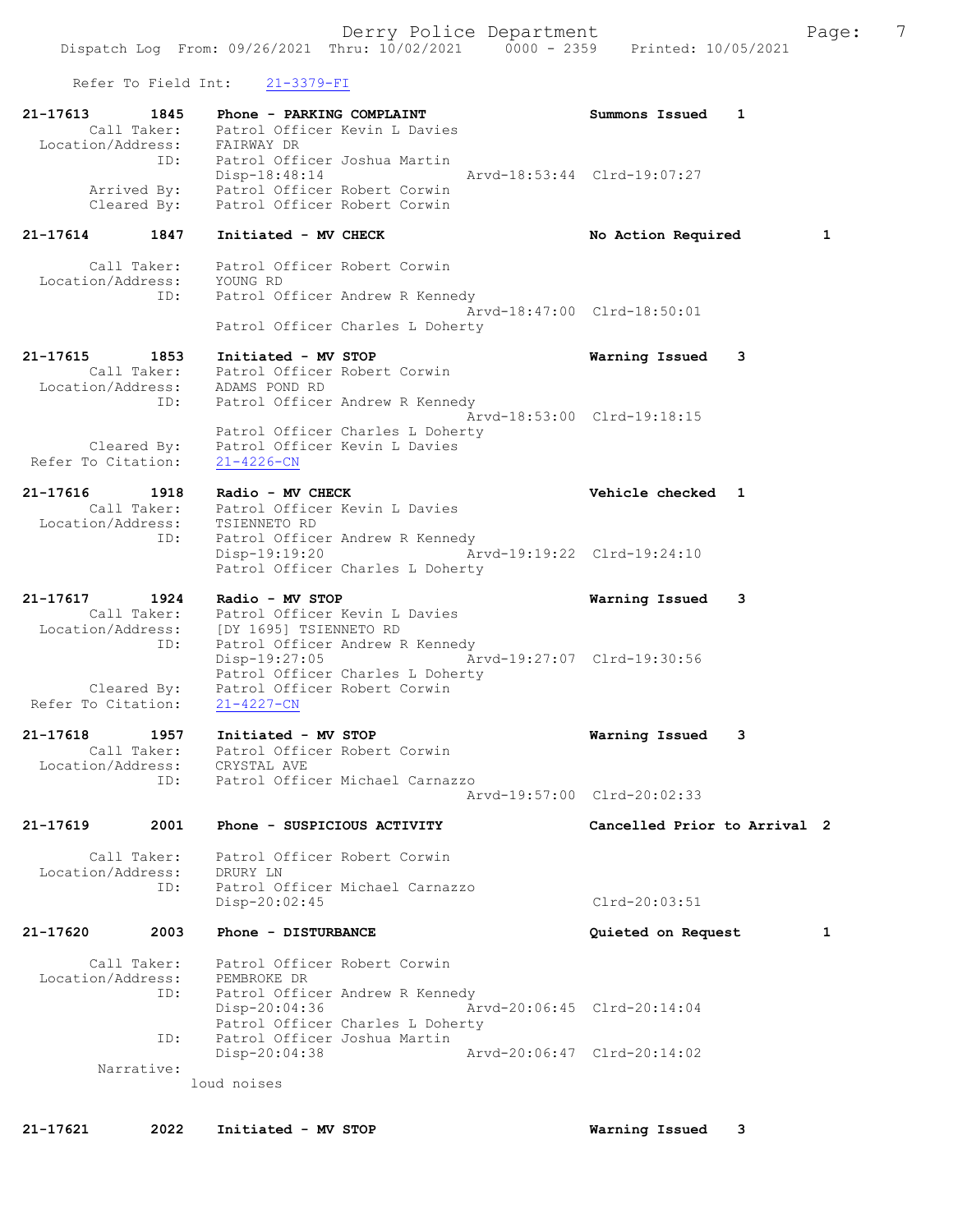Refer To Field Int: 21-3379-FI

```
21-17613        1845    Phone - PARKING COMPLAINT                   Summons Issued    1
        Call Taker:     Patrol Officer Kevin L Davies
  Location/Address:     FAIRWAY DR
                ID:     Patrol Officer Joshua Martin
                        Disp-18:48:14              Arvd-18:53:44  Clrd-19:07:27
        Arrived By:     Patrol Officer Robert Corwin
        Cleared By:     Patrol Officer Robert Corwin

21-17614        1847    Initiated - MV CHECK                        No Action Required         1

        Call Taker:     Patrol Officer Robert Corwin
  Location/Address:     YOUNG RD
                ID:     Patrol Officer Andrew R Kennedy
                                                   Arvd-18:47:00  Clrd-18:50:01
                        Patrol Officer Charles L Doherty

21-17615        1853    Initiated - MV STOP                         Warning Issued    3
        Call Taker:     Patrol Officer Robert Corwin
  Location/Address:     ADAMS POND RD
                ID:     Patrol Officer Andrew R Kennedy
                                                   Arvd-18:53:00  Clrd-19:18:15
                        Patrol Officer Charles L Doherty
        Cleared By:     Patrol Officer Kevin L Davies
 Refer To Citation:     21-4226-CN

21-17616        1918    Radio - MV CHECK                            Vehicle checked   1
        Call Taker:     Patrol Officer Kevin L Davies
  Location/Address:     TSIENNETO RD
                ID:     Patrol Officer Andrew R Kennedy
                        Disp-19:19:20              Arvd-19:19:22  Clrd-19:24:10
                        Patrol Officer Charles L Doherty

21-17617        1924    Radio - MV STOP                             Warning Issued    3
        Call Taker:     Patrol Officer Kevin L Davies
  Location/Address:     [DY 1695] TSIENNETO RD
                ID:     Patrol Officer Andrew R Kennedy
                        Disp-19:27:05              Arvd-19:27:07  Clrd-19:30:56
                        Patrol Officer Charles L Doherty
        Cleared By:     Patrol Officer Robert Corwin
 Refer To Citation:     21-4227-CN

21-17618        1957    Initiated - MV STOP                         Warning Issued    3
        Call Taker:     Patrol Officer Robert Corwin
  Location/Address:     CRYSTAL AVE
                ID:     Patrol Officer Michael Carnazzo
                                                   Arvd-19:57:00  Clrd-20:02:33

21-17619        2001    Phone - SUSPICIOUS ACTIVITY                 Cancelled Prior to Arrival  2

        Call Taker:     Patrol Officer Robert Corwin
  Location/Address:     DRURY LN
                ID:     Patrol Officer Michael Carnazzo
                        Disp-20:02:45                             Clrd-20:03:51

21-17620        2003    Phone - DISTURBANCE                         Quieted on Request         1

        Call Taker:     Patrol Officer Robert Corwin
  Location/Address:     PEMBROKE DR
                ID:     Patrol Officer Andrew R Kennedy
                        Disp-20:04:36              Arvd-20:06:45  Clrd-20:14:04
                        Patrol Officer Charles L Doherty
                ID:     Patrol Officer Joshua Martin
                        Disp-20:04:38              Arvd-20:06:47  Clrd-20:14:02
         Narrative:
                      loud noises

21-17621        2022    Initiated - MV STOP                         Warning Issued    3
```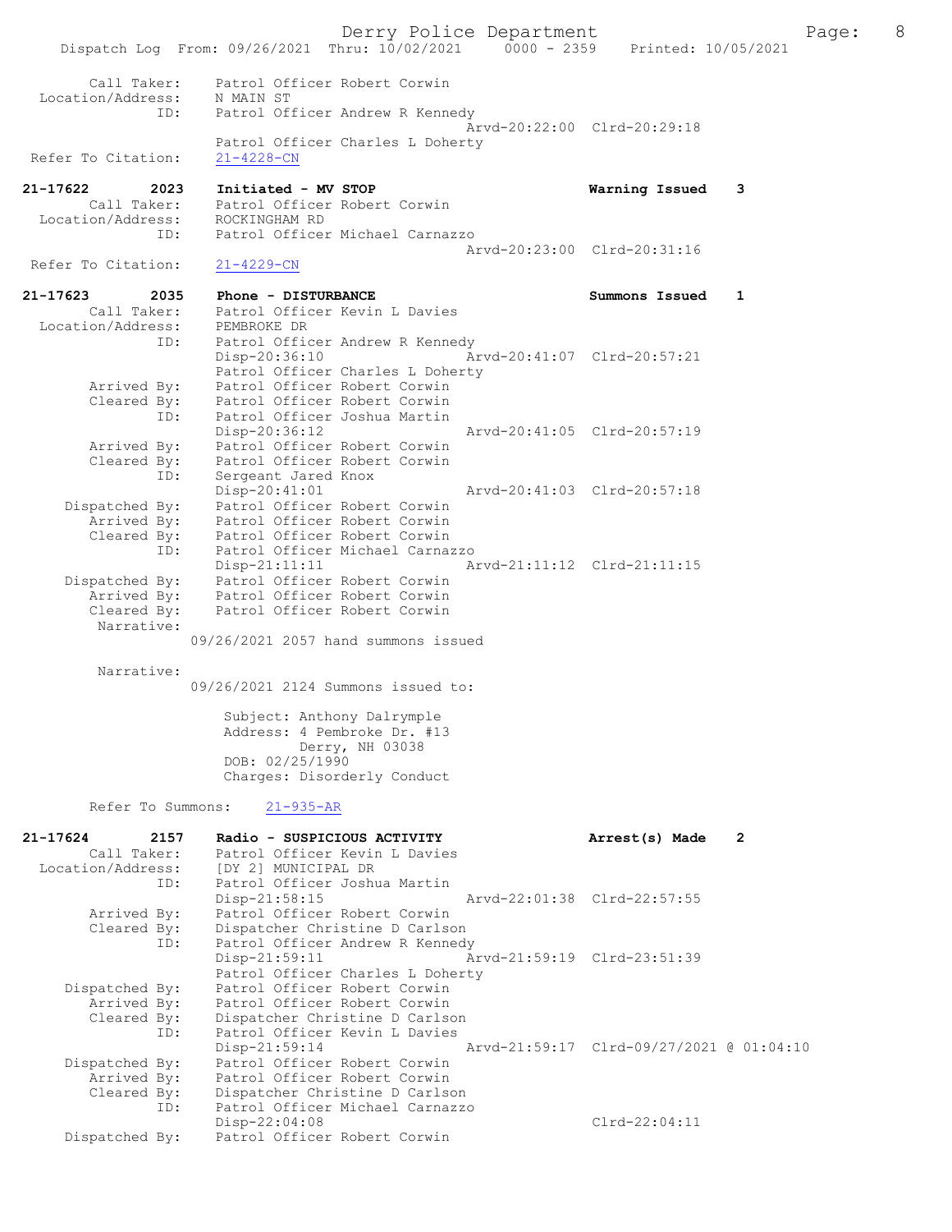```
        Call Taker:     Patrol Officer Robert Corwin
  Location/Address:     N MAIN ST
                ID:     Patrol Officer Andrew R Kennedy
                                                   Arvd-20:22:00  Clrd-20:29:18
                        Patrol Officer Charles L Doherty
  Refer To Citation:    21-4228-CN

21-17622        2023    Initiated - MV STOP                        Warning Issued    3
        Call Taker:     Patrol Officer Robert Corwin
  Location/Address:     ROCKINGHAM RD
                ID:     Patrol Officer Michael Carnazzo
                                                   Arvd-20:23:00  Clrd-20:31:16
  Refer To Citation:    21-4229-CN

21-17623        2035    Phone - DISTURBANCE                        Summons Issued    1
        Call Taker:     Patrol Officer Kevin L Davies
  Location/Address:     PEMBROKE DR
                ID:     Patrol Officer Andrew R Kennedy
                        Disp-20:36:10              Arvd-20:41:07  Clrd-20:57:21
                        Patrol Officer Charles L Doherty
        Arrived By:     Patrol Officer Robert Corwin
        Cleared By:     Patrol Officer Robert Corwin
                ID:     Patrol Officer Joshua Martin
                        Disp-20:36:12              Arvd-20:41:05  Clrd-20:57:19
        Arrived By:     Patrol Officer Robert Corwin
        Cleared By:     Patrol Officer Robert Corwin
                ID:     Sergeant Jared Knox
                        Disp-20:41:01              Arvd-20:41:03  Clrd-20:57:18
     Dispatched By:     Patrol Officer Robert Corwin
        Arrived By:     Patrol Officer Robert Corwin
        Cleared By:     Patrol Officer Robert Corwin
                ID:     Patrol Officer Michael Carnazzo
                        Disp-21:11:11              Arvd-21:11:12  Clrd-21:11:15
     Dispatched By:     Patrol Officer Robert Corwin
        Arrived By:     Patrol Officer Robert Corwin
        Cleared By:     Patrol Officer Robert Corwin
         Narrative:
                    09/26/2021 2057 hand summons issued

         Narrative:
                    09/26/2021 2124 Summons issued to:

                         Subject: Anthony Dalrymple
                         Address: 4 Pembroke Dr. #13
                                  Derry, NH 03038
                         DOB: 02/25/1990
                         Charges: Disorderly Conduct

        Refer To Summons:    21-935-AR

21-17624        2157    Radio - SUSPICIOUS ACTIVITY                Arrest(s) Made    2
        Call Taker:     Patrol Officer Kevin L Davies
  Location/Address:     [DY 2] MUNICIPAL DR
                ID:     Patrol Officer Joshua Martin
                        Disp-21:58:15              Arvd-22:01:38  Clrd-22:57:55
        Arrived By:     Patrol Officer Robert Corwin
        Cleared By:     Dispatcher Christine D Carlson
                ID:     Patrol Officer Andrew R Kennedy
                        Disp-21:59:11              Arvd-21:59:19  Clrd-23:51:39
                        Patrol Officer Charles L Doherty
     Dispatched By:     Patrol Officer Robert Corwin
        Arrived By:     Patrol Officer Robert Corwin
        Cleared By:     Dispatcher Christine D Carlson
                ID:     Patrol Officer Kevin L Davies
                        Disp-21:59:14              Arvd-21:59:17  Clrd-09/27/2021 @ 01:04:10
     Dispatched By:     Patrol Officer Robert Corwin
        Arrived By:     Patrol Officer Robert Corwin
        Cleared By:     Dispatcher Christine D Carlson
                ID:     Patrol Officer Michael Carnazzo
                        Disp-22:04:08                             Clrd-22:04:11
     Dispatched By:     Patrol Officer Robert Corwin
```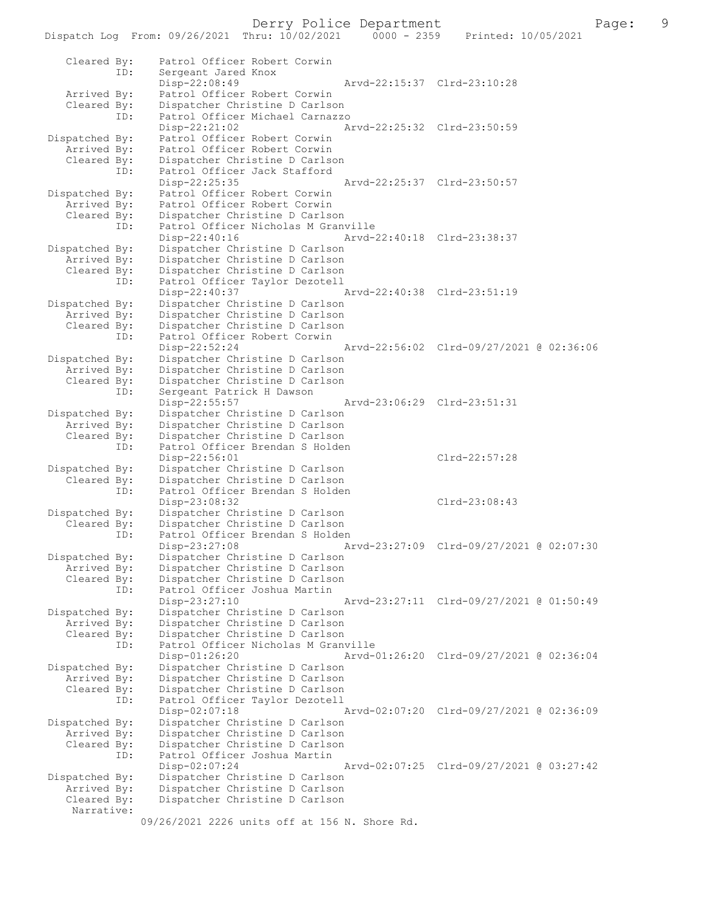```
Cleared By:     Patrol Officer Robert Corwin
        ID:     Sergeant Jared Knox
                Disp-22:08:49                  Arvd-22:15:37  Clrd-23:10:28
   Arrived By:  Patrol Officer Robert Corwin
   Cleared By:  Dispatcher Christine D Carlson
        ID:     Patrol Officer Michael Carnazzo
                Disp-22:21:02                  Arvd-22:25:32  Clrd-23:50:59
Dispatched By:  Patrol Officer Robert Corwin
   Arrived By:  Patrol Officer Robert Corwin
   Cleared By:  Dispatcher Christine D Carlson
        ID:     Patrol Officer Jack Stafford
                Disp-22:25:35                  Arvd-22:25:37  Clrd-23:50:57
Dispatched By:  Patrol Officer Robert Corwin
   Arrived By:  Patrol Officer Robert Corwin
   Cleared By:  Dispatcher Christine D Carlson
        ID:     Patrol Officer Nicholas M Granville
                Disp-22:40:16                  Arvd-22:40:18  Clrd-23:38:37
Dispatched By:  Dispatcher Christine D Carlson
   Arrived By:  Dispatcher Christine D Carlson
   Cleared By:  Dispatcher Christine D Carlson
        ID:     Patrol Officer Taylor Dezotell
                Disp-22:40:37                  Arvd-22:40:38  Clrd-23:51:19
Dispatched By:  Dispatcher Christine D Carlson
   Arrived By:  Dispatcher Christine D Carlson
   Cleared By:  Dispatcher Christine D Carlson
        ID:     Patrol Officer Robert Corwin
                Disp-22:52:24                  Arvd-22:56:02  Clrd-09/27/2021 @ 02:36:06
Dispatched By:  Dispatcher Christine D Carlson
   Arrived By:  Dispatcher Christine D Carlson
   Cleared By:  Dispatcher Christine D Carlson
        ID:     Sergeant Patrick H Dawson
                Disp-22:55:57                  Arvd-23:06:29  Clrd-23:51:31
Dispatched By:  Dispatcher Christine D Carlson
   Arrived By:  Dispatcher Christine D Carlson
   Cleared By:  Dispatcher Christine D Carlson
        ID:     Patrol Officer Brendan S Holden
                Disp-22:56:01                                 Clrd-22:57:28
Dispatched By:  Dispatcher Christine D Carlson
   Cleared By:  Dispatcher Christine D Carlson
        ID:     Patrol Officer Brendan S Holden
                Disp-23:08:32                                 Clrd-23:08:43
Dispatched By:  Dispatcher Christine D Carlson
   Cleared By:  Dispatcher Christine D Carlson
        ID:     Patrol Officer Brendan S Holden
                Disp-23:27:08                  Arvd-23:27:09  Clrd-09/27/2021 @ 02:07:30
Dispatched By:  Dispatcher Christine D Carlson
   Arrived By:  Dispatcher Christine D Carlson
   Cleared By:  Dispatcher Christine D Carlson
        ID:     Patrol Officer Joshua Martin
                Disp-23:27:10                  Arvd-23:27:11  Clrd-09/27/2021 @ 01:50:49
Dispatched By:  Dispatcher Christine D Carlson
   Arrived By:  Dispatcher Christine D Carlson
   Cleared By:  Dispatcher Christine D Carlson
        ID:     Patrol Officer Nicholas M Granville
                Disp-01:26:20                  Arvd-01:26:20  Clrd-09/27/2021 @ 02:36:04
Dispatched By:  Dispatcher Christine D Carlson
   Arrived By:  Dispatcher Christine D Carlson
   Cleared By:  Dispatcher Christine D Carlson
        ID:     Patrol Officer Taylor Dezotell
                Disp-02:07:18                  Arvd-02:07:20  Clrd-09/27/2021 @ 02:36:09
Dispatched By:  Dispatcher Christine D Carlson
   Arrived By:  Dispatcher Christine D Carlson
   Cleared By:  Dispatcher Christine D Carlson
        ID:     Patrol Officer Joshua Martin
                Disp-02:07:24                  Arvd-02:07:25  Clrd-09/27/2021 @ 03:27:42
Dispatched By:  Dispatcher Christine D Carlson
   Arrived By:  Dispatcher Christine D Carlson
   Cleared By:  Dispatcher Christine D Carlson
   Narrative:
                09/26/2021 2226 units off at 156 N. Shore Rd.
```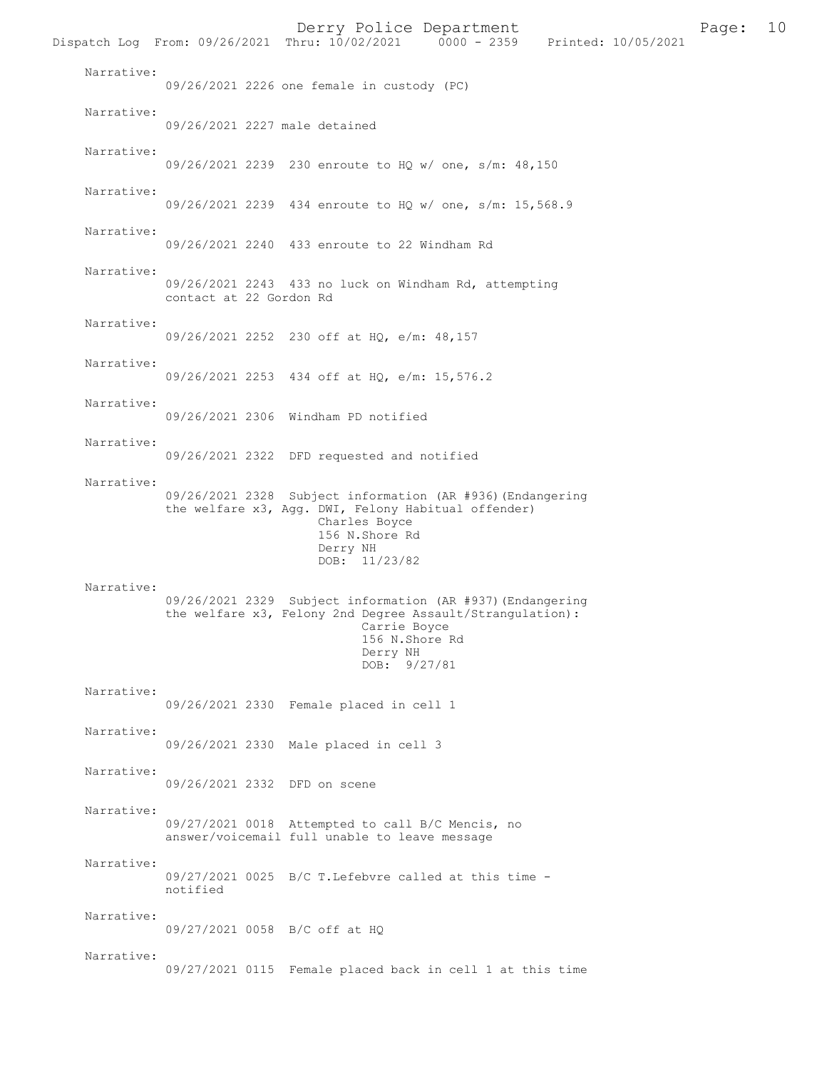Narrative:
09/26/2021 2226 one female in custody (PC)

Narrative:
09/26/2021 2227 male detained

Narrative:
09/26/2021 2239 230 enroute to HQ w/ one, s/m: 48,150

Narrative:
09/26/2021 2239 434 enroute to HQ w/ one, s/m: 15,568.9

Narrative:
09/26/2021 2240 433 enroute to 22 Windham Rd

Narrative:
09/26/2021 2243 433 no luck on Windham Rd, attempting contact at 22 Gordon Rd

Narrative:
09/26/2021 2252 230 off at HQ, e/m: 48,157

Narrative:
09/26/2021 2253 434 off at HQ, e/m: 15,576.2

Narrative:
09/26/2021 2306 Windham PD notified

Narrative:
09/26/2021 2322 DFD requested and notified

Narrative:
09/26/2021 2328 Subject information (AR #936)(Endangering the welfare x3, Agg. DWI, Felony Habitual offender)
Charles Boyce
156 N.Shore Rd
Derry NH
DOB: 11/23/82

Narrative:
09/26/2021 2329 Subject information (AR #937)(Endangering the welfare x3, Felony 2nd Degree Assault/Strangulation):
Carrie Boyce
156 N.Shore Rd
Derry NH
DOB: 9/27/81

Narrative:
09/26/2021 2330 Female placed in cell 1

Narrative:
09/26/2021 2330 Male placed in cell 3

Narrative:
09/26/2021 2332 DFD on scene

Narrative:
09/27/2021 0018 Attempted to call B/C Mencis, no answer/voicemail full unable to leave message

Narrative:
09/27/2021 0025 B/C T.Lefebvre called at this time - notified

Narrative:
09/27/2021 0058 B/C off at HQ

Narrative:
09/27/2021 0115 Female placed back in cell 1 at this time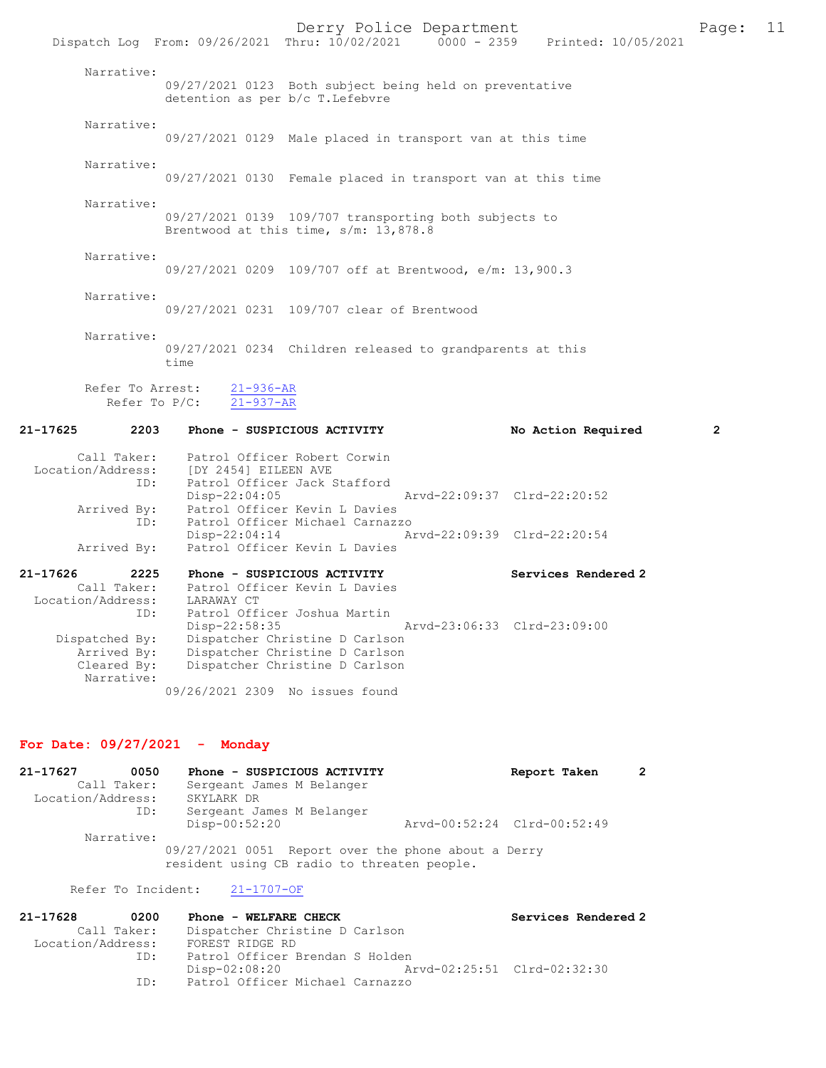Narrative:
09/27/2021 0123 Both subject being held on preventative detention as per b/c T.Lefebvre

Narrative:
09/27/2021 0129 Male placed in transport van at this time

Narrative:
09/27/2021 0130 Female placed in transport van at this time

Narrative:
09/27/2021 0139 109/707 transporting both subjects to Brentwood at this time, s/m: 13,878.8

Narrative:
09/27/2021 0209 109/707 off at Brentwood, e/m: 13,900.3

Narrative:
09/27/2021 0231 109/707 clear of Brentwood

Narrative:
09/27/2021 0234 Children released to grandparents at this time

Refer To Arrest: 21-936-AR
Refer To P/C: 21-937-AR

**21-17625 2203 Phone - SUSPICIOUS ACTIVITY — No Action Required 2**

Call Taker: Patrol Officer Robert Corwin
Location/Address: [DY 2454] EILEEN AVE
ID: Patrol Officer Jack Stafford
Disp-22:04:05 Arvd-22:09:37 Clrd-22:20:52
Arrived By: Patrol Officer Kevin L Davies
ID: Patrol Officer Michael Carnazzo
Disp-22:04:14 Arvd-22:09:39 Clrd-22:20:54
Arrived By: Patrol Officer Kevin L Davies

**21-17626 2225 Phone - SUSPICIOUS ACTIVITY — Services Rendered 2**

Call Taker: Patrol Officer Kevin L Davies
Location/Address: LARAWAY CT
ID: Patrol Officer Joshua Martin
Disp-22:58:35 Arvd-23:06:33 Clrd-23:09:00
Dispatched By: Dispatcher Christine D Carlson
Arrived By: Dispatcher Christine D Carlson
Cleared By: Dispatcher Christine D Carlson
Narrative:
09/26/2021 2309 No issues found

## For Date: 09/27/2021 - Monday

**21-17627 0050 Phone - SUSPICIOUS ACTIVITY — Report Taken 2**

Call Taker: Sergeant James M Belanger
Location/Address: SKYLARK DR
ID: Sergeant James M Belanger
Disp-00:52:20 Arvd-00:52:24 Clrd-00:52:49
Narrative:
09/27/2021 0051 Report over the phone about a Derry resident using CB radio to threaten people.

Refer To Incident: 21-1707-OF

**21-17628 0200 Phone - WELFARE CHECK — Services Rendered 2**

Call Taker: Dispatcher Christine D Carlson
Location/Address: FOREST RIDGE RD
ID: Patrol Officer Brendan S Holden
Disp-02:08:20 Arvd-02:25:51 Clrd-02:32:30
ID: Patrol Officer Michael Carnazzo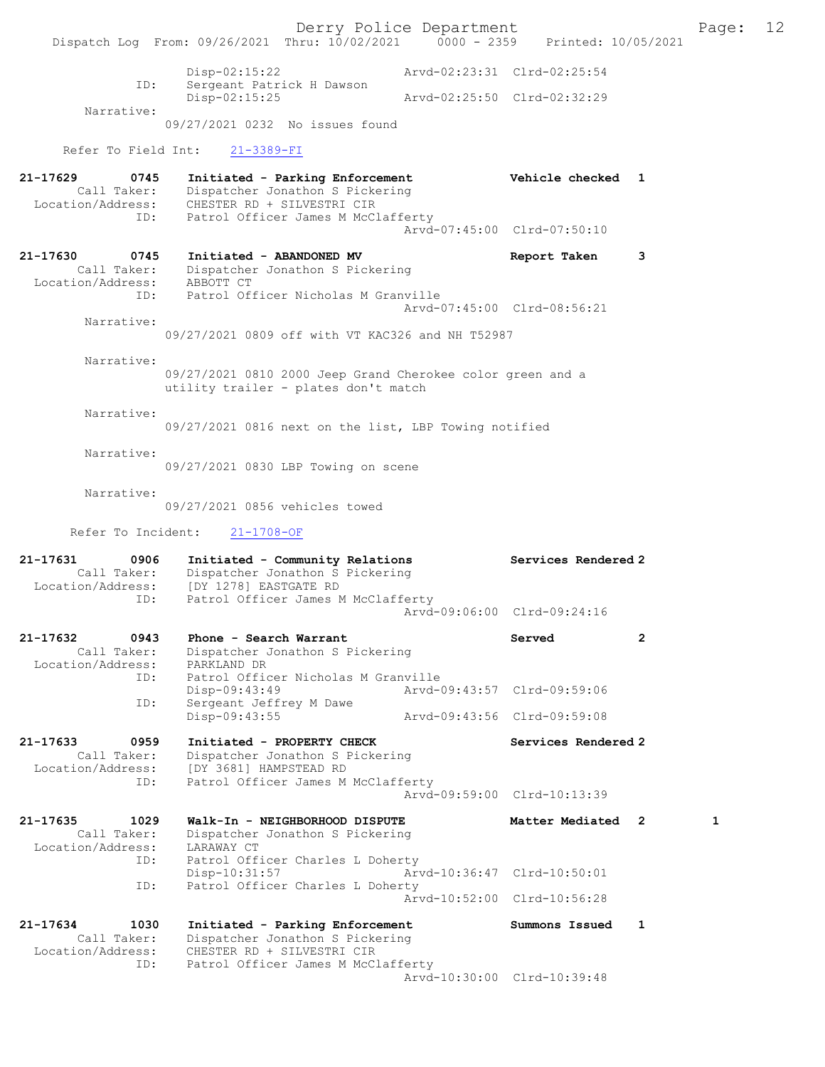```
            Disp-02:15:22                    Arvd-02:23:31  Clrd-02:25:54
        ID: Sergeant Patrick H Dawson
            Disp-02:15:25                    Arvd-02:25:50  Clrd-02:32:29
 Narrative:
            09/27/2021 0232  No issues found

 Refer To Field Int:   21-3389-FI

21-17629      0745   Initiated - Parking Enforcement          Vehicle checked  1
       Call Taker:   Dispatcher Jonathon S Pickering
 Location/Address:   CHESTER RD + SILVESTRI CIR
               ID:   Patrol Officer James M McClafferty
                                             Arvd-07:45:00  Clrd-07:50:10

21-17630      0745   Initiated - ABANDONED MV                 Report Taken     3
       Call Taker:   Dispatcher Jonathon S Pickering
 Location/Address:   ABBOTT CT
               ID:   Patrol Officer Nicholas M Granville
                                             Arvd-07:45:00  Clrd-08:56:21
        Narrative:
            09/27/2021 0809 off with VT KAC326 and NH T52987

        Narrative:
            09/27/2021 0810 2000 Jeep Grand Cherokee color green and a
            utility trailer - plates don't match

        Narrative:
            09/27/2021 0816 next on the list, LBP Towing notified

        Narrative:
            09/27/2021 0830 LBP Towing on scene

        Narrative:
            09/27/2021 0856 vehicles towed

 Refer To Incident:   21-1708-OF

21-17631      0906   Initiated - Community Relations          Services Rendered 2
       Call Taker:   Dispatcher Jonathon S Pickering
 Location/Address:   [DY 1278] EASTGATE RD
               ID:   Patrol Officer James M McClafferty
                                             Arvd-09:06:00  Clrd-09:24:16

21-17632      0943   Phone - Search Warrant                   Served           2
       Call Taker:   Dispatcher Jonathon S Pickering
 Location/Address:   PARKLAND DR
               ID:   Patrol Officer Nicholas M Granville
                     Disp-09:43:49           Arvd-09:43:57  Clrd-09:59:06
               ID:   Sergeant Jeffrey M Dawe
                     Disp-09:43:55           Arvd-09:43:56  Clrd-09:59:08

21-17633      0959   Initiated - PROPERTY CHECK               Services Rendered 2
       Call Taker:   Dispatcher Jonathon S Pickering
 Location/Address:   [DY 3681] HAMPSTEAD RD
               ID:   Patrol Officer James M McClafferty
                                             Arvd-09:59:00  Clrd-10:13:39

21-17635      1029   Walk-In - NEIGHBORHOOD DISPUTE           Matter Mediated  2        1
       Call Taker:   Dispatcher Jonathon S Pickering
 Location/Address:   LARAWAY CT
               ID:   Patrol Officer Charles L Doherty
                     Disp-10:31:57           Arvd-10:36:47  Clrd-10:50:01
               ID:   Patrol Officer Charles L Doherty
                                             Arvd-10:52:00  Clrd-10:56:28

21-17634      1030   Initiated - Parking Enforcement          Summons Issued   1
       Call Taker:   Dispatcher Jonathon S Pickering
 Location/Address:   CHESTER RD + SILVESTRI CIR
               ID:   Patrol Officer James M McClafferty
                                             Arvd-10:30:00  Clrd-10:39:48
```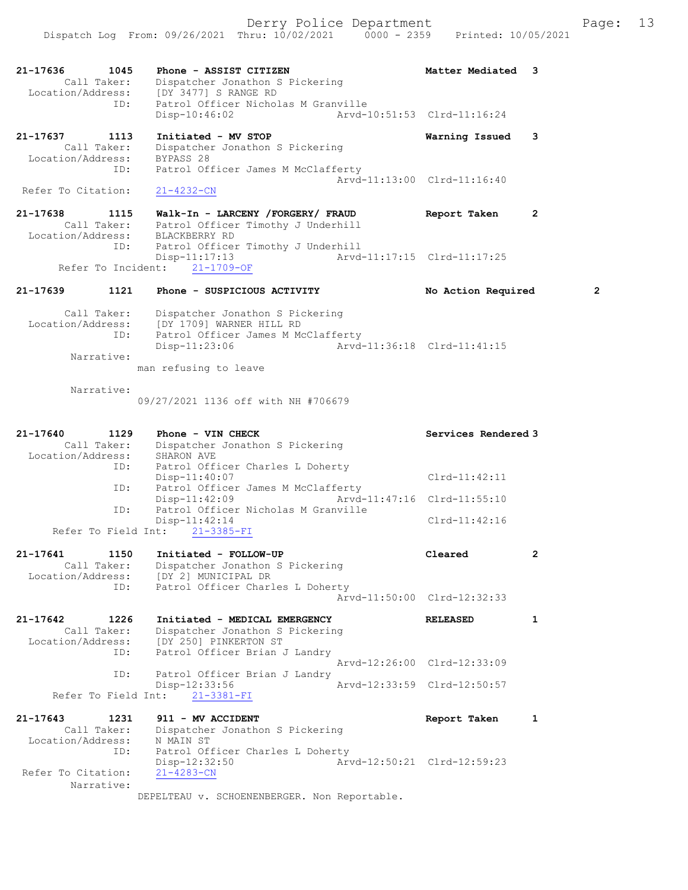21-17636 1045 Phone - ASSIST CITIZEN Matter Mediated 3
Call Taker: Dispatcher Jonathon S Pickering
Location/Address: [DY 3477] S RANGE RD
ID: Patrol Officer Nicholas M Granville
Disp-10:46:02 Arvd-10:51:53 Clrd-11:16:24

21-17637 1113 Initiated - MV STOP Warning Issued 3
Call Taker: Dispatcher Jonathon S Pickering
Location/Address: BYPASS 28
ID: Patrol Officer James M McClafferty
Arvd-11:13:00 Clrd-11:16:40
Refer To Citation: 21-4232-CN

21-17638 1115 Walk-In - LARCENY /FORGERY/ FRAUD Report Taken 2
Call Taker: Patrol Officer Timothy J Underhill
Location/Address: BLACKBERRY RD
ID: Patrol Officer Timothy J Underhill
Disp-11:17:13 Arvd-11:17:15 Clrd-11:17:25
Refer To Incident: 21-1709-OF

21-17639 1121 Phone - SUSPICIOUS ACTIVITY No Action Required 2
Call Taker: Dispatcher Jonathon S Pickering
Location/Address: [DY 1709] WARNER HILL RD
ID: Patrol Officer James M McClafferty
Disp-11:23:06 Arvd-11:36:18 Clrd-11:41:15
Narrative:
man refusing to leave

Narrative:
09/27/2021 1136 off with NH #706679

21-17640 1129 Phone - VIN CHECK Services Rendered 3
Call Taker: Dispatcher Jonathon S Pickering
Location/Address: SHARON AVE
ID: Patrol Officer Charles L Doherty
Disp-11:40:07 Clrd-11:42:11
ID: Patrol Officer James M McClafferty
Disp-11:42:09 Arvd-11:47:16 Clrd-11:55:10
ID: Patrol Officer Nicholas M Granville
Disp-11:42:14 Clrd-11:42:16
Refer To Field Int: 21-3385-FI

21-17641 1150 Initiated - FOLLOW-UP Cleared 2
Call Taker: Dispatcher Jonathon S Pickering
Location/Address: [DY 2] MUNICIPAL DR
ID: Patrol Officer Charles L Doherty
Arvd-11:50:00 Clrd-12:32:33

21-17642 1226 Initiated - MEDICAL EMERGENCY RELEASED 1
Call Taker: Dispatcher Jonathon S Pickering
Location/Address: [DY 250] PINKERTON ST
ID: Patrol Officer Brian J Landry
Arvd-12:26:00 Clrd-12:33:09
ID: Patrol Officer Brian J Landry
Disp-12:33:56 Arvd-12:33:59 Clrd-12:50:57
Refer To Field Int: 21-3381-FI

21-17643 1231 911 - MV ACCIDENT Report Taken 1
Call Taker: Dispatcher Jonathon S Pickering
Location/Address: N MAIN ST
ID: Patrol Officer Charles L Doherty
Disp-12:32:50 Arvd-12:50:21 Clrd-12:59:23
Refer To Citation: 21-4283-CN
Narrative:
DEPELTEAU v. SCHOENENBERGER. Non Reportable.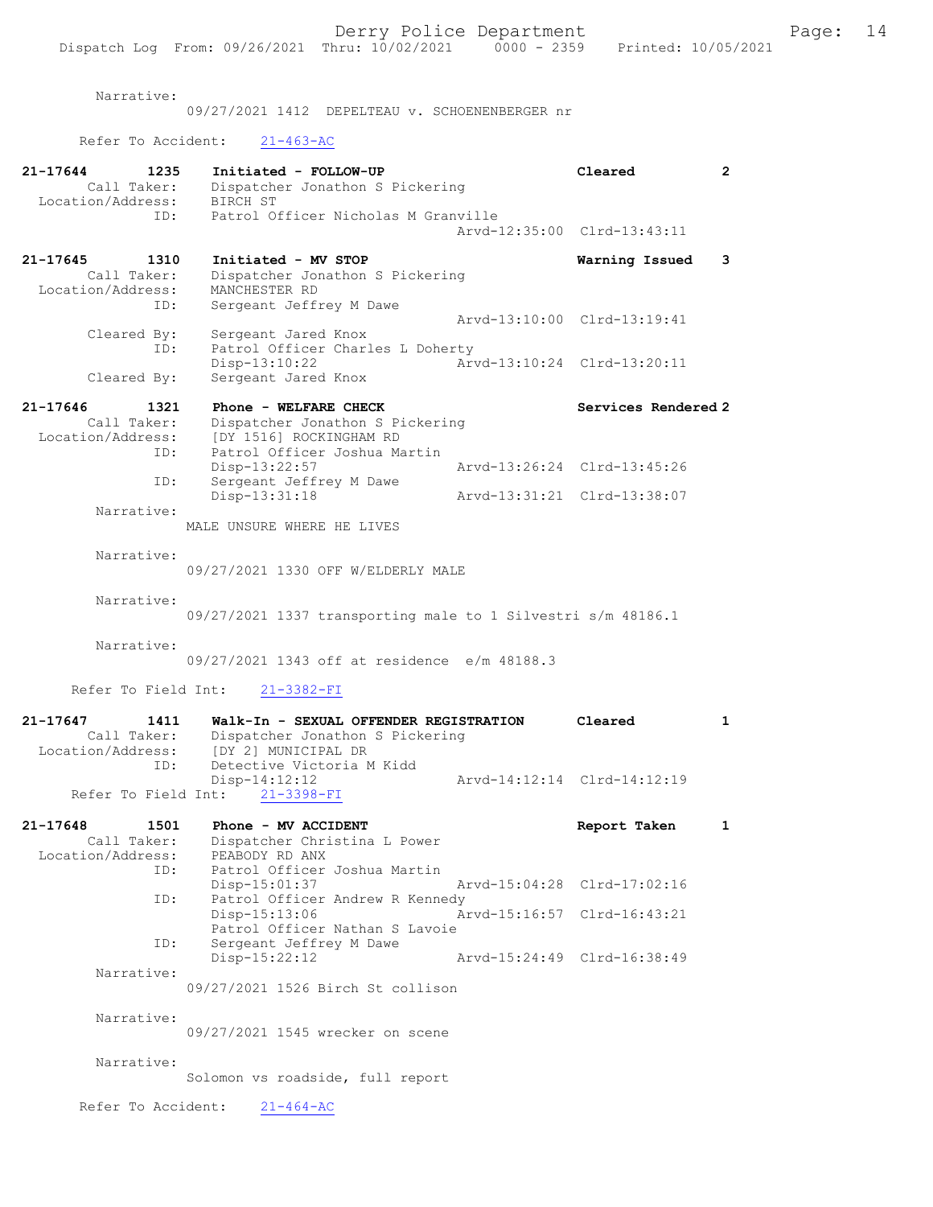Narrative:
09/27/2021 1412 DEPELTEAU v. SCHOENENBERGER nr

Refer To Accident: 21-463-AC

**21-17644 1235 Initiated - FOLLOW-UP — Cleared — 2**
Call Taker: Dispatcher Jonathon S Pickering
Location/Address: BIRCH ST
ID: Patrol Officer Nicholas M Granville
Arvd-12:35:00 Clrd-13:43:11

**21-17645 1310 Initiated - MV STOP — Warning Issued — 3**
Call Taker: Dispatcher Jonathon S Pickering
Location/Address: MANCHESTER RD
ID: Sergeant Jeffrey M Dawe
Arvd-13:10:00 Clrd-13:19:41
Cleared By: Sergeant Jared Knox
ID: Patrol Officer Charles L Doherty
Disp-13:10:22 Arvd-13:10:24 Clrd-13:20:11
Cleared By: Sergeant Jared Knox

**21-17646 1321 Phone - WELFARE CHECK — Services Rendered — 2**
Call Taker: Dispatcher Jonathon S Pickering
Location/Address: [DY 1516] ROCKINGHAM RD
ID: Patrol Officer Joshua Martin
Disp-13:22:57 Arvd-13:26:24 Clrd-13:45:26
ID: Sergeant Jeffrey M Dawe
Disp-13:31:18 Arvd-13:31:21 Clrd-13:38:07

Narrative:
MALE UNSURE WHERE HE LIVES

Narrative:
09/27/2021 1330 OFF W/ELDERLY MALE

Narrative:
09/27/2021 1337 transporting male to 1 Silvestri s/m 48186.1

Narrative:
09/27/2021 1343 off at residence e/m 48188.3

Refer To Field Int: 21-3382-FI

**21-17647 1411 Walk-In - SEXUAL OFFENDER REGISTRATION — Cleared — 1**
Call Taker: Dispatcher Jonathon S Pickering
Location/Address: [DY 2] MUNICIPAL DR
ID: Detective Victoria M Kidd
Disp-14:12:12 Arvd-14:12:14 Clrd-14:12:19
Refer To Field Int: 21-3398-FI

**21-17648 1501 Phone - MV ACCIDENT — Report Taken — 1**
Call Taker: Dispatcher Christina L Power
Location/Address: PEABODY RD ANX
ID: Patrol Officer Joshua Martin
Disp-15:01:37 Arvd-15:04:28 Clrd-17:02:16
ID: Patrol Officer Andrew R Kennedy
Disp-15:13:06 Arvd-15:16:57 Clrd-16:43:21
Patrol Officer Nathan S Lavoie
ID: Sergeant Jeffrey M Dawe
Disp-15:22:12 Arvd-15:24:49 Clrd-16:38:49

Narrative:
09/27/2021 1526 Birch St collison

Narrative:
09/27/2021 1545 wrecker on scene

Narrative:
Solomon vs roadside, full report

Refer To Accident: 21-464-AC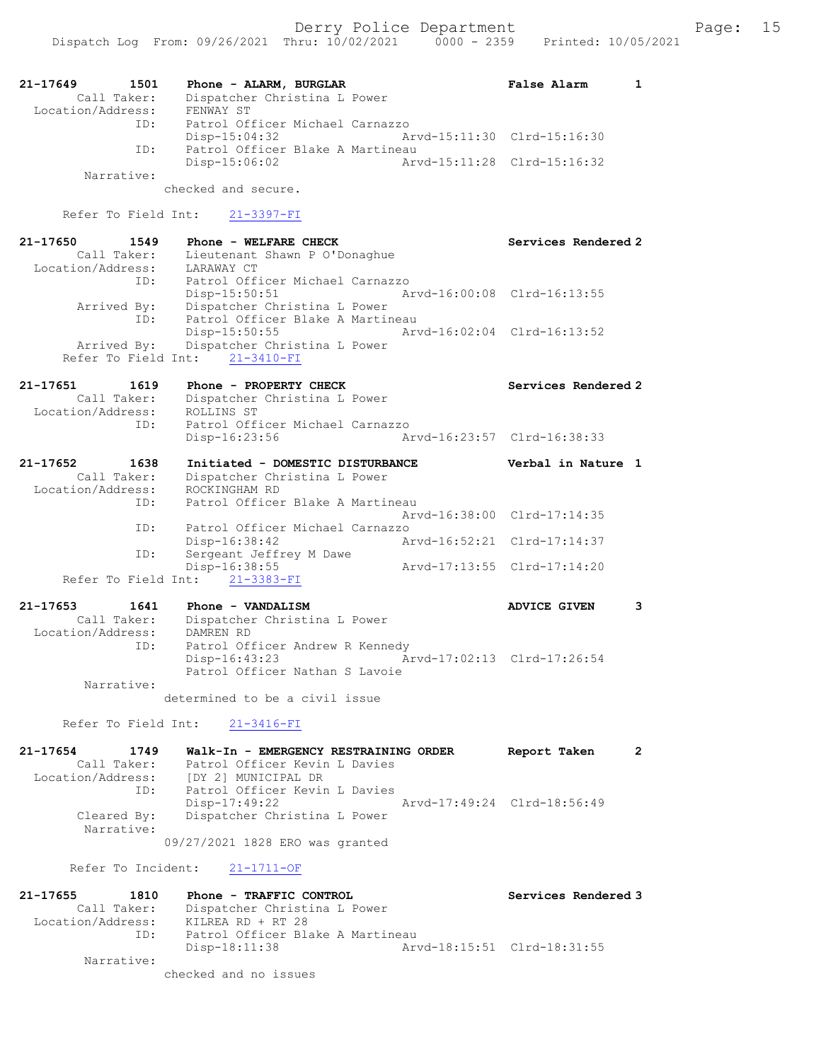21-17649 1501 Phone - ALARM, BURGLAR False Alarm 1
Call Taker: Dispatcher Christina L Power
Location/Address: FENWAY ST
ID: Patrol Officer Michael Carnazzo
Disp-15:04:32 Arvd-15:11:30 Clrd-15:16:30
ID: Patrol Officer Blake A Martineau
Disp-15:06:02 Arvd-15:11:28 Clrd-15:16:32
Narrative:
checked and secure.

Refer To Field Int: 21-3397-FI

21-17650 1549 Phone - WELFARE CHECK Services Rendered 2
Call Taker: Lieutenant Shawn P O'Donaghue
Location/Address: LARAWAY CT
ID: Patrol Officer Michael Carnazzo
Disp-15:50:51 Arvd-16:00:08 Clrd-16:13:55
Arrived By: Dispatcher Christina L Power
ID: Patrol Officer Blake A Martineau
Disp-15:50:55 Arvd-16:02:04 Clrd-16:13:52
Arrived By: Dispatcher Christina L Power
Refer To Field Int: 21-3410-FI

21-17651 1619 Phone - PROPERTY CHECK Services Rendered 2
Call Taker: Dispatcher Christina L Power
Location/Address: ROLLINS ST
ID: Patrol Officer Michael Carnazzo
Disp-16:23:56 Arvd-16:23:57 Clrd-16:38:33

21-17652 1638 Initiated - DOMESTIC DISTURBANCE Verbal in Nature 1
Call Taker: Dispatcher Christina L Power
Location/Address: ROCKINGHAM RD
ID: Patrol Officer Blake A Martineau
Arvd-16:38:00 Clrd-17:14:35
ID: Patrol Officer Michael Carnazzo
Disp-16:38:42 Arvd-16:52:21 Clrd-17:14:37
ID: Sergeant Jeffrey M Dawe
Disp-16:38:55 Arvd-17:13:55 Clrd-17:14:20
Refer To Field Int: 21-3383-FI

21-17653 1641 Phone - VANDALISM ADVICE GIVEN 3
Call Taker: Dispatcher Christina L Power
Location/Address: DAMREN RD
ID: Patrol Officer Andrew R Kennedy
Disp-16:43:23 Arvd-17:02:13 Clrd-17:26:54
Patrol Officer Nathan S Lavoie
Narrative:
determined to be a civil issue

Refer To Field Int: 21-3416-FI

21-17654 1749 Walk-In - EMERGENCY RESTRAINING ORDER Report Taken 2
Call Taker: Patrol Officer Kevin L Davies
Location/Address: [DY 2] MUNICIPAL DR
ID: Patrol Officer Kevin L Davies
Disp-17:49:22 Arvd-17:49:24 Clrd-18:56:49
Cleared By: Dispatcher Christina L Power
Narrative:
09/27/2021 1828 ERO was granted

Refer To Incident: 21-1711-OF

21-17655 1810 Phone - TRAFFIC CONTROL Services Rendered 3
Call Taker: Dispatcher Christina L Power
Location/Address: KILREA RD + RT 28
ID: Patrol Officer Blake A Martineau
Disp-18:11:38 Arvd-18:15:51 Clrd-18:31:55
Narrative:
checked and no issues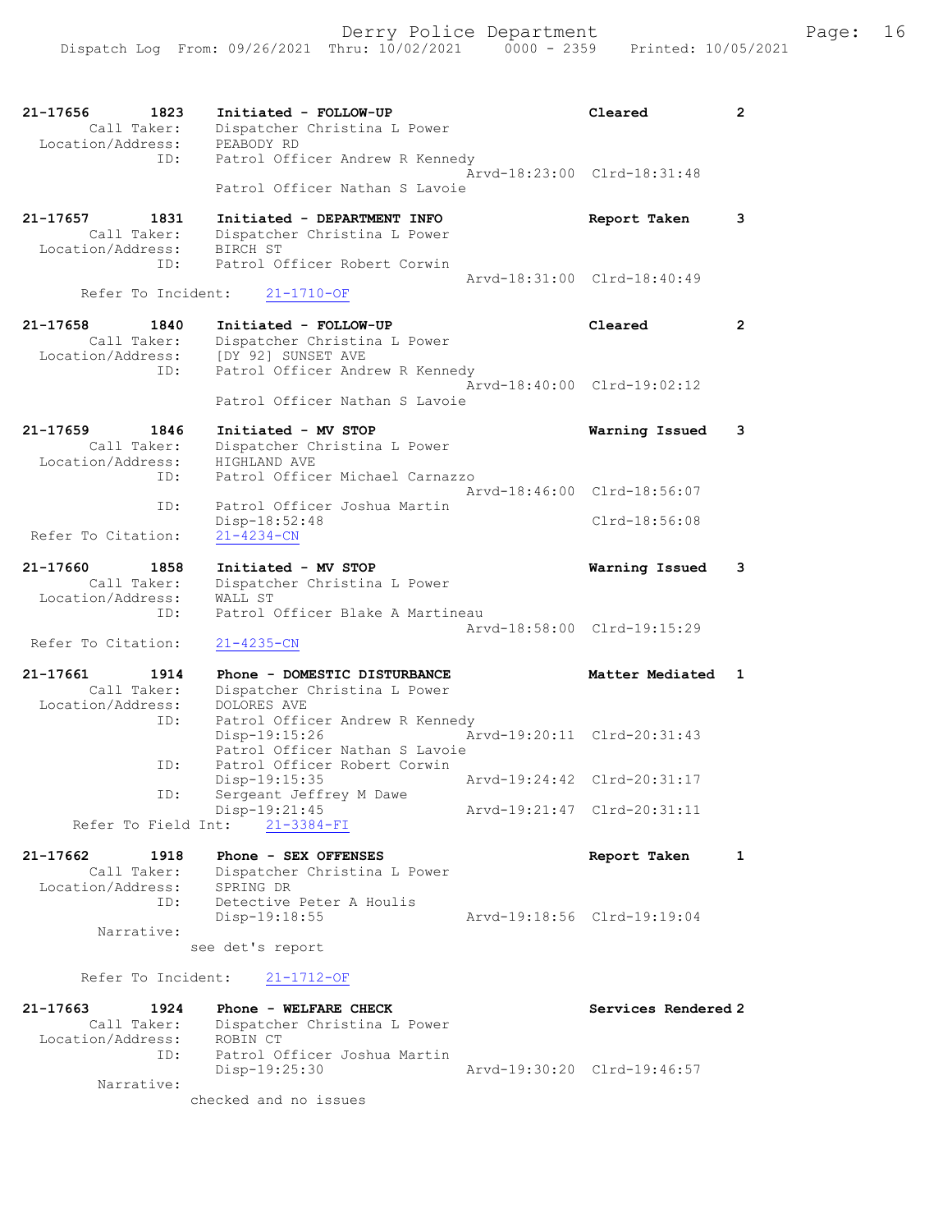```
21-17656        1823    Initiated - FOLLOW-UP                        Cleared             2
         Call Taker:    Dispatcher Christina L Power
   Location/Address:    PEABODY RD
                 ID:    Patrol Officer Andrew R Kennedy
                                                   Arvd-18:23:00  Clrd-18:31:48
                        Patrol Officer Nathan S Lavoie

21-17657        1831    Initiated - DEPARTMENT INFO                  Report Taken        3
         Call Taker:    Dispatcher Christina L Power
   Location/Address:    BIRCH ST
                 ID:    Patrol Officer Robert Corwin
                                                   Arvd-18:31:00  Clrd-18:40:49
      Refer To Incident:    21-1710-OF

21-17658        1840    Initiated - FOLLOW-UP                        Cleared             2
         Call Taker:    Dispatcher Christina L Power
   Location/Address:    [DY 92] SUNSET AVE
                 ID:    Patrol Officer Andrew R Kennedy
                                                   Arvd-18:40:00  Clrd-19:02:12
                        Patrol Officer Nathan S Lavoie

21-17659        1846    Initiated - MV STOP                          Warning Issued      3
         Call Taker:    Dispatcher Christina L Power
   Location/Address:    HIGHLAND AVE
                 ID:    Patrol Officer Michael Carnazzo
                                                   Arvd-18:46:00  Clrd-18:56:07
                 ID:    Patrol Officer Joshua Martin
                        Disp-18:52:48                             Clrd-18:56:08
 Refer To Citation:     21-4234-CN

21-17660        1858    Initiated - MV STOP                          Warning Issued      3
         Call Taker:    Dispatcher Christina L Power
   Location/Address:    WALL ST
                 ID:    Patrol Officer Blake A Martineau
                                                   Arvd-18:58:00  Clrd-19:15:29
 Refer To Citation:     21-4235-CN

21-17661        1914    Phone - DOMESTIC DISTURBANCE                 Matter Mediated     1
         Call Taker:    Dispatcher Christina L Power
   Location/Address:    DOLORES AVE
                 ID:    Patrol Officer Andrew R Kennedy
                        Disp-19:15:26              Arvd-19:20:11  Clrd-20:31:43
                        Patrol Officer Nathan S Lavoie
                 ID:    Patrol Officer Robert Corwin
                        Disp-19:15:35              Arvd-19:24:42  Clrd-20:31:17
                 ID:    Sergeant Jeffrey M Dawe
                        Disp-19:21:45              Arvd-19:21:47  Clrd-20:31:11
     Refer To Field Int:    21-3384-FI

21-17662        1918    Phone - SEX OFFENSES                         Report Taken        1
         Call Taker:    Dispatcher Christina L Power
   Location/Address:    SPRING DR
                 ID:    Detective Peter A Houlis
                        Disp-19:18:55              Arvd-19:18:56  Clrd-19:19:04
          Narrative:
                    see det's report

      Refer To Incident:    21-1712-OF

21-17663        1924    Phone - WELFARE CHECK                        Services Rendered   2
         Call Taker:    Dispatcher Christina L Power
   Location/Address:    ROBIN CT
                 ID:    Patrol Officer Joshua Martin
                        Disp-19:25:30              Arvd-19:30:20  Clrd-19:46:57
          Narrative:
                    checked and no issues
```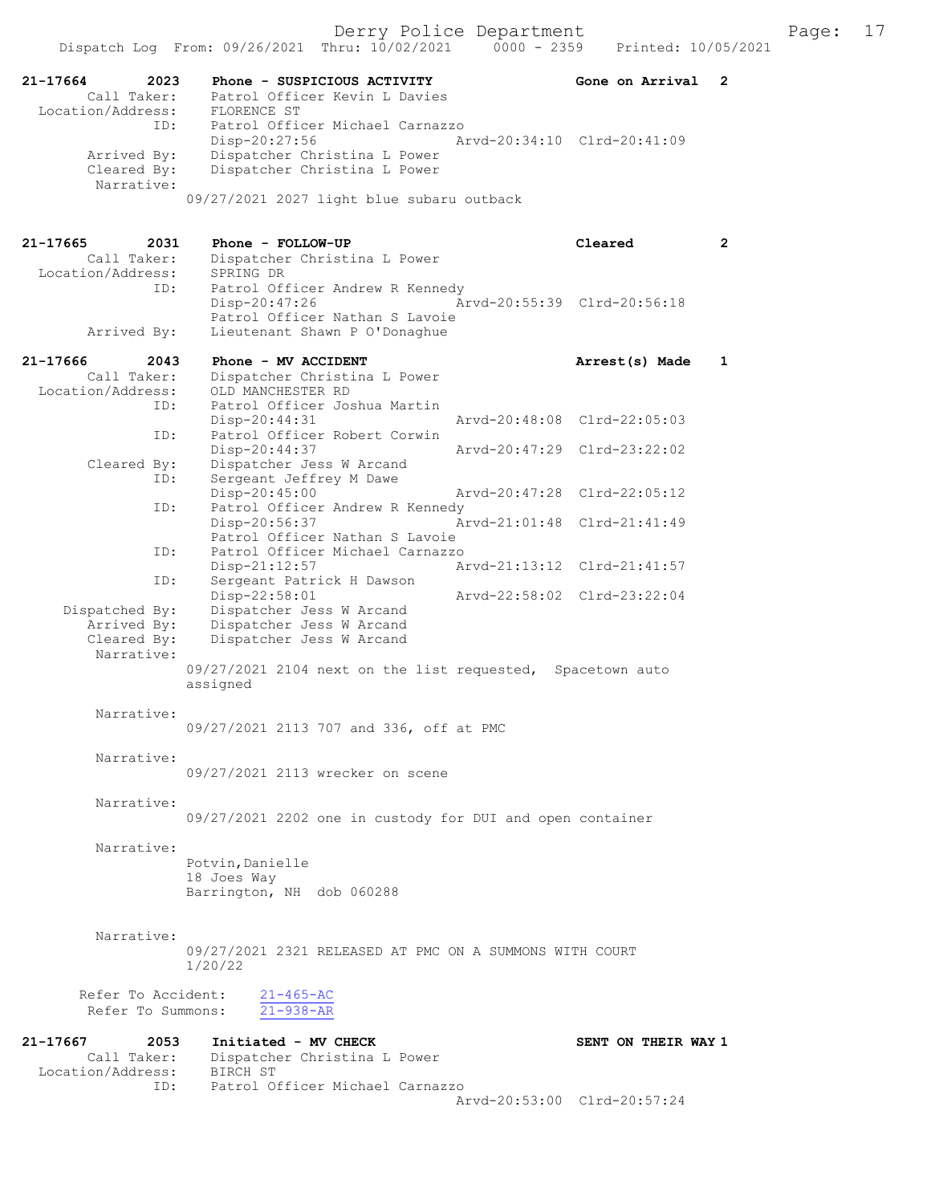**21-17664 2023 Phone - SUSPICIOUS ACTIVITY — Gone on Arrival 2**

Call Taker: Patrol Officer Kevin L Davies
Location/Address: FLORENCE ST
ID: Patrol Officer Michael Carnazzo
Disp-20:27:56 Arvd-20:34:10 Clrd-20:41:09
Arrived By: Dispatcher Christina L Power
Cleared By: Dispatcher Christina L Power
Narrative:
09/27/2021 2027 light blue subaru outback

**21-17665 2031 Phone - FOLLOW-UP — Cleared 2**

Call Taker: Dispatcher Christina L Power
Location/Address: SPRING DR
ID: Patrol Officer Andrew R Kennedy
Disp-20:47:26 Arvd-20:55:39 Clrd-20:56:18
Patrol Officer Nathan S Lavoie
Arrived By: Lieutenant Shawn P O'Donaghue

**21-17666 2043 Phone - MV ACCIDENT — Arrest(s) Made 1**

Call Taker: Dispatcher Christina L Power
Location/Address: OLD MANCHESTER RD
ID: Patrol Officer Joshua Martin
Disp-20:44:31 Arvd-20:48:08 Clrd-22:05:03
ID: Patrol Officer Robert Corwin
Disp-20:44:37 Arvd-20:47:29 Clrd-23:22:02
Cleared By: Dispatcher Jess W Arcand
ID: Sergeant Jeffrey M Dawe
Disp-20:45:00 Arvd-20:47:28 Clrd-22:05:12
ID: Patrol Officer Andrew R Kennedy
Disp-20:56:37 Arvd-21:01:48 Clrd-21:41:49
Patrol Officer Nathan S Lavoie
ID: Patrol Officer Michael Carnazzo
Disp-21:12:57 Arvd-21:13:12 Clrd-21:41:57
ID: Sergeant Patrick H Dawson
Disp-22:58:01 Arvd-22:58:02 Clrd-23:22:04
Dispatched By: Dispatcher Jess W Arcand
Arrived By: Dispatcher Jess W Arcand
Cleared By: Dispatcher Jess W Arcand
Narrative:
09/27/2021 2104 next on the list requested, Spacetown auto assigned

Narrative:
09/27/2021 2113 707 and 336, off at PMC

Narrative:
09/27/2021 2113 wrecker on scene

Narrative:
09/27/2021 2202 one in custody for DUI and open container

Narrative:
Potvin,Danielle
18 Joes Way
Barrington, NH dob 060288

Narrative:
09/27/2021 2321 RELEASED AT PMC ON A SUMMONS WITH COURT 1/20/22

Refer To Accident: 21-465-AC
Refer To Summons: 21-938-AR

**21-17667 2053 Initiated - MV CHECK — SENT ON THEIR WAY 1**

Call Taker: Dispatcher Christina L Power
Location/Address: BIRCH ST
ID: Patrol Officer Michael Carnazzo
Arvd-20:53:00 Clrd-20:57:24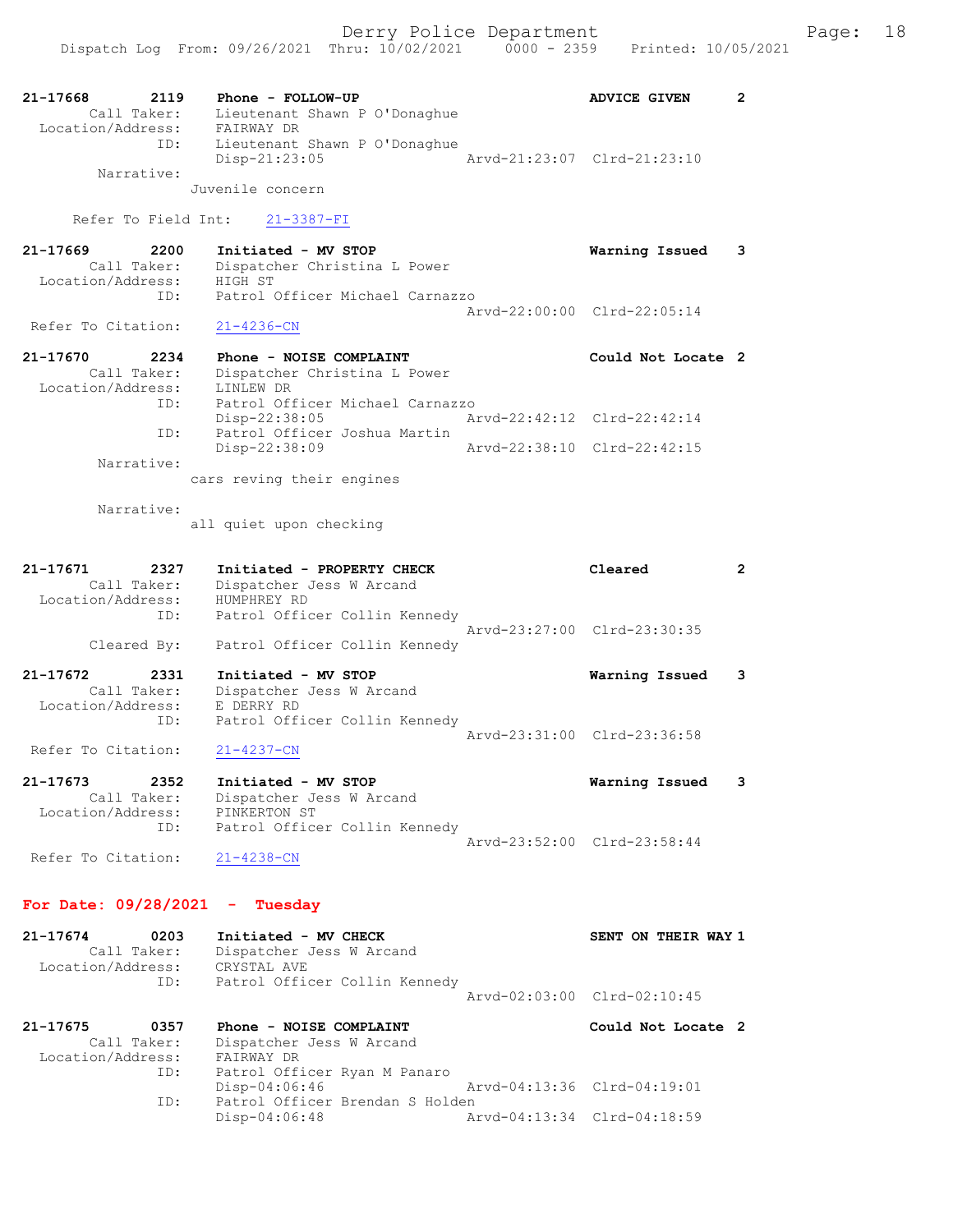21-17668 2119 Phone - FOLLOW-UP ADVICE GIVEN 2
Call Taker: Lieutenant Shawn P O'Donaghue
Location/Address: FAIRWAY DR
ID: Lieutenant Shawn P O'Donaghue
Disp-21:23:05 Arvd-21:23:07 Clrd-21:23:10
Narrative:
Juvenile concern

Refer To Field Int: 21-3387-FI

21-17669 2200 Initiated - MV STOP Warning Issued 3
Call Taker: Dispatcher Christina L Power
Location/Address: HIGH ST
ID: Patrol Officer Michael Carnazzo
Arvd-22:00:00 Clrd-22:05:14
Refer To Citation: 21-4236-CN

21-17670 2234 Phone - NOISE COMPLAINT Could Not Locate 2
Call Taker: Dispatcher Christina L Power
Location/Address: LINLEW DR
ID: Patrol Officer Michael Carnazzo
Disp-22:38:05 Arvd-22:42:12 Clrd-22:42:14
ID: Patrol Officer Joshua Martin
Disp-22:38:09 Arvd-22:38:10 Clrd-22:42:15
Narrative:
cars reving their engines

Narrative:
all quiet upon checking

21-17671 2327 Initiated - PROPERTY CHECK Cleared 2
Call Taker: Dispatcher Jess W Arcand
Location/Address: HUMPHREY RD
ID: Patrol Officer Collin Kennedy
Arvd-23:27:00 Clrd-23:30:35
Cleared By: Patrol Officer Collin Kennedy

21-17672 2331 Initiated - MV STOP Warning Issued 3
Call Taker: Dispatcher Jess W Arcand
Location/Address: E DERRY RD
ID: Patrol Officer Collin Kennedy
Arvd-23:31:00 Clrd-23:36:58
Refer To Citation: 21-4237-CN

21-17673 2352 Initiated - MV STOP Warning Issued 3
Call Taker: Dispatcher Jess W Arcand
Location/Address: PINKERTON ST
ID: Patrol Officer Collin Kennedy
Arvd-23:52:00 Clrd-23:58:44
Refer To Citation: 21-4238-CN

## For Date: 09/28/2021 - Tuesday

21-17674 0203 Initiated - MV CHECK SENT ON THEIR WAY 1
Call Taker: Dispatcher Jess W Arcand
Location/Address: CRYSTAL AVE
ID: Patrol Officer Collin Kennedy
Arvd-02:03:00 Clrd-02:10:45

21-17675 0357 Phone - NOISE COMPLAINT Could Not Locate 2
Call Taker: Dispatcher Jess W Arcand
Location/Address: FAIRWAY DR
ID: Patrol Officer Ryan M Panaro
Disp-04:06:46 Arvd-04:13:36 Clrd-04:19:01
ID: Patrol Officer Brendan S Holden
Disp-04:06:48 Arvd-04:13:34 Clrd-04:18:59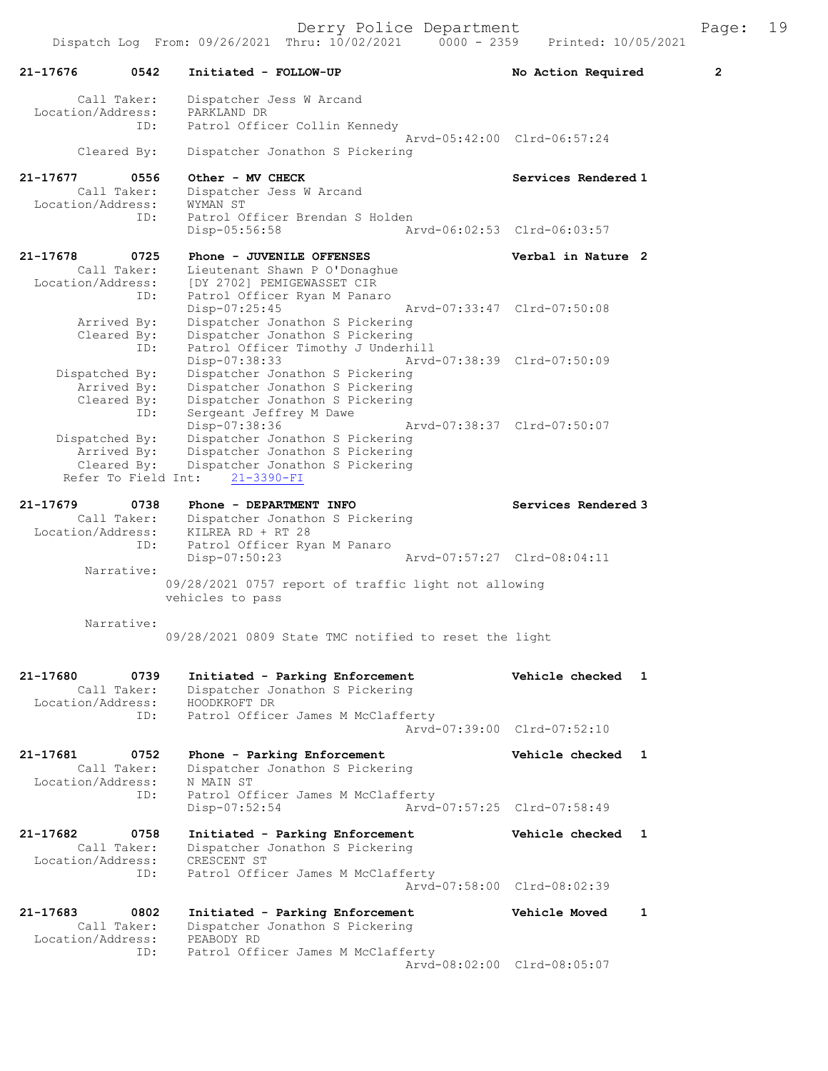Dispatch Log From: 09/26/2021 Thru: 10/02/2021 0000 - 2359 Printed: 10/05/2021

```
21-17676        0542    Initiated - FOLLOW-UP                    No Action Required         2

        Call Taker:     Dispatcher Jess W Arcand
  Location/Address:     PARKLAND DR
                ID:     Patrol Officer Collin Kennedy
                                                  Arvd-05:42:00  Clrd-06:57:24
        Cleared By:     Dispatcher Jonathon S Pickering

21-17677        0556    Other - MV CHECK                         Services Rendered 1
        Call Taker:     Dispatcher Jess W Arcand
  Location/Address:     WYMAN ST
                ID:     Patrol Officer Brendan S Holden
                        Disp-05:56:58             Arvd-06:02:53  Clrd-06:03:57

21-17678        0725    Phone - JUVENILE OFFENSES                Verbal in Nature  2
        Call Taker:     Lieutenant Shawn P O'Donaghue
  Location/Address:     [DY 2702] PEMIGEWASSET CIR
                ID:     Patrol Officer Ryan M Panaro
                        Disp-07:25:45             Arvd-07:33:47  Clrd-07:50:08
        Arrived By:     Dispatcher Jonathon S Pickering
        Cleared By:     Dispatcher Jonathon S Pickering
                ID:     Patrol Officer Timothy J Underhill
                        Disp-07:38:33             Arvd-07:38:39  Clrd-07:50:09
     Dispatched By:     Dispatcher Jonathon S Pickering
        Arrived By:     Dispatcher Jonathon S Pickering
        Cleared By:     Dispatcher Jonathon S Pickering
                ID:     Sergeant Jeffrey M Dawe
                        Disp-07:38:36             Arvd-07:38:37  Clrd-07:50:07
     Dispatched By:     Dispatcher Jonathon S Pickering
        Arrived By:     Dispatcher Jonathon S Pickering
        Cleared By:     Dispatcher Jonathon S Pickering
   Refer To Field Int:    21-3390-FI

21-17679        0738    Phone - DEPARTMENT INFO                  Services Rendered 3
        Call Taker:     Dispatcher Jonathon S Pickering
  Location/Address:     KILREA RD + RT 28
                ID:     Patrol Officer Ryan M Panaro
                        Disp-07:50:23             Arvd-07:57:27  Clrd-08:04:11
         Narrative:
                  09/28/2021 0757 report of traffic light not allowing
                  vehicles to pass

         Narrative:
                  09/28/2021 0809 State TMC notified to reset the light


21-17680        0739    Initiated - Parking Enforcement          Vehicle checked   1
        Call Taker:     Dispatcher Jonathon S Pickering
  Location/Address:     HOODKROFT DR
                ID:     Patrol Officer James M McClafferty
                                                  Arvd-07:39:00  Clrd-07:52:10

21-17681        0752    Phone - Parking Enforcement              Vehicle checked   1
        Call Taker:     Dispatcher Jonathon S Pickering
  Location/Address:     N MAIN ST
                ID:     Patrol Officer James M McClafferty
                        Disp-07:52:54             Arvd-07:57:25  Clrd-07:58:49

21-17682        0758    Initiated - Parking Enforcement          Vehicle checked   1
        Call Taker:     Dispatcher Jonathon S Pickering
  Location/Address:     CRESCENT ST
                ID:     Patrol Officer James M McClafferty
                                                  Arvd-07:58:00  Clrd-08:02:39

21-17683        0802    Initiated - Parking Enforcement          Vehicle Moved     1
        Call Taker:     Dispatcher Jonathon S Pickering
  Location/Address:     PEABODY RD
                ID:     Patrol Officer James M McClafferty
                                                  Arvd-08:02:00  Clrd-08:05:07
```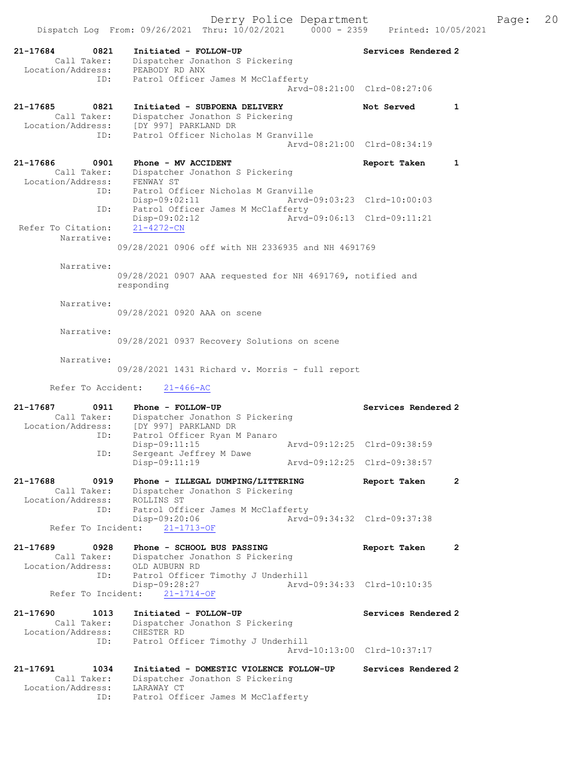```
21-17684        0821    Initiated - FOLLOW-UP                        Services Rendered 2
        Call Taker:     Dispatcher Jonathon S Pickering
  Location/Address:     PEABODY RD ANX
                ID:     Patrol Officer James M McClafferty
                                                   Arvd-08:21:00  Clrd-08:27:06

21-17685        0821    Initiated - SUBPOENA DELIVERY                Not Served        1
        Call Taker:     Dispatcher Jonathon S Pickering
  Location/Address:     [DY 997] PARKLAND DR
                ID:     Patrol Officer Nicholas M Granville
                                                   Arvd-08:21:00  Clrd-08:34:19

21-17686        0901    Phone - MV ACCIDENT                          Report Taken      1
        Call Taker:     Dispatcher Jonathon S Pickering
  Location/Address:     FENWAY ST
                ID:     Patrol Officer Nicholas M Granville
                        Disp-09:02:11              Arvd-09:03:23  Clrd-10:00:03
                ID:     Patrol Officer James M McClafferty
                        Disp-09:02:12              Arvd-09:06:13  Clrd-09:11:21
 Refer To Citation:     21-4272-CN
         Narrative:
                      09/28/2021 0906 off with NH 2336935 and NH 4691769

         Narrative:
                      09/28/2021 0907 AAA requested for NH 4691769, notified and
                      responding

         Narrative:
                      09/28/2021 0920 AAA on scene

         Narrative:
                      09/28/2021 0937 Recovery Solutions on scene

         Narrative:
                      09/28/2021 1431 Richard v. Morris - full report

       Refer To Accident:    21-466-AC

21-17687        0911    Phone - FOLLOW-UP                            Services Rendered 2
        Call Taker:     Dispatcher Jonathon S Pickering
  Location/Address:     [DY 997] PARKLAND DR
                ID:     Patrol Officer Ryan M Panaro
                        Disp-09:11:15              Arvd-09:12:25  Clrd-09:38:59
                ID:     Sergeant Jeffrey M Dawe
                        Disp-09:11:19              Arvd-09:12:25  Clrd-09:38:57

21-17688        0919    Phone - ILLEGAL DUMPING/LITTERING            Report Taken      2
        Call Taker:     Dispatcher Jonathon S Pickering
  Location/Address:     ROLLINS ST
                ID:     Patrol Officer James M McClafferty
                        Disp-09:20:06              Arvd-09:34:32  Clrd-09:37:38
       Refer To Incident:    21-1713-OF

21-17689        0928    Phone - SCHOOL BUS PASSING                   Report Taken      2
        Call Taker:     Dispatcher Jonathon S Pickering
  Location/Address:     OLD AUBURN RD
                ID:     Patrol Officer Timothy J Underhill
                        Disp-09:28:27              Arvd-09:34:33  Clrd-10:10:35
       Refer To Incident:    21-1714-OF

21-17690        1013    Initiated - FOLLOW-UP                        Services Rendered 2
        Call Taker:     Dispatcher Jonathon S Pickering
  Location/Address:     CHESTER RD
                ID:     Patrol Officer Timothy J Underhill
                                                   Arvd-10:13:00  Clrd-10:37:17

21-17691        1034    Initiated - DOMESTIC VIOLENCE FOLLOW-UP      Services Rendered 2
        Call Taker:     Dispatcher Jonathon S Pickering
  Location/Address:     LARAWAY CT
                ID:     Patrol Officer James M McClafferty
```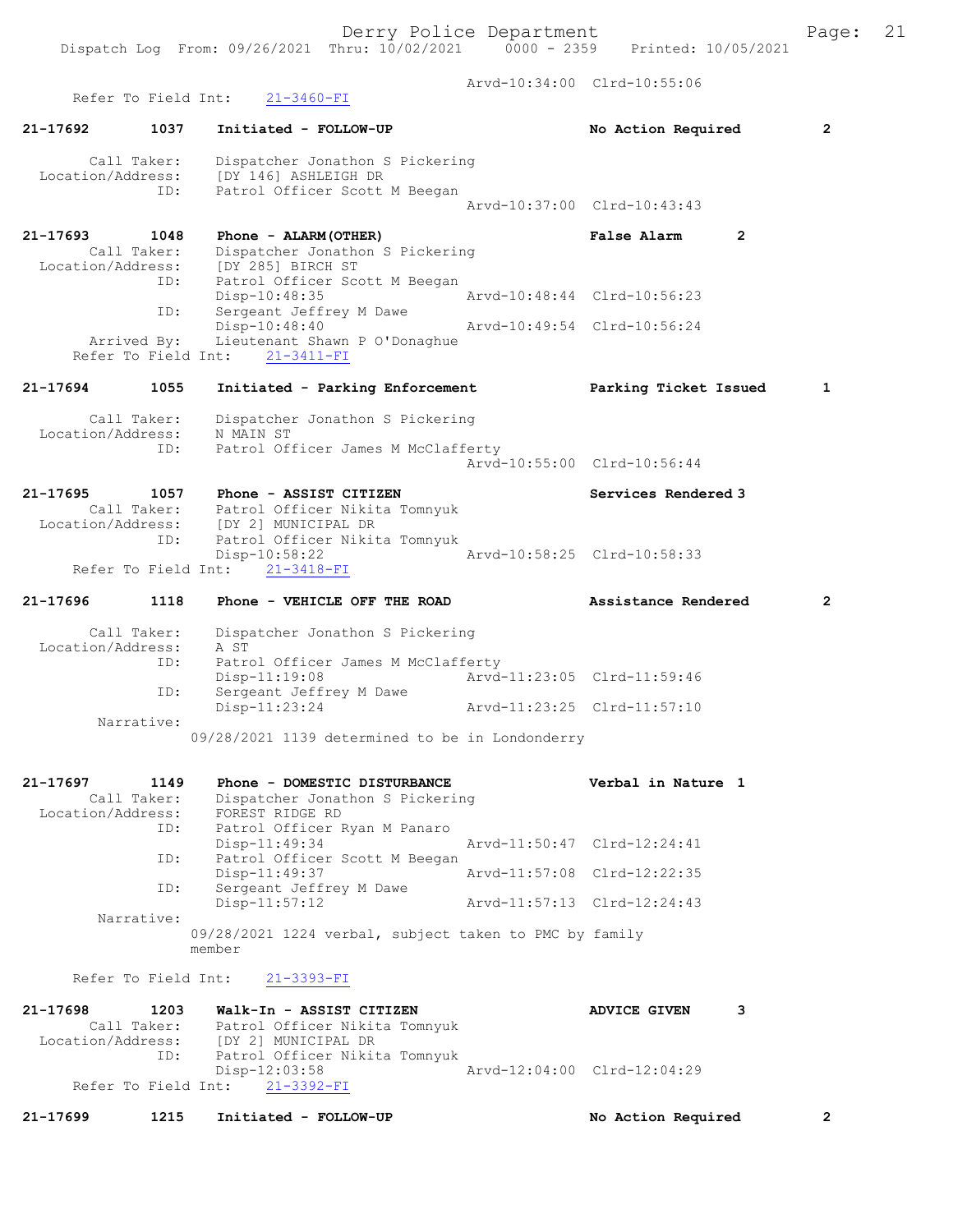Arvd-10:34:00 Clrd-10:55:06
Refer To Field Int: 21-3460-FI

**21-17692 1037 Initiated - FOLLOW-UP — No Action Required 2**

Call Taker: Dispatcher Jonathon S Pickering
Location/Address: [DY 146] ASHLEIGH DR
ID: Patrol Officer Scott M Beegan
Arvd-10:37:00 Clrd-10:43:43

**21-17693 1048 Phone - ALARM(OTHER) — False Alarm 2**

Call Taker: Dispatcher Jonathon S Pickering
Location/Address: [DY 285] BIRCH ST
ID: Patrol Officer Scott M Beegan
Disp-10:48:35 Arvd-10:48:44 Clrd-10:56:23
ID: Sergeant Jeffrey M Dawe
Disp-10:48:40 Arvd-10:49:54 Clrd-10:56:24
Arrived By: Lieutenant Shawn P O'Donaghue
Refer To Field Int: 21-3411-FI

**21-17694 1055 Initiated - Parking Enforcement — Parking Ticket Issued 1**

Call Taker: Dispatcher Jonathon S Pickering
Location/Address: N MAIN ST
ID: Patrol Officer James M McClafferty
Arvd-10:55:00 Clrd-10:56:44

**21-17695 1057 Phone - ASSIST CITIZEN — Services Rendered 3**

Call Taker: Patrol Officer Nikita Tomnyuk
Location/Address: [DY 2] MUNICIPAL DR
ID: Patrol Officer Nikita Tomnyuk
Disp-10:58:22 Arvd-10:58:25 Clrd-10:58:33
Refer To Field Int: 21-3418-FI

**21-17696 1118 Phone - VEHICLE OFF THE ROAD — Assistance Rendered 2**

Call Taker: Dispatcher Jonathon S Pickering
Location/Address: A ST
ID: Patrol Officer James M McClafferty
Disp-11:19:08 Arvd-11:23:05 Clrd-11:59:46
ID: Sergeant Jeffrey M Dawe
Disp-11:23:24 Arvd-11:23:25 Clrd-11:57:10
Narrative:
09/28/2021 1139 determined to be in Londonderry

**21-17697 1149 Phone - DOMESTIC DISTURBANCE — Verbal in Nature 1**

Call Taker: Dispatcher Jonathon S Pickering
Location/Address: FOREST RIDGE RD
ID: Patrol Officer Ryan M Panaro
Disp-11:49:34 Arvd-11:50:47 Clrd-12:24:41
ID: Patrol Officer Scott M Beegan
Disp-11:49:37 Arvd-11:57:08 Clrd-12:22:35
ID: Sergeant Jeffrey M Dawe
Disp-11:57:12 Arvd-11:57:13 Clrd-12:24:43
Narrative:
09/28/2021 1224 verbal, subject taken to PMC by family member

Refer To Field Int: 21-3393-FI

**21-17698 1203 Walk-In - ASSIST CITIZEN — ADVICE GIVEN 3**

Call Taker: Patrol Officer Nikita Tomnyuk
Location/Address: [DY 2] MUNICIPAL DR
ID: Patrol Officer Nikita Tomnyuk
Disp-12:03:58 Arvd-12:04:00 Clrd-12:04:29
Refer To Field Int: 21-3392-FI

**21-17699 1215 Initiated - FOLLOW-UP — No Action Required 2**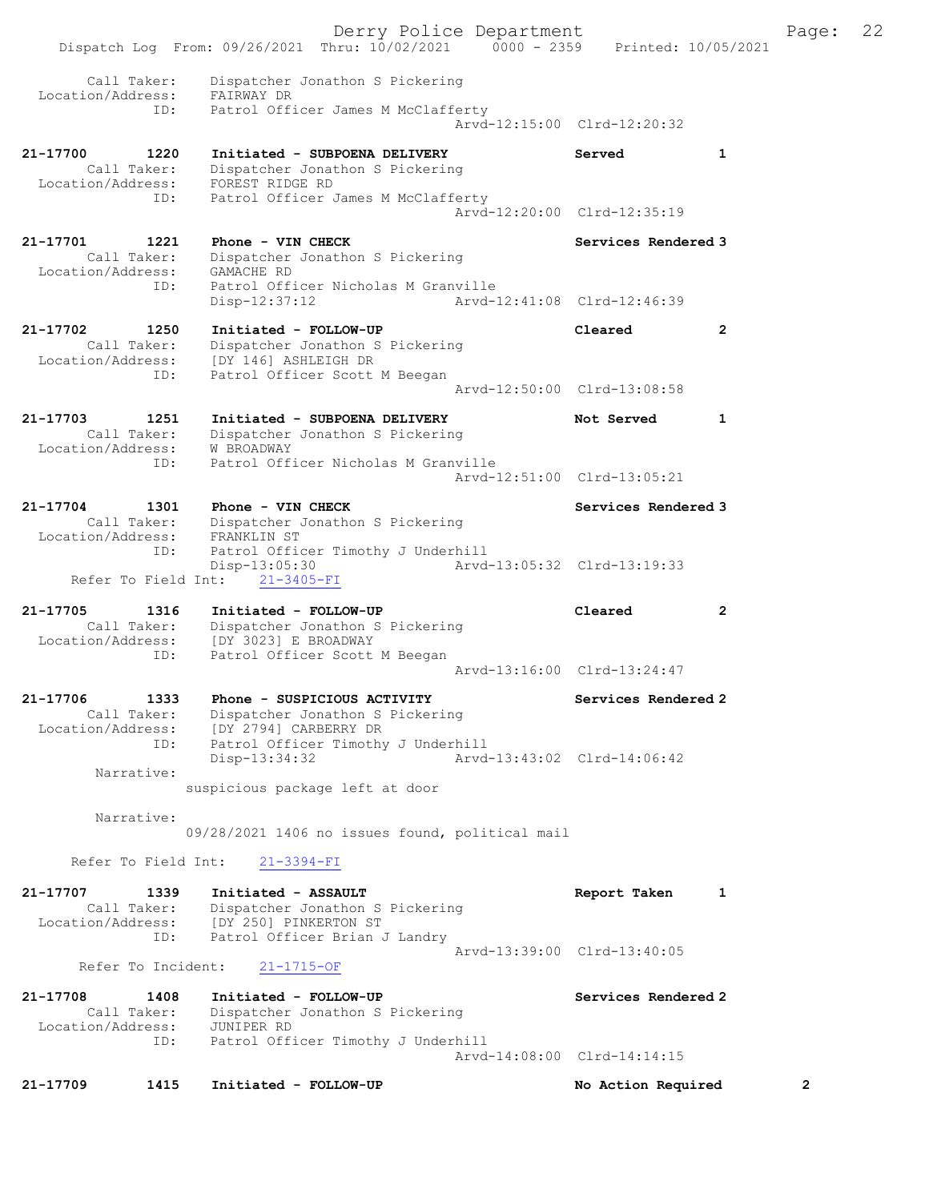```
        Call Taker:    Dispatcher Jonathon S Pickering
  Location/Address:    FAIRWAY DR
                ID:    Patrol Officer James M McClafferty
                                              Arvd-12:15:00  Clrd-12:20:32

21-17700        1220   Initiated - SUBPOENA DELIVERY              Served              1
        Call Taker:    Dispatcher Jonathon S Pickering
  Location/Address:    FOREST RIDGE RD
                ID:    Patrol Officer James M McClafferty
                                              Arvd-12:20:00  Clrd-12:35:19

21-17701        1221   Phone - VIN CHECK                          Services Rendered 3
        Call Taker:    Dispatcher Jonathon S Pickering
  Location/Address:    GAMACHE RD
                ID:    Patrol Officer Nicholas M Granville
                       Disp-12:37:12                  Arvd-12:41:08  Clrd-12:46:39

21-17702        1250   Initiated - FOLLOW-UP                      Cleared             2
        Call Taker:    Dispatcher Jonathon S Pickering
  Location/Address:    [DY 146] ASHLEIGH DR
                ID:    Patrol Officer Scott M Beegan
                                              Arvd-12:50:00  Clrd-13:08:58

21-17703        1251   Initiated - SUBPOENA DELIVERY              Not Served          1
        Call Taker:    Dispatcher Jonathon S Pickering
  Location/Address:    W BROADWAY
                ID:    Patrol Officer Nicholas M Granville
                                              Arvd-12:51:00  Clrd-13:05:21

21-17704        1301   Phone - VIN CHECK                          Services Rendered 3
        Call Taker:    Dispatcher Jonathon S Pickering
  Location/Address:    FRANKLIN ST
                ID:    Patrol Officer Timothy J Underhill
                       Disp-13:05:30                  Arvd-13:05:32  Clrd-13:19:33
      Refer To Field Int:    21-3405-FI

21-17705        1316   Initiated - FOLLOW-UP                      Cleared             2
        Call Taker:    Dispatcher Jonathon S Pickering
  Location/Address:    [DY 3023] E BROADWAY
                ID:    Patrol Officer Scott M Beegan
                                              Arvd-13:16:00  Clrd-13:24:47

21-17706        1333   Phone - SUSPICIOUS ACTIVITY                Services Rendered 2
        Call Taker:    Dispatcher Jonathon S Pickering
  Location/Address:    [DY 2794] CARBERRY DR
                ID:    Patrol Officer Timothy J Underhill
                       Disp-13:34:32                  Arvd-13:43:02  Clrd-14:06:42
         Narrative:
                suspicious package left at door

         Narrative:
                09/28/2021 1406 no issues found, political mail

      Refer To Field Int:    21-3394-FI

21-17707        1339   Initiated - ASSAULT                        Report Taken        1
        Call Taker:    Dispatcher Jonathon S Pickering
  Location/Address:    [DY 250] PINKERTON ST
                ID:    Patrol Officer Brian J Landry
                                              Arvd-13:39:00  Clrd-13:40:05
       Refer To Incident:    21-1715-OF

21-17708        1408   Initiated - FOLLOW-UP                      Services Rendered 2
        Call Taker:    Dispatcher Jonathon S Pickering
  Location/Address:    JUNIPER RD
                ID:    Patrol Officer Timothy J Underhill
                                              Arvd-14:08:00  Clrd-14:14:15

21-17709        1415   Initiated - FOLLOW-UP                      No Action Required        2
```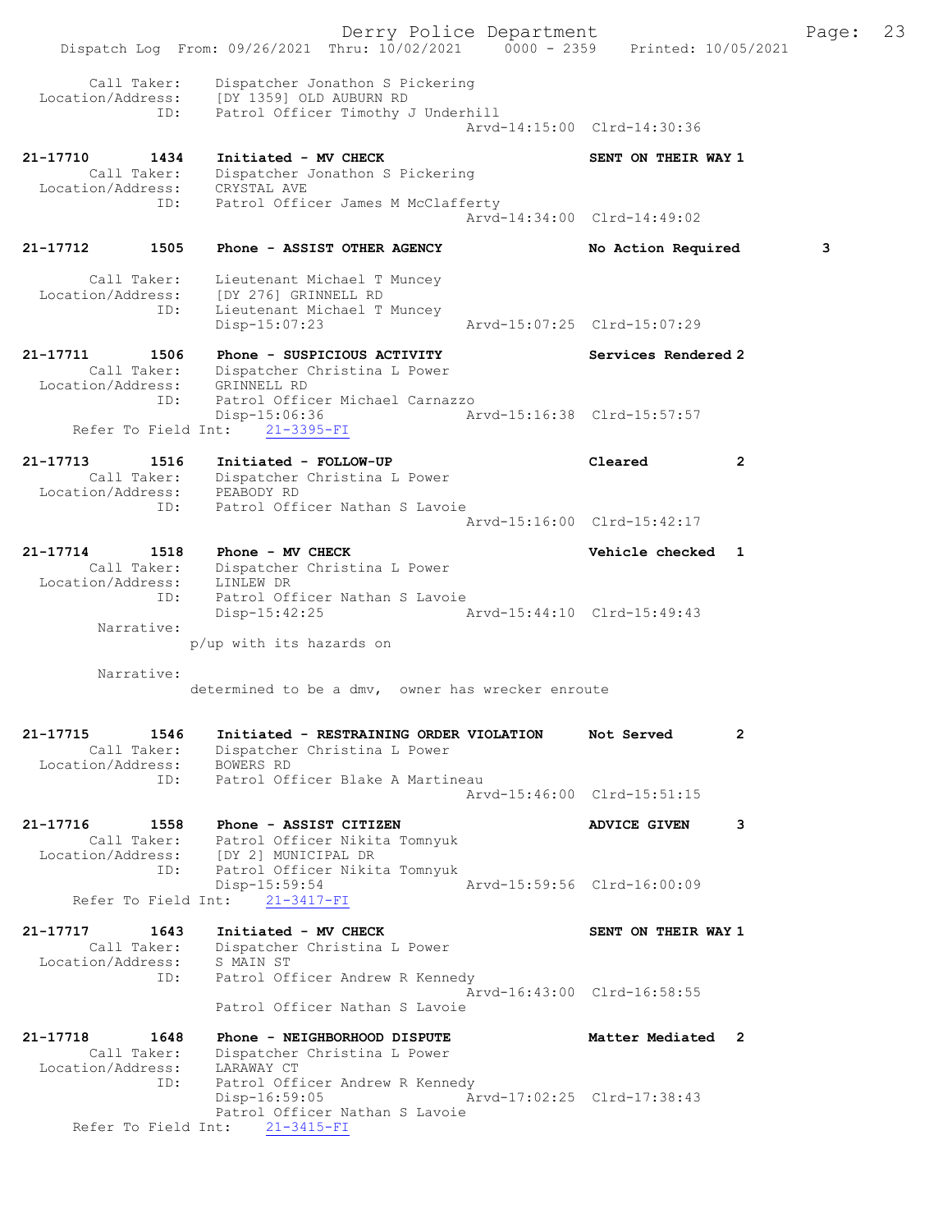Call Taker: Dispatcher Jonathon S Pickering
Location/Address: [DY 1359] OLD AUBURN RD
ID: Patrol Officer Timothy J Underhill
Arvd-14:15:00 Clrd-14:30:36

**21-17710 1434 Initiated - MV CHECK SENT ON THEIR WAY 1**
Call Taker: Dispatcher Jonathon S Pickering
Location/Address: CRYSTAL AVE
ID: Patrol Officer James M McClafferty
Arvd-14:34:00 Clrd-14:49:02

**21-17712 1505 Phone - ASSIST OTHER AGENCY No Action Required 3**
Call Taker: Lieutenant Michael T Muncey
Location/Address: [DY 276] GRINNELL RD
ID: Lieutenant Michael T Muncey
Disp-15:07:23 Arvd-15:07:25 Clrd-15:07:29

**21-17711 1506 Phone - SUSPICIOUS ACTIVITY Services Rendered 2**
Call Taker: Dispatcher Christina L Power
Location/Address: GRINNELL RD
ID: Patrol Officer Michael Carnazzo
Disp-15:06:36 Arvd-15:16:38 Clrd-15:57:57
Refer To Field Int: 21-3395-FI

**21-17713 1516 Initiated - FOLLOW-UP Cleared 2**
Call Taker: Dispatcher Christina L Power
Location/Address: PEABODY RD
ID: Patrol Officer Nathan S Lavoie
Arvd-15:16:00 Clrd-15:42:17

**21-17714 1518 Phone - MV CHECK Vehicle checked 1**
Call Taker: Dispatcher Christina L Power
Location/Address: LINLEW DR
ID: Patrol Officer Nathan S Lavoie
Disp-15:42:25 Arvd-15:44:10 Clrd-15:49:43
Narrative:
p/up with its hazards on

Narrative:
determined to be a dmv, owner has wrecker enroute

**21-17715 1546 Initiated - RESTRAINING ORDER VIOLATION Not Served 2**
Call Taker: Dispatcher Christina L Power
Location/Address: BOWERS RD
ID: Patrol Officer Blake A Martineau
Arvd-15:46:00 Clrd-15:51:15

**21-17716 1558 Phone - ASSIST CITIZEN ADVICE GIVEN 3**
Call Taker: Patrol Officer Nikita Tomnyuk
Location/Address: [DY 2] MUNICIPAL DR
ID: Patrol Officer Nikita Tomnyuk
Disp-15:59:54 Arvd-15:59:56 Clrd-16:00:09
Refer To Field Int: 21-3417-FI

**21-17717 1643 Initiated - MV CHECK SENT ON THEIR WAY 1**
Call Taker: Dispatcher Christina L Power
Location/Address: S MAIN ST
ID: Patrol Officer Andrew R Kennedy
Arvd-16:43:00 Clrd-16:58:55
Patrol Officer Nathan S Lavoie

**21-17718 1648 Phone - NEIGHBORHOOD DISPUTE Matter Mediated 2**
Call Taker: Dispatcher Christina L Power
Location/Address: LARAWAY CT
ID: Patrol Officer Andrew R Kennedy
Disp-16:59:05 Arvd-17:02:25 Clrd-17:38:43
Patrol Officer Nathan S Lavoie
Refer To Field Int: 21-3415-FI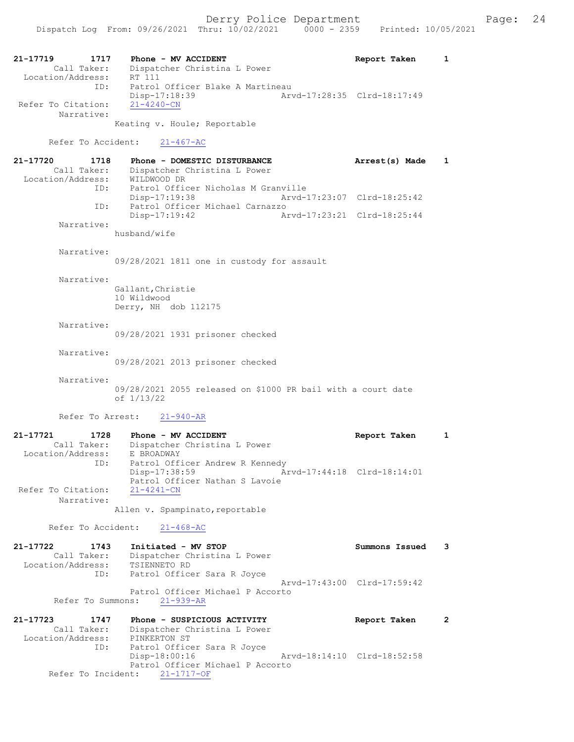21-17719 1717 Phone - MV ACCIDENT Report Taken 1
Call Taker: Dispatcher Christina L Power
Location/Address: RT 111
ID: Patrol Officer Blake A Martineau
Disp-17:18:39 Arvd-17:28:35 Clrd-18:17:49
Refer To Citation: 21-4240-CN
Narrative:
Keating v. Houle; Reportable

Refer To Accident: 21-467-AC

21-17720 1718 Phone - DOMESTIC DISTURBANCE Arrest(s) Made 1
Call Taker: Dispatcher Christina L Power
Location/Address: WILDWOOD DR
ID: Patrol Officer Nicholas M Granville
Disp-17:19:38 Arvd-17:23:07 Clrd-18:25:42
ID: Patrol Officer Michael Carnazzo
Disp-17:19:42 Arvd-17:23:21 Clrd-18:25:44
Narrative:
husband/wife

Narrative:
09/28/2021 1811 one in custody for assault

Narrative:
Gallant,Christie
10 Wildwood
Derry, NH dob 112175

Narrative:
09/28/2021 1931 prisoner checked

Narrative:
09/28/2021 2013 prisoner checked

Narrative:
09/28/2021 2055 released on $1000 PR bail with a court date of 1/13/22

Refer To Arrest: 21-940-AR

21-17721 1728 Phone - MV ACCIDENT Report Taken 1
Call Taker: Dispatcher Christina L Power
Location/Address: E BROADWAY
ID: Patrol Officer Andrew R Kennedy
Disp-17:38:59 Arvd-17:44:18 Clrd-18:14:01
Patrol Officer Nathan S Lavoie
Refer To Citation: 21-4241-CN
Narrative:
Allen v. Spampinato,reportable

Refer To Accident: 21-468-AC

21-17722 1743 Initiated - MV STOP Summons Issued 3
Call Taker: Dispatcher Christina L Power
Location/Address: TSIENNETO RD
ID: Patrol Officer Sara R Joyce
Arvd-17:43:00 Clrd-17:59:42
Patrol Officer Michael P Accorto
Refer To Summons: 21-939-AR

21-17723 1747 Phone - SUSPICIOUS ACTIVITY Report Taken 2
Call Taker: Dispatcher Christina L Power
Location/Address: PINKERTON ST
ID: Patrol Officer Sara R Joyce
Disp-18:00:16 Arvd-18:14:10 Clrd-18:52:58
Patrol Officer Michael P Accorto
Refer To Incident: 21-1717-OF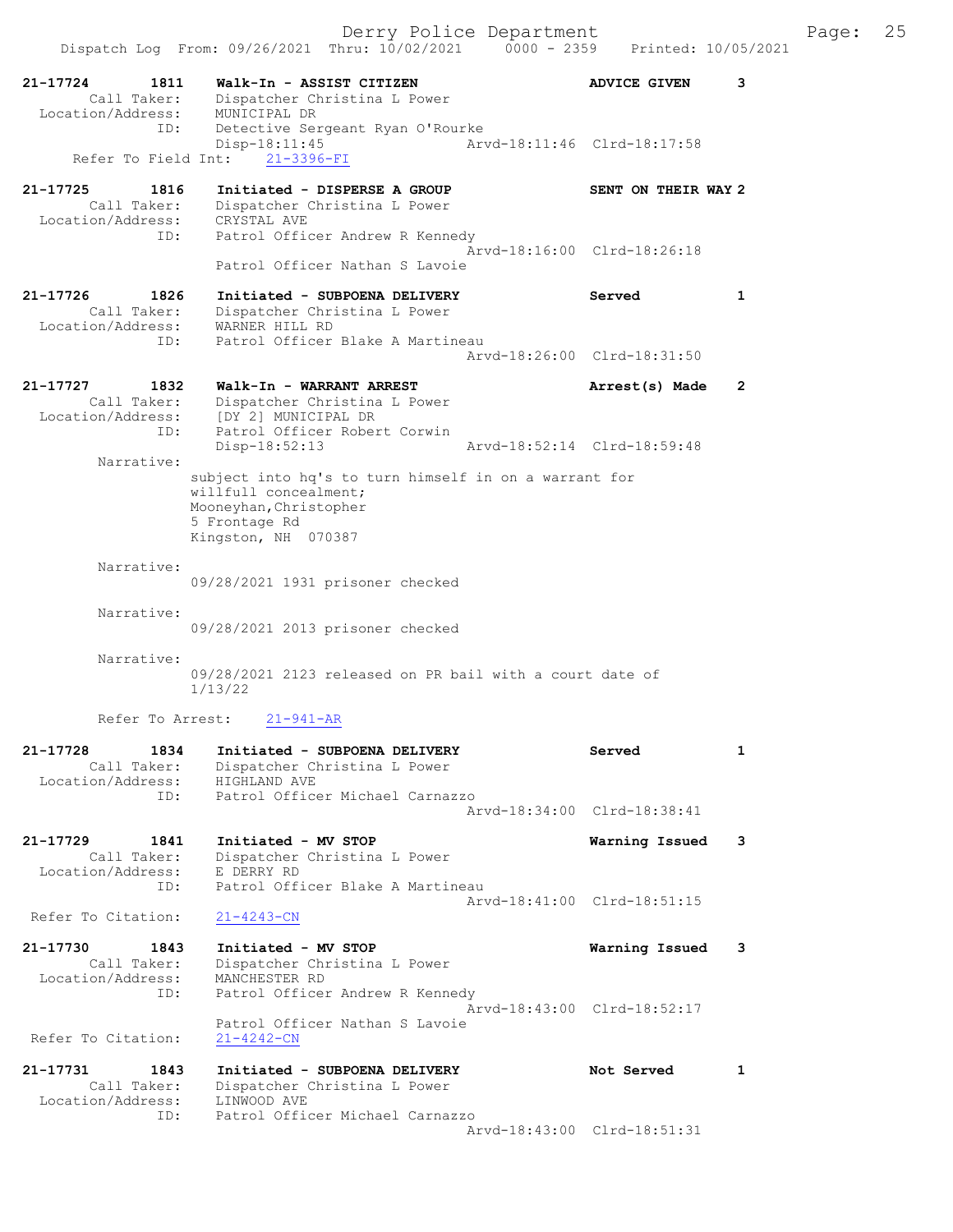21-17724 1811 Walk-In - ASSIST CITIZEN ADVICE GIVEN 3
Call Taker: Dispatcher Christina L Power
Location/Address: MUNICIPAL DR
ID: Detective Sergeant Ryan O'Rourke
Disp-18:11:45 Arvd-18:11:46 Clrd-18:17:58
Refer To Field Int: 21-3396-FI

21-17725 1816 Initiated - DISPERSE A GROUP SENT ON THEIR WAY 2
Call Taker: Dispatcher Christina L Power
Location/Address: CRYSTAL AVE
ID: Patrol Officer Andrew R Kennedy
Arvd-18:16:00 Clrd-18:26:18
Patrol Officer Nathan S Lavoie

21-17726 1826 Initiated - SUBPOENA DELIVERY Served 1
Call Taker: Dispatcher Christina L Power
Location/Address: WARNER HILL RD
ID: Patrol Officer Blake A Martineau
Arvd-18:26:00 Clrd-18:31:50

21-17727 1832 Walk-In - WARRANT ARREST Arrest(s) Made 2
Call Taker: Dispatcher Christina L Power
Location/Address: [DY 2] MUNICIPAL DR
ID: Patrol Officer Robert Corwin
Disp-18:52:13 Arvd-18:52:14 Clrd-18:59:48
Narrative:
subject into hq's to turn himself in on a warrant for willfull concealment;
Mooneyhan,Christopher
5 Frontage Rd
Kingston, NH 070387

Narrative:
09/28/2021 1931 prisoner checked

Narrative:
09/28/2021 2013 prisoner checked

Narrative:
09/28/2021 2123 released on PR bail with a court date of 1/13/22

Refer To Arrest: 21-941-AR

21-17728 1834 Initiated - SUBPOENA DELIVERY Served 1
Call Taker: Dispatcher Christina L Power
Location/Address: HIGHLAND AVE
ID: Patrol Officer Michael Carnazzo
Arvd-18:34:00 Clrd-18:38:41

21-17729 1841 Initiated - MV STOP Warning Issued 3
Call Taker: Dispatcher Christina L Power
Location/Address: E DERRY RD
ID: Patrol Officer Blake A Martineau
Arvd-18:41:00 Clrd-18:51:15
Refer To Citation: 21-4243-CN

21-17730 1843 Initiated - MV STOP Warning Issued 3
Call Taker: Dispatcher Christina L Power
Location/Address: MANCHESTER RD
ID: Patrol Officer Andrew R Kennedy
Arvd-18:43:00 Clrd-18:52:17
Patrol Officer Nathan S Lavoie
Refer To Citation: 21-4242-CN

21-17731 1843 Initiated - SUBPOENA DELIVERY Not Served 1
Call Taker: Dispatcher Christina L Power
Location/Address: LINWOOD AVE
ID: Patrol Officer Michael Carnazzo
Arvd-18:43:00 Clrd-18:51:31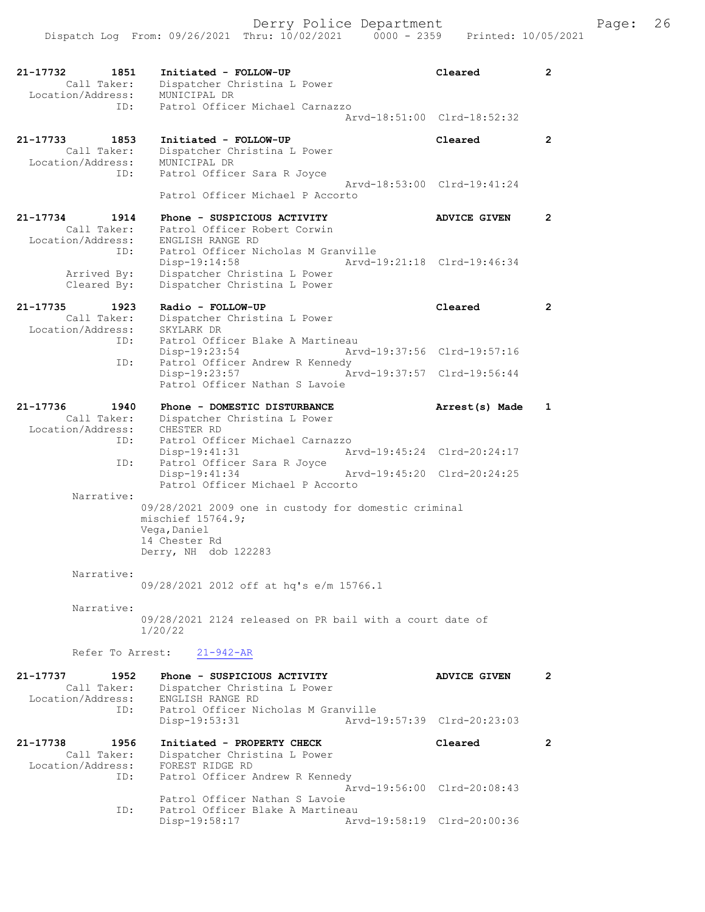```
21-17732        1851   Initiated - FOLLOW-UP                          Cleared          2
        Call Taker:    Dispatcher Christina L Power
  Location/Address:    MUNICIPAL DR
                ID:    Patrol Officer Michael Carnazzo
                                                     Arvd-18:51:00  Clrd-18:52:32

21-17733        1853   Initiated - FOLLOW-UP                          Cleared          2
        Call Taker:    Dispatcher Christina L Power
  Location/Address:    MUNICIPAL DR
                ID:    Patrol Officer Sara R Joyce
                                                     Arvd-18:53:00  Clrd-19:41:24
                       Patrol Officer Michael P Accorto

21-17734        1914   Phone - SUSPICIOUS ACTIVITY                    ADVICE GIVEN     2
        Call Taker:    Patrol Officer Robert Corwin
  Location/Address:    ENGLISH RANGE RD
                ID:    Patrol Officer Nicholas M Granville
                       Disp-19:14:58                 Arvd-19:21:18  Clrd-19:46:34
       Arrived By:     Dispatcher Christina L Power
       Cleared By:     Dispatcher Christina L Power

21-17735        1923   Radio - FOLLOW-UP                              Cleared          2
        Call Taker:    Dispatcher Christina L Power
  Location/Address:    SKYLARK DR
                ID:    Patrol Officer Blake A Martineau
                       Disp-19:23:54                 Arvd-19:37:56  Clrd-19:57:16
                ID:    Patrol Officer Andrew R Kennedy
                       Disp-19:23:57                 Arvd-19:37:57  Clrd-19:56:44
                       Patrol Officer Nathan S Lavoie

21-17736        1940   Phone - DOMESTIC DISTURBANCE                   Arrest(s) Made   1
        Call Taker:    Dispatcher Christina L Power
  Location/Address:    CHESTER RD
                ID:    Patrol Officer Michael Carnazzo
                       Disp-19:41:31                 Arvd-19:45:24  Clrd-20:24:17
                ID:    Patrol Officer Sara R Joyce
                       Disp-19:41:34                 Arvd-19:45:20  Clrd-20:24:25
                       Patrol Officer Michael P Accorto
        Narrative:
                  09/28/2021 2009 one in custody for domestic criminal
                  mischief 15764.9;
                  Vega,Daniel
                  14 Chester Rd
                  Derry, NH  dob 122283

        Narrative:
                  09/28/2021 2012 off at hq's e/m 15766.1

        Narrative:
                  09/28/2021 2124 released on PR bail with a court date of
                  1/20/22

        Refer To Arrest:    21-942-AR

21-17737        1952   Phone - SUSPICIOUS ACTIVITY                    ADVICE GIVEN     2
        Call Taker:    Dispatcher Christina L Power
  Location/Address:    ENGLISH RANGE RD
                ID:    Patrol Officer Nicholas M Granville
                       Disp-19:53:31                 Arvd-19:57:39  Clrd-20:23:03

21-17738        1956   Initiated - PROPERTY CHECK                     Cleared          2
        Call Taker:    Dispatcher Christina L Power
  Location/Address:    FOREST RIDGE RD
                ID:    Patrol Officer Andrew R Kennedy
                                                     Arvd-19:56:00  Clrd-20:08:43
                       Patrol Officer Nathan S Lavoie
                ID:    Patrol Officer Blake A Martineau
                       Disp-19:58:17                 Arvd-19:58:19  Clrd-20:00:36
```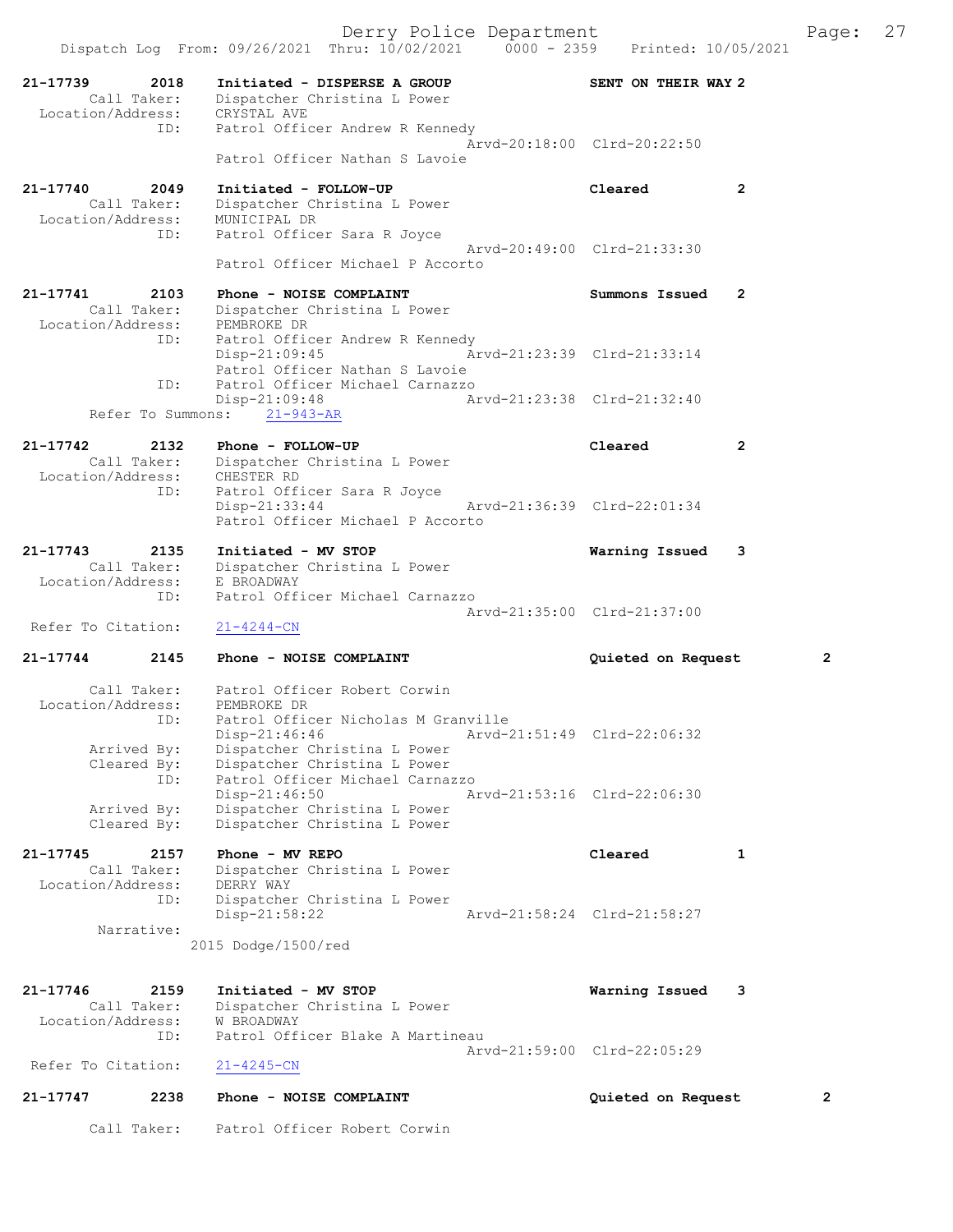21-17739 2018 Initiated - DISPERSE A GROUP SENT ON THEIR WAY 2
Call Taker: Dispatcher Christina L Power
Location/Address: CRYSTAL AVE
ID: Patrol Officer Andrew R Kennedy
Arvd-20:18:00 Clrd-20:22:50
Patrol Officer Nathan S Lavoie

21-17740 2049 Initiated - FOLLOW-UP Cleared 2
Call Taker: Dispatcher Christina L Power
Location/Address: MUNICIPAL DR
ID: Patrol Officer Sara R Joyce
Arvd-20:49:00 Clrd-21:33:30
Patrol Officer Michael P Accorto

21-17741 2103 Phone - NOISE COMPLAINT Summons Issued 2
Call Taker: Dispatcher Christina L Power
Location/Address: PEMBROKE DR
ID: Patrol Officer Andrew R Kennedy
Disp-21:09:45 Arvd-21:23:39 Clrd-21:33:14
Patrol Officer Nathan S Lavoie
ID: Patrol Officer Michael Carnazzo
Disp-21:09:48 Arvd-21:23:38 Clrd-21:32:40
Refer To Summons: 21-943-AR

21-17742 2132 Phone - FOLLOW-UP Cleared 2
Call Taker: Dispatcher Christina L Power
Location/Address: CHESTER RD
ID: Patrol Officer Sara R Joyce
Disp-21:33:44 Arvd-21:36:39 Clrd-22:01:34
Patrol Officer Michael P Accorto

21-17743 2135 Initiated - MV STOP Warning Issued 3
Call Taker: Dispatcher Christina L Power
Location/Address: E BROADWAY
ID: Patrol Officer Michael Carnazzo
Arvd-21:35:00 Clrd-21:37:00
Refer To Citation: 21-4244-CN

21-17744 2145 Phone - NOISE COMPLAINT Quieted on Request 2
Call Taker: Patrol Officer Robert Corwin
Location/Address: PEMBROKE DR
ID: Patrol Officer Nicholas M Granville
Disp-21:46:46 Arvd-21:51:49 Clrd-22:06:32
Arrived By: Dispatcher Christina L Power
Cleared By: Dispatcher Christina L Power
ID: Patrol Officer Michael Carnazzo
Disp-21:46:50 Arvd-21:53:16 Clrd-22:06:30
Arrived By: Dispatcher Christina L Power
Cleared By: Dispatcher Christina L Power

21-17745 2157 Phone - MV REPO Cleared 1
Call Taker: Dispatcher Christina L Power
Location/Address: DERRY WAY
ID: Dispatcher Christina L Power
Disp-21:58:22 Arvd-21:58:24 Clrd-21:58:27
Narrative:
2015 Dodge/1500/red

21-17746 2159 Initiated - MV STOP Warning Issued 3
Call Taker: Dispatcher Christina L Power
Location/Address: W BROADWAY
ID: Patrol Officer Blake A Martineau
Arvd-21:59:00 Clrd-22:05:29
Refer To Citation: 21-4245-CN

21-17747 2238 Phone - NOISE COMPLAINT Quieted on Request 2
Call Taker: Patrol Officer Robert Corwin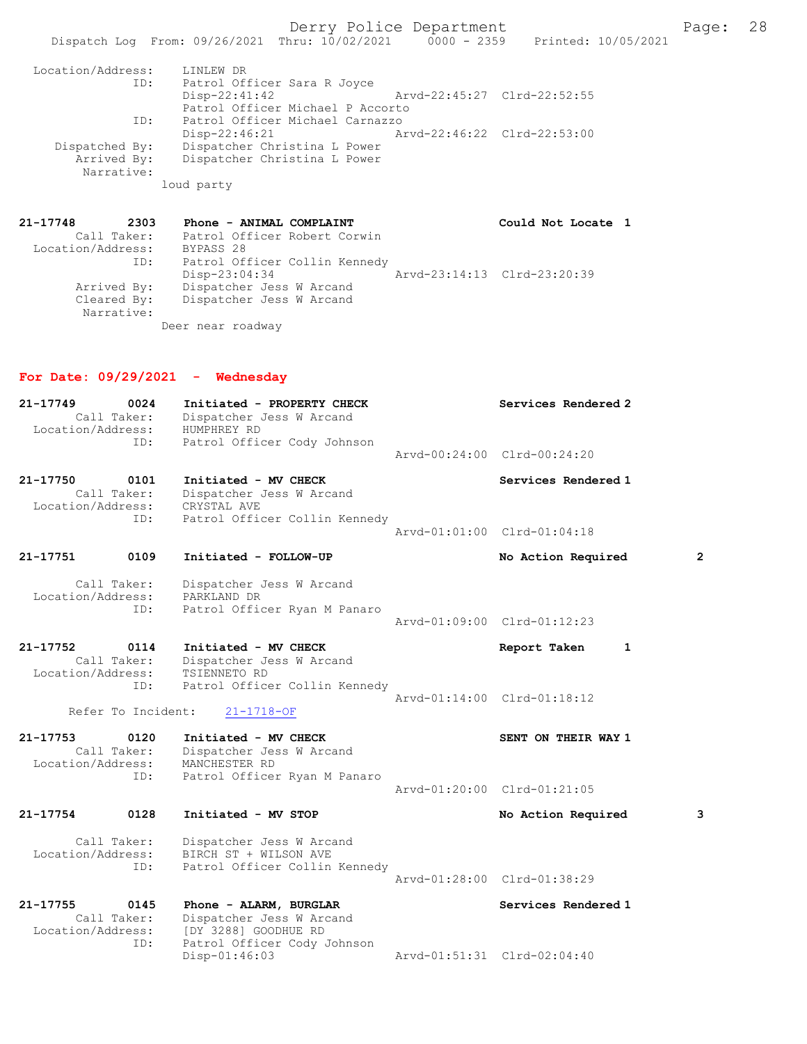Location/Address: LINLEW DR
ID: Patrol Officer Sara R Joyce
Disp-22:41:42 Arvd-22:45:27 Clrd-22:52:55
Patrol Officer Michael P Accorto
ID: Patrol Officer Michael Carnazzo
Disp-22:46:21 Arvd-22:46:22 Clrd-22:53:00
Dispatched By: Dispatcher Christina L Power
Arrived By: Dispatcher Christina L Power
Narrative:
loud party

**21-17748 2303 Phone - ANIMAL COMPLAINT Could Not Locate 1**
Call Taker: Patrol Officer Robert Corwin
Location/Address: BYPASS 28
ID: Patrol Officer Collin Kennedy
Disp-23:04:34 Arvd-23:14:13 Clrd-23:20:39
Arrived By: Dispatcher Jess W Arcand
Cleared By: Dispatcher Jess W Arcand
Narrative:
Deer near roadway

## For Date: 09/29/2021 - Wednesday

**21-17749 0024 Initiated - PROPERTY CHECK Services Rendered 2**
Call Taker: Dispatcher Jess W Arcand
Location/Address: HUMPHREY RD
ID: Patrol Officer Cody Johnson
Arvd-00:24:00 Clrd-00:24:20

**21-17750 0101 Initiated - MV CHECK Services Rendered 1**
Call Taker: Dispatcher Jess W Arcand
Location/Address: CRYSTAL AVE
ID: Patrol Officer Collin Kennedy
Arvd-01:01:00 Clrd-01:04:18

**21-17751 0109 Initiated - FOLLOW-UP No Action Required 2**
Call Taker: Dispatcher Jess W Arcand
Location/Address: PARKLAND DR
ID: Patrol Officer Ryan M Panaro
Arvd-01:09:00 Clrd-01:12:23

**21-17752 0114 Initiated - MV CHECK Report Taken 1**
Call Taker: Dispatcher Jess W Arcand
Location/Address: TSIENNETO RD
ID: Patrol Officer Collin Kennedy
Arvd-01:14:00 Clrd-01:18:12
Refer To Incident: 21-1718-OF

**21-17753 0120 Initiated - MV CHECK SENT ON THEIR WAY 1**
Call Taker: Dispatcher Jess W Arcand
Location/Address: MANCHESTER RD
ID: Patrol Officer Ryan M Panaro
Arvd-01:20:00 Clrd-01:21:05

**21-17754 0128 Initiated - MV STOP No Action Required 3**
Call Taker: Dispatcher Jess W Arcand
Location/Address: BIRCH ST + WILSON AVE
ID: Patrol Officer Collin Kennedy
Arvd-01:28:00 Clrd-01:38:29

**21-17755 0145 Phone - ALARM, BURGLAR Services Rendered 1**
Call Taker: Dispatcher Jess W Arcand
Location/Address: [DY 3288] GOODHUE RD
ID: Patrol Officer Cody Johnson
Disp-01:46:03 Arvd-01:51:31 Clrd-02:04:40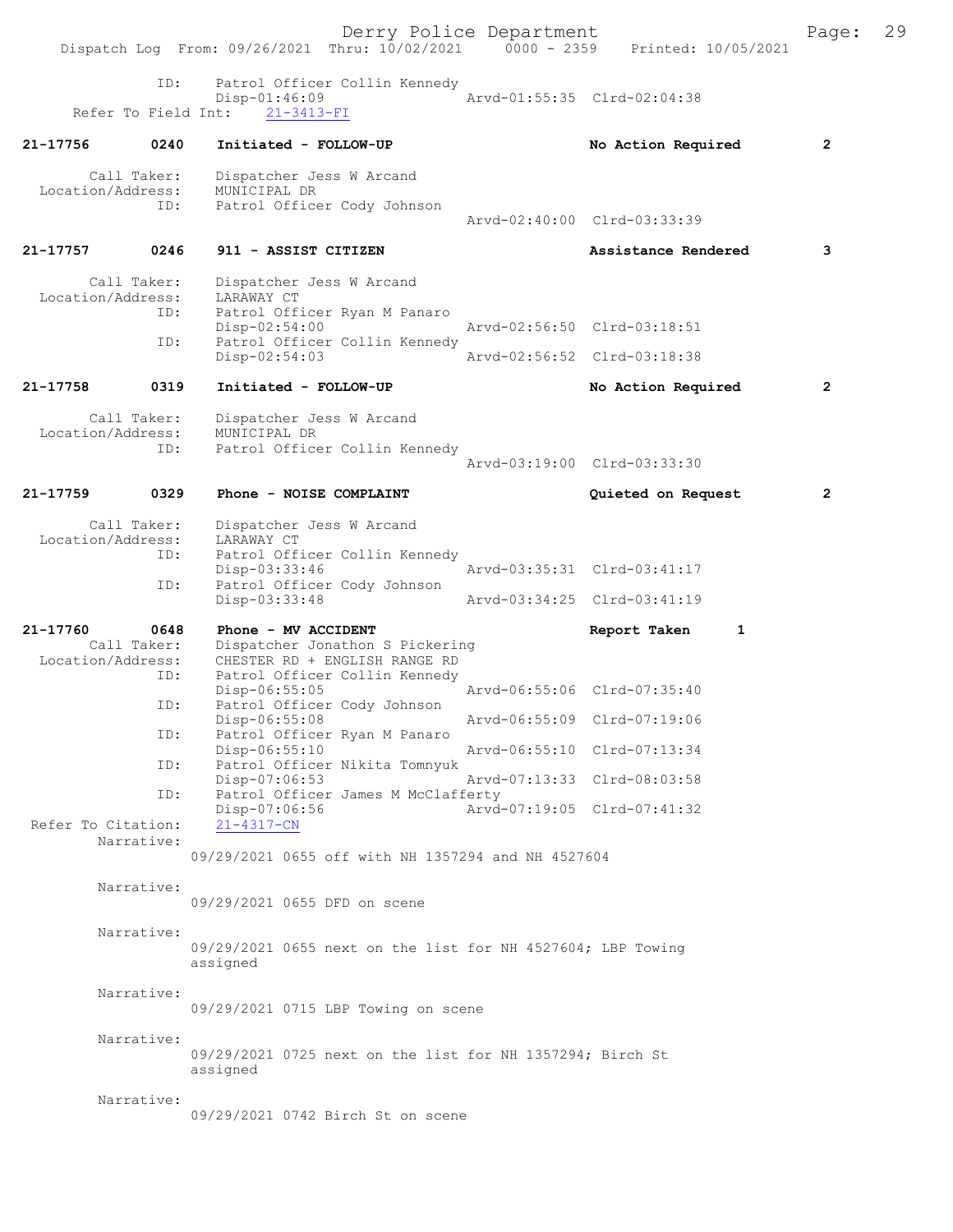ID: Patrol Officer Collin Kennedy
Disp-01:46:09 Arvd-01:55:35 Clrd-02:04:38
Refer To Field Int: 21-3413-FI

21-17756 0240 Initiated - FOLLOW-UP No Action Required 2

Call Taker: Dispatcher Jess W Arcand
Location/Address: MUNICIPAL DR
ID: Patrol Officer Cody Johnson
Arvd-02:40:00 Clrd-03:33:39

21-17757 0246 911 - ASSIST CITIZEN Assistance Rendered 3

Call Taker: Dispatcher Jess W Arcand
Location/Address: LARAWAY CT
ID: Patrol Officer Ryan M Panaro
Disp-02:54:00 Arvd-02:56:50 Clrd-03:18:51
ID: Patrol Officer Collin Kennedy
Disp-02:54:03 Arvd-02:56:52 Clrd-03:18:38

21-17758 0319 Initiated - FOLLOW-UP No Action Required 2

Call Taker: Dispatcher Jess W Arcand
Location/Address: MUNICIPAL DR
ID: Patrol Officer Collin Kennedy
Arvd-03:19:00 Clrd-03:33:30

21-17759 0329 Phone - NOISE COMPLAINT Quieted on Request 2

Call Taker: Dispatcher Jess W Arcand
Location/Address: LARAWAY CT
ID: Patrol Officer Collin Kennedy
Disp-03:33:46 Arvd-03:35:31 Clrd-03:41:17
ID: Patrol Officer Cody Johnson
Disp-03:33:48 Arvd-03:34:25 Clrd-03:41:19

21-17760 0648 Phone - MV ACCIDENT Report Taken 1
Call Taker: Dispatcher Jonathon S Pickering
Location/Address: CHESTER RD + ENGLISH RANGE RD
ID: Patrol Officer Collin Kennedy
Disp-06:55:05 Arvd-06:55:06 Clrd-07:35:40
ID: Patrol Officer Cody Johnson
Disp-06:55:08 Arvd-06:55:09 Clrd-07:19:06
ID: Patrol Officer Ryan M Panaro
Disp-06:55:10 Arvd-06:55:10 Clrd-07:13:34
ID: Patrol Officer Nikita Tomnyuk
Disp-07:06:53 Arvd-07:13:33 Clrd-08:03:58
ID: Patrol Officer James M McClafferty
Disp-07:06:56 Arvd-07:19:05 Clrd-07:41:32
Refer To Citation: 21-4317-CN
Narrative:
09/29/2021 0655 off with NH 1357294 and NH 4527604

Narrative:
09/29/2021 0655 DFD on scene

Narrative:
09/29/2021 0655 next on the list for NH 4527604; LBP Towing assigned

Narrative:
09/29/2021 0715 LBP Towing on scene

Narrative:
09/29/2021 0725 next on the list for NH 1357294; Birch St assigned

Narrative:
09/29/2021 0742 Birch St on scene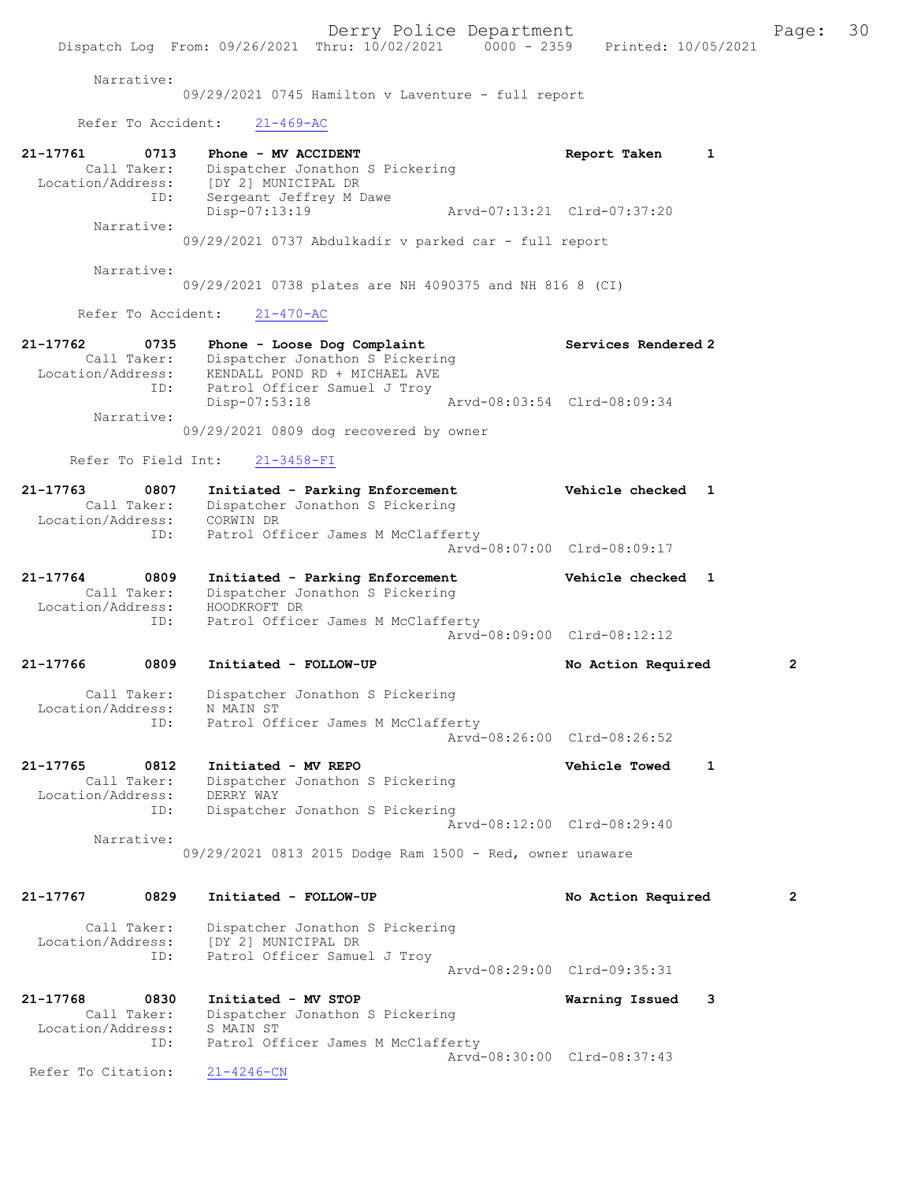Narrative:
09/29/2021 0745 Hamilton v Laventure - full report

Refer To Accident: 21-469-AC

**21-17761 0713 Phone - MV ACCIDENT** — Report Taken 1
Call Taker: Dispatcher Jonathon S Pickering
Location/Address: [DY 2] MUNICIPAL DR
ID: Sergeant Jeffrey M Dawe
Disp-07:13:19 Arvd-07:13:21 Clrd-07:37:20
Narrative:
09/29/2021 0737 Abdulkadir v parked car - full report

Narrative:
09/29/2021 0738 plates are NH 4090375 and NH 816 8 (CI)

Refer To Accident: 21-470-AC

**21-17762 0735 Phone - Loose Dog Complaint** — Services Rendered 2
Call Taker: Dispatcher Jonathon S Pickering
Location/Address: KENDALL POND RD + MICHAEL AVE
ID: Patrol Officer Samuel J Troy
Disp-07:53:18 Arvd-08:03:54 Clrd-08:09:34
Narrative:
09/29/2021 0809 dog recovered by owner

Refer To Field Int: 21-3458-FI

**21-17763 0807 Initiated - Parking Enforcement** — Vehicle checked 1
Call Taker: Dispatcher Jonathon S Pickering
Location/Address: CORWIN DR
ID: Patrol Officer James M McClafferty
Arvd-08:07:00 Clrd-08:09:17

**21-17764 0809 Initiated - Parking Enforcement** — Vehicle checked 1
Call Taker: Dispatcher Jonathon S Pickering
Location/Address: HOODKROFT DR
ID: Patrol Officer James M McClafferty
Arvd-08:09:00 Clrd-08:12:12

**21-17766 0809 Initiated - FOLLOW-UP** — No Action Required 2
Call Taker: Dispatcher Jonathon S Pickering
Location/Address: N MAIN ST
ID: Patrol Officer James M McClafferty
Arvd-08:26:00 Clrd-08:26:52

**21-17765 0812 Initiated - MV REPO** — Vehicle Towed 1
Call Taker: Dispatcher Jonathon S Pickering
Location/Address: DERRY WAY
ID: Dispatcher Jonathon S Pickering
Arvd-08:12:00 Clrd-08:29:40
Narrative:
09/29/2021 0813 2015 Dodge Ram 1500 - Red, owner unaware

**21-17767 0829 Initiated - FOLLOW-UP** — No Action Required 2
Call Taker: Dispatcher Jonathon S Pickering
Location/Address: [DY 2] MUNICIPAL DR
ID: Patrol Officer Samuel J Troy
Arvd-08:29:00 Clrd-09:35:31

**21-17768 0830 Initiated - MV STOP** — Warning Issued 3
Call Taker: Dispatcher Jonathon S Pickering
Location/Address: S MAIN ST
ID: Patrol Officer James M McClafferty
Arvd-08:30:00 Clrd-08:37:43
Refer To Citation: 21-4246-CN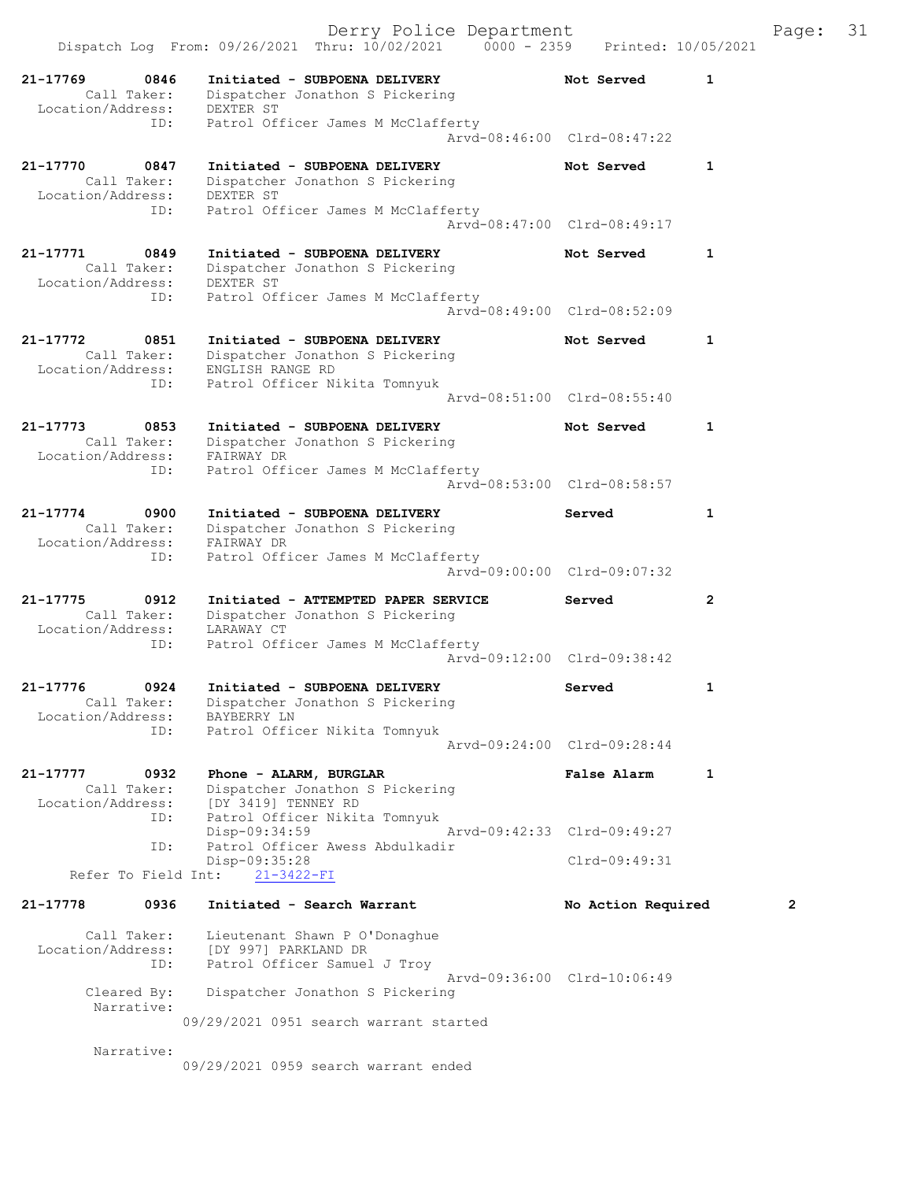21-17769 0846 Initiated - SUBPOENA DELIVERY Not Served 1
Call Taker: Dispatcher Jonathon S Pickering
Location/Address: DEXTER ST
ID: Patrol Officer James M McClafferty
Arvd-08:46:00 Clrd-08:47:22

21-17770 0847 Initiated - SUBPOENA DELIVERY Not Served 1
Call Taker: Dispatcher Jonathon S Pickering
Location/Address: DEXTER ST
ID: Patrol Officer James M McClafferty
Arvd-08:47:00 Clrd-08:49:17

21-17771 0849 Initiated - SUBPOENA DELIVERY Not Served 1
Call Taker: Dispatcher Jonathon S Pickering
Location/Address: DEXTER ST
ID: Patrol Officer James M McClafferty
Arvd-08:49:00 Clrd-08:52:09

21-17772 0851 Initiated - SUBPOENA DELIVERY Not Served 1
Call Taker: Dispatcher Jonathon S Pickering
Location/Address: ENGLISH RANGE RD
ID: Patrol Officer Nikita Tomnyuk
Arvd-08:51:00 Clrd-08:55:40

21-17773 0853 Initiated - SUBPOENA DELIVERY Not Served 1
Call Taker: Dispatcher Jonathon S Pickering
Location/Address: FAIRWAY DR
ID: Patrol Officer James M McClafferty
Arvd-08:53:00 Clrd-08:58:57

21-17774 0900 Initiated - SUBPOENA DELIVERY Served 1
Call Taker: Dispatcher Jonathon S Pickering
Location/Address: FAIRWAY DR
ID: Patrol Officer James M McClafferty
Arvd-09:00:00 Clrd-09:07:32

21-17775 0912 Initiated - ATTEMPTED PAPER SERVICE Served 2
Call Taker: Dispatcher Jonathon S Pickering
Location/Address: LARAWAY CT
ID: Patrol Officer James M McClafferty
Arvd-09:12:00 Clrd-09:38:42

21-17776 0924 Initiated - SUBPOENA DELIVERY Served 1
Call Taker: Dispatcher Jonathon S Pickering
Location/Address: BAYBERRY LN
ID: Patrol Officer Nikita Tomnyuk
Arvd-09:24:00 Clrd-09:28:44

21-17777 0932 Phone - ALARM, BURGLAR False Alarm 1
Call Taker: Dispatcher Jonathon S Pickering
Location/Address: [DY 3419] TENNEY RD
ID: Patrol Officer Nikita Tomnyuk
Disp-09:34:59 Arvd-09:42:33 Clrd-09:49:27
ID: Patrol Officer Awess Abdulkadir
Disp-09:35:28 Clrd-09:49:31
Refer To Field Int: 21-3422-FI

21-17778 0936 Initiated - Search Warrant No Action Required 2
Call Taker: Lieutenant Shawn P O'Donaghue
Location/Address: [DY 997] PARKLAND DR
ID: Patrol Officer Samuel J Troy
Arvd-09:36:00 Clrd-10:06:49
Cleared By: Dispatcher Jonathon S Pickering
Narrative:
09/29/2021 0951 search warrant started

Narrative:
09/29/2021 0959 search warrant ended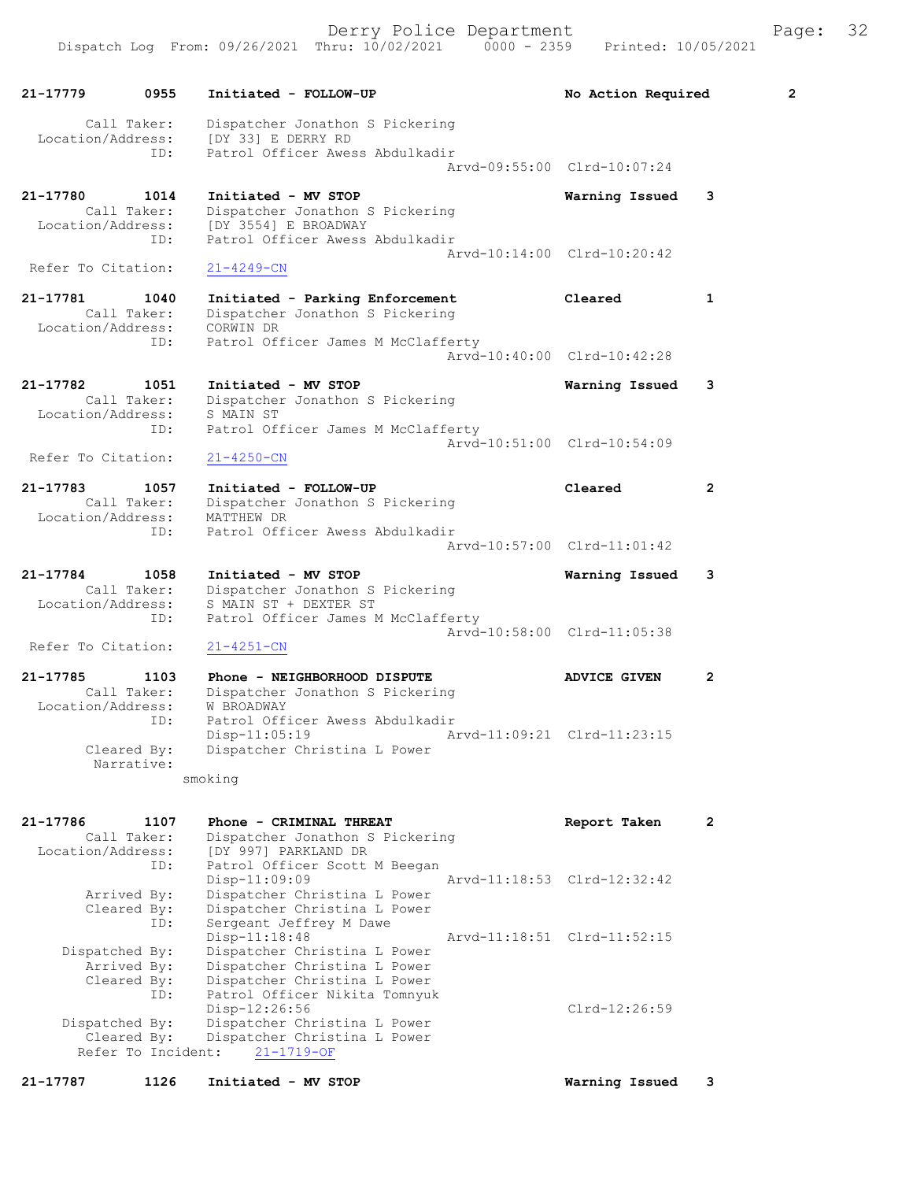| | | | | |
|---|---|---|---|---|
| 21-17779 | 0955 | Initiated - FOLLOW-UP | No Action Required | 2 |

Call Taker: Dispatcher Jonathon S Pickering
Location/Address: [DY 33] E DERRY RD
ID: Patrol Officer Awess Abdulkadir
Arvd-09:55:00 Clrd-10:07:24

| | | | | |
|---|---|---|---|---|
| 21-17780 | 1014 | Initiated - MV STOP | Warning Issued | 3 |

Call Taker: Dispatcher Jonathon S Pickering
Location/Address: [DY 3554] E BROADWAY
ID: Patrol Officer Awess Abdulkadir
Arvd-10:14:00 Clrd-10:20:42
Refer To Citation: 21-4249-CN

| | | | | |
|---|---|---|---|---|
| 21-17781 | 1040 | Initiated - Parking Enforcement | Cleared | 1 |

Call Taker: Dispatcher Jonathon S Pickering
Location/Address: CORWIN DR
ID: Patrol Officer James M McClafferty
Arvd-10:40:00 Clrd-10:42:28

| | | | | |
|---|---|---|---|---|
| 21-17782 | 1051 | Initiated - MV STOP | Warning Issued | 3 |

Call Taker: Dispatcher Jonathon S Pickering
Location/Address: S MAIN ST
ID: Patrol Officer James M McClafferty
Arvd-10:51:00 Clrd-10:54:09
Refer To Citation: 21-4250-CN

| | | | | |
|---|---|---|---|---|
| 21-17783 | 1057 | Initiated - FOLLOW-UP | Cleared | 2 |

Call Taker: Dispatcher Jonathon S Pickering
Location/Address: MATTHEW DR
ID: Patrol Officer Awess Abdulkadir
Arvd-10:57:00 Clrd-11:01:42

| | | | | |
|---|---|---|---|---|
| 21-17784 | 1058 | Initiated - MV STOP | Warning Issued | 3 |

Call Taker: Dispatcher Jonathon S Pickering
Location/Address: S MAIN ST + DEXTER ST
ID: Patrol Officer James M McClafferty
Arvd-10:58:00 Clrd-11:05:38
Refer To Citation: 21-4251-CN

| | | | | |
|---|---|---|---|---|
| 21-17785 | 1103 | Phone - NEIGHBORHOOD DISPUTE | ADVICE GIVEN | 2 |

Call Taker: Dispatcher Jonathon S Pickering
Location/Address: W BROADWAY
ID: Patrol Officer Awess Abdulkadir
Disp-11:05:19 Arvd-11:09:21 Clrd-11:23:15
Cleared By: Dispatcher Christina L Power
Narrative:
smoking

| | | | | |
|---|---|---|---|---|
| 21-17786 | 1107 | Phone - CRIMINAL THREAT | Report Taken | 2 |

Call Taker: Dispatcher Jonathon S Pickering
Location/Address: [DY 997] PARKLAND DR
ID: Patrol Officer Scott M Beegan
Disp-11:09:09 Arvd-11:18:53 Clrd-12:32:42
Arrived By: Dispatcher Christina L Power
Cleared By: Dispatcher Christina L Power
ID: Sergeant Jeffrey M Dawe
Disp-11:18:48 Arvd-11:18:51 Clrd-11:52:15
Dispatched By: Dispatcher Christina L Power
Arrived By: Dispatcher Christina L Power
Cleared By: Dispatcher Christina L Power
ID: Patrol Officer Nikita Tomnyuk
Disp-12:26:56 Clrd-12:26:59
Dispatched By: Dispatcher Christina L Power
Cleared By: Dispatcher Christina L Power
Refer To Incident: 21-1719-OF

| | | | | |
|---|---|---|---|---|
| 21-17787 | 1126 | Initiated - MV STOP | Warning Issued | 3 |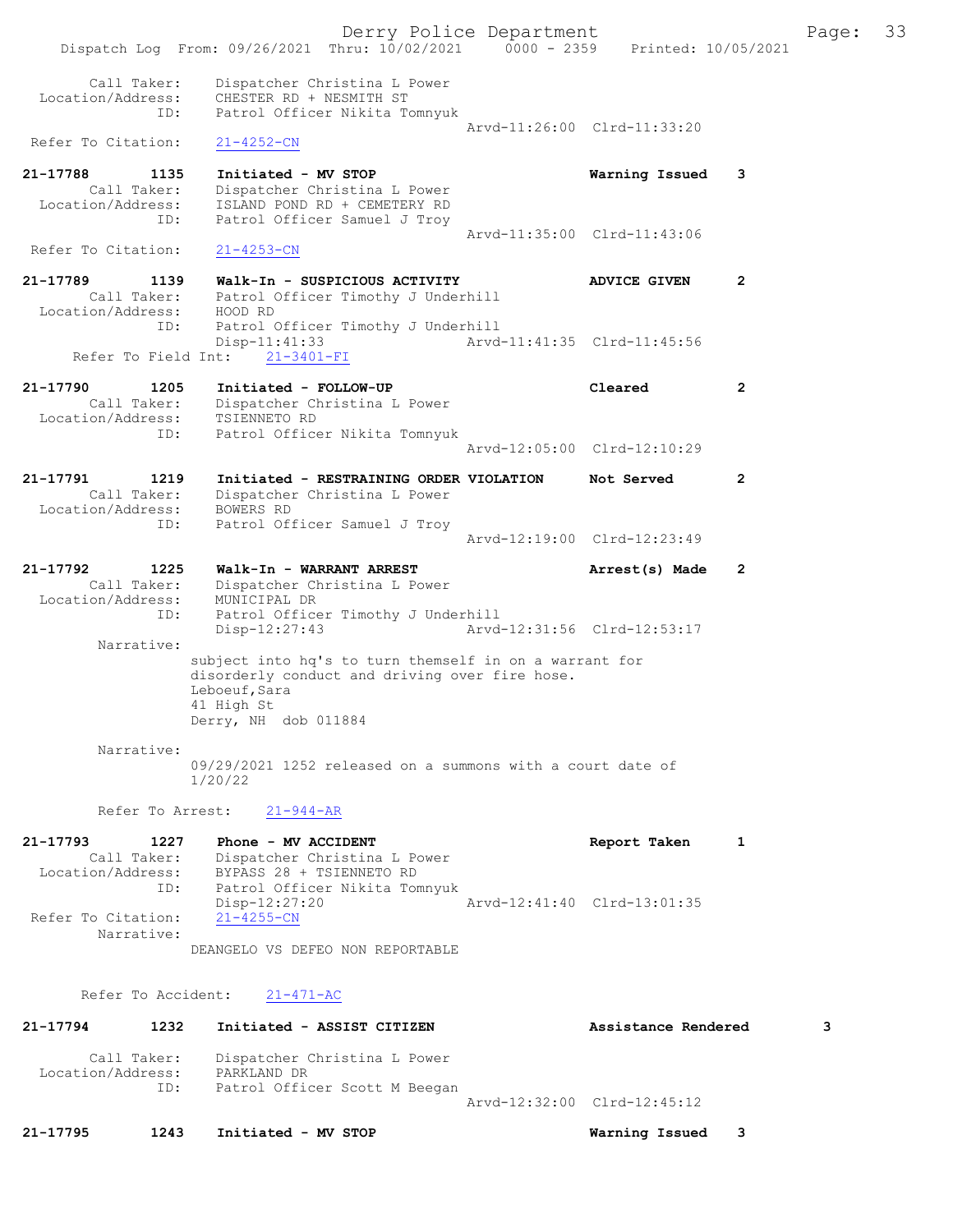Call Taker: Dispatcher Christina L Power
Location/Address: CHESTER RD + NESMITH ST
ID: Patrol Officer Nikita Tomnyuk
Arvd-11:26:00 Clrd-11:33:20
Refer To Citation: 21-4252-CN

**21-17788 1135 Initiated - MV STOP** Warning Issued 3
Call Taker: Dispatcher Christina L Power
Location/Address: ISLAND POND RD + CEMETERY RD
ID: Patrol Officer Samuel J Troy
Arvd-11:35:00 Clrd-11:43:06
Refer To Citation: 21-4253-CN

**21-17789 1139 Walk-In - SUSPICIOUS ACTIVITY** ADVICE GIVEN 2
Call Taker: Patrol Officer Timothy J Underhill
Location/Address: HOOD RD
ID: Patrol Officer Timothy J Underhill
Disp-11:41:33 Arvd-11:41:35 Clrd-11:45:56
Refer To Field Int: 21-3401-FI

**21-17790 1205 Initiated - FOLLOW-UP** Cleared 2
Call Taker: Dispatcher Christina L Power
Location/Address: TSIENNETO RD
ID: Patrol Officer Nikita Tomnyuk
Arvd-12:05:00 Clrd-12:10:29

**21-17791 1219 Initiated - RESTRAINING ORDER VIOLATION** Not Served 2
Call Taker: Dispatcher Christina L Power
Location/Address: BOWERS RD
ID: Patrol Officer Samuel J Troy
Arvd-12:19:00 Clrd-12:23:49

**21-17792 1225 Walk-In - WARRANT ARREST** Arrest(s) Made 2
Call Taker: Dispatcher Christina L Power
Location/Address: MUNICIPAL DR
ID: Patrol Officer Timothy J Underhill
Disp-12:27:43 Arvd-12:31:56 Clrd-12:53:17
Narrative:
subject into hq's to turn themself in on a warrant for disorderly conduct and driving over fire hose.
Leboeuf,Sara
41 High St
Derry, NH dob 011884

Narrative:
09/29/2021 1252 released on a summons with a court date of 1/20/22

Refer To Arrest: 21-944-AR

**21-17793 1227 Phone - MV ACCIDENT** Report Taken 1
Call Taker: Dispatcher Christina L Power
Location/Address: BYPASS 28 + TSIENNETO RD
ID: Patrol Officer Nikita Tomnyuk
Disp-12:27:20 Arvd-12:41:40 Clrd-13:01:35
Refer To Citation: 21-4255-CN
Narrative:
DEANGELO VS DEFEO NON REPORTABLE

Refer To Accident: 21-471-AC

**21-17794 1232 Initiated - ASSIST CITIZEN** Assistance Rendered 3
Call Taker: Dispatcher Christina L Power
Location/Address: PARKLAND DR
ID: Patrol Officer Scott M Beegan
Arvd-12:32:00 Clrd-12:45:12

**21-17795 1243 Initiated - MV STOP** Warning Issued 3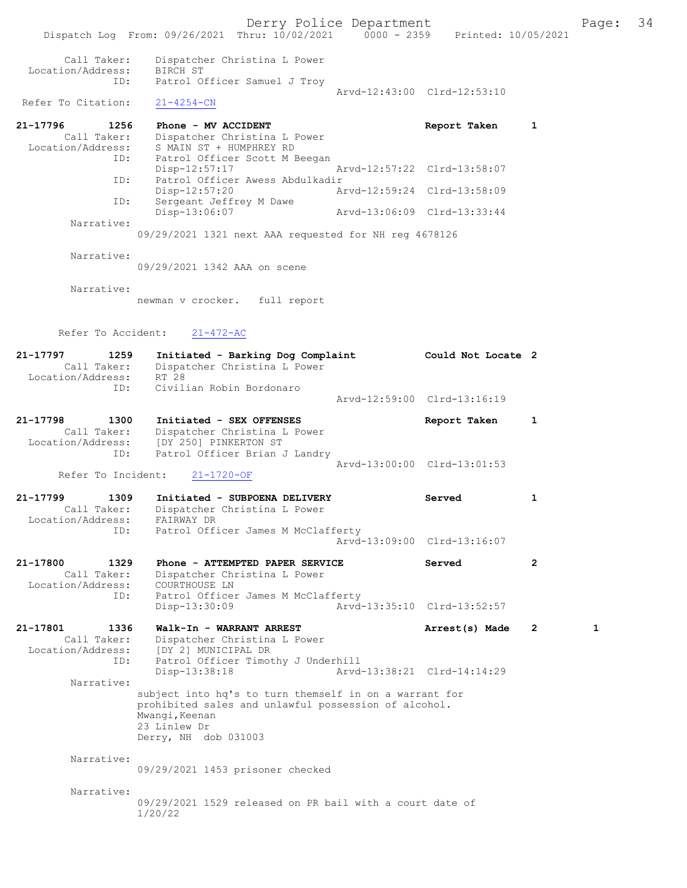Call Taker: Dispatcher Christina L Power
Location/Address: BIRCH ST
ID: Patrol Officer Samuel J Troy
Arvd-12:43:00 Clrd-12:53:10
Refer To Citation: 21-4254-CN

21-17796 1256 Phone - MV ACCIDENT Report Taken 1
Call Taker: Dispatcher Christina L Power
Location/Address: S MAIN ST + HUMPHREY RD
ID: Patrol Officer Scott M Beegan
Disp-12:57:17 Arvd-12:57:22 Clrd-13:58:07
ID: Patrol Officer Awess Abdulkadir
Disp-12:57:20 Arvd-12:59:24 Clrd-13:58:09
ID: Sergeant Jeffrey M Dawe
Disp-13:06:07 Arvd-13:06:09 Clrd-13:33:44
Narrative:
09/29/2021 1321 next AAA requested for NH reg 4678126

Narrative:
09/29/2021 1342 AAA on scene

Narrative:
newman v crocker. full report

Refer To Accident: 21-472-AC

21-17797 1259 Initiated - Barking Dog Complaint Could Not Locate 2
Call Taker: Dispatcher Christina L Power
Location/Address: RT 28
ID: Civilian Robin Bordonaro
Arvd-12:59:00 Clrd-13:16:19

21-17798 1300 Initiated - SEX OFFENSES Report Taken 1
Call Taker: Dispatcher Christina L Power
Location/Address: [DY 250] PINKERTON ST
ID: Patrol Officer Brian J Landry
Arvd-13:00:00 Clrd-13:01:53
Refer To Incident: 21-1720-OF

21-17799 1309 Initiated - SUBPOENA DELIVERY Served 1
Call Taker: Dispatcher Christina L Power
Location/Address: FAIRWAY DR
ID: Patrol Officer James M McClafferty
Arvd-13:09:00 Clrd-13:16:07

21-17800 1329 Phone - ATTEMPTED PAPER SERVICE Served 2
Call Taker: Dispatcher Christina L Power
Location/Address: COURTHOUSE LN
ID: Patrol Officer James M McClafferty
Disp-13:30:09 Arvd-13:35:10 Clrd-13:52:57

21-17801 1336 Walk-In - WARRANT ARREST Arrest(s) Made 2 1
Call Taker: Dispatcher Christina L Power
Location/Address: [DY 2] MUNICIPAL DR
ID: Patrol Officer Timothy J Underhill
Disp-13:38:18 Arvd-13:38:21 Clrd-14:14:29
Narrative:
subject into hq's to turn themself in on a warrant for prohibited sales and unlawful possession of alcohol.
Mwangi,Keenan
23 Linlew Dr
Derry, NH dob 031003

Narrative:
09/29/2021 1453 prisoner checked

Narrative:
09/29/2021 1529 released on PR bail with a court date of 1/20/22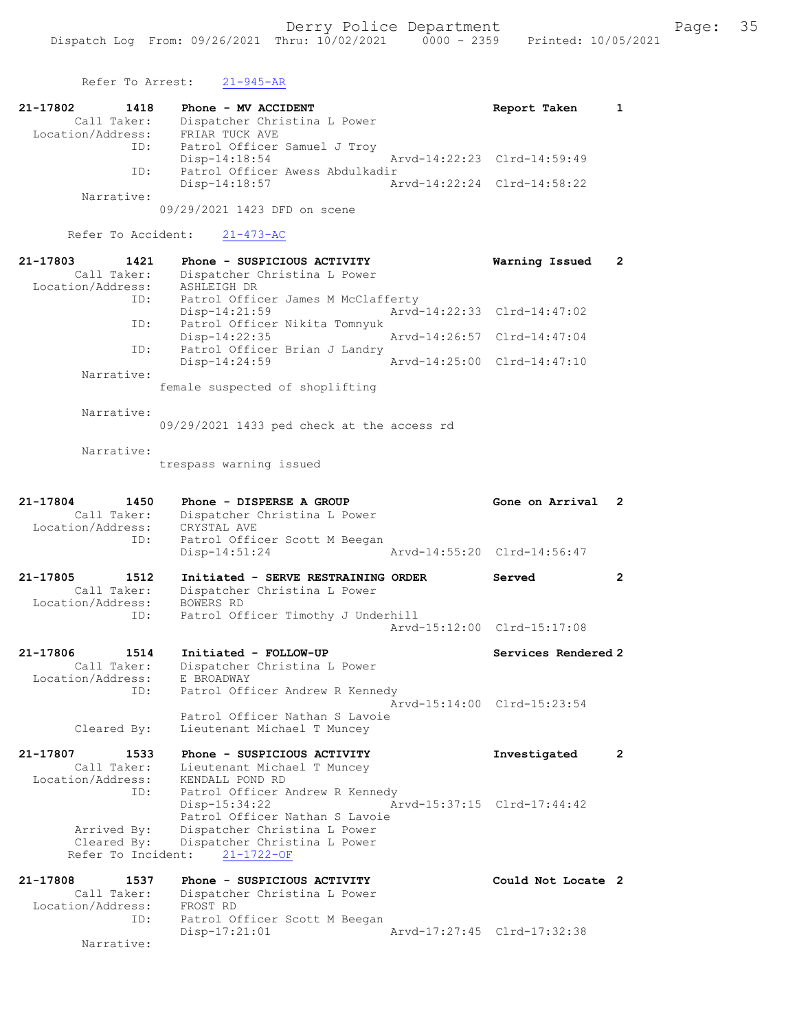Refer To Arrest: 21-945-AR

```
21-17802        1418    Phone - MV ACCIDENT                          Report Taken      1
         Call Taker:    Dispatcher Christina L Power
   Location/Address:    FRIAR TUCK AVE
                ID:     Patrol Officer Samuel J Troy
                        Disp-14:18:54                 Arvd-14:22:23  Clrd-14:59:49
                ID:     Patrol Officer Awess Abdulkadir
                        Disp-14:18:57                 Arvd-14:22:24  Clrd-14:58:22
         Narrative:
                        09/29/2021 1423 DFD on scene

       Refer To Accident:    21-473-AC

21-17803        1421    Phone - SUSPICIOUS ACTIVITY                  Warning Issued    2
         Call Taker:    Dispatcher Christina L Power
   Location/Address:    ASHLEIGH DR
                ID:     Patrol Officer James M McClafferty
                        Disp-14:21:59                 Arvd-14:22:33  Clrd-14:47:02
                ID:     Patrol Officer Nikita Tomnyuk
                        Disp-14:22:35                 Arvd-14:26:57  Clrd-14:47:04
                ID:     Patrol Officer Brian J Landry
                        Disp-14:24:59                 Arvd-14:25:00  Clrd-14:47:10
         Narrative:
                        female suspected of shoplifting

         Narrative:
                        09/29/2021 1433 ped check at the access rd

         Narrative:
                        trespass warning issued

21-17804        1450    Phone - DISPERSE A GROUP                     Gone on Arrival   2
         Call Taker:    Dispatcher Christina L Power
   Location/Address:    CRYSTAL AVE
                ID:     Patrol Officer Scott M Beegan
                        Disp-14:51:24                 Arvd-14:55:20  Clrd-14:56:47

21-17805        1512    Initiated - SERVE RESTRAINING ORDER          Served            2
         Call Taker:    Dispatcher Christina L Power
   Location/Address:    BOWERS RD
                ID:     Patrol Officer Timothy J Underhill
                                                      Arvd-15:12:00  Clrd-15:17:08

21-17806        1514    Initiated - FOLLOW-UP                        Services Rendered 2
         Call Taker:    Dispatcher Christina L Power
   Location/Address:    E BROADWAY
                ID:     Patrol Officer Andrew R Kennedy
                                                      Arvd-15:14:00  Clrd-15:23:54
                        Patrol Officer Nathan S Lavoie
        Cleared By:     Lieutenant Michael T Muncey

21-17807        1533    Phone - SUSPICIOUS ACTIVITY                  Investigated      2
         Call Taker:    Lieutenant Michael T Muncey
   Location/Address:    KENDALL POND RD
                ID:     Patrol Officer Andrew R Kennedy
                        Disp-15:34:22                 Arvd-15:37:15  Clrd-17:44:42
                        Patrol Officer Nathan S Lavoie
        Arrived By:     Dispatcher Christina L Power
        Cleared By:     Dispatcher Christina L Power
       Refer To Incident:    21-1722-OF

21-17808        1537    Phone - SUSPICIOUS ACTIVITY                  Could Not Locate  2
         Call Taker:    Dispatcher Christina L Power
   Location/Address:    FROST RD
                ID:     Patrol Officer Scott M Beegan
                        Disp-17:21:01                 Arvd-17:27:45  Clrd-17:32:38
         Narrative:
```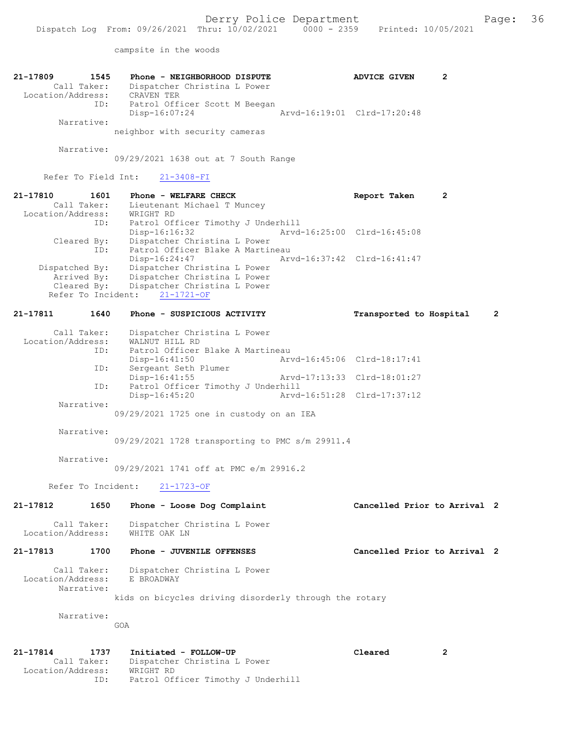campsite in the woods

```
21-17809        1545    Phone - NEIGHBORHOOD DISPUTE              ADVICE GIVEN       2
        Call Taker:     Dispatcher Christina L Power
  Location/Address:     CRAVEN TER
                ID:     Patrol Officer Scott M Beegan
                        Disp-16:07:24                 Arvd-16:19:01  Clrd-17:20:48
         Narrative:
                      neighbor with security cameras

         Narrative:
                      09/29/2021 1638 out at 7 South Range

      Refer To Field Int:     21-3408-FI

21-17810        1601    Phone - WELFARE CHECK                     Report Taken       2
        Call Taker:     Lieutenant Michael T Muncey
  Location/Address:     WRIGHT RD
                ID:     Patrol Officer Timothy J Underhill
                        Disp-16:16:32                 Arvd-16:25:00  Clrd-16:45:08
        Cleared By:     Dispatcher Christina L Power
                ID:     Patrol Officer Blake A Martineau
                        Disp-16:24:47                 Arvd-16:37:42  Clrd-16:41:47
     Dispatched By:     Dispatcher Christina L Power
        Arrived By:     Dispatcher Christina L Power
        Cleared By:     Dispatcher Christina L Power
    Refer To Incident:     21-1721-OF

21-17811        1640    Phone - SUSPICIOUS ACTIVITY               Transported to Hospital     2

        Call Taker:     Dispatcher Christina L Power
  Location/Address:     WALNUT HILL RD
                ID:     Patrol Officer Blake A Martineau
                        Disp-16:41:50                 Arvd-16:45:06  Clrd-18:17:41
                ID:     Sergeant Seth Plumer
                        Disp-16:41:55                 Arvd-17:13:33  Clrd-18:01:27
                ID:     Patrol Officer Timothy J Underhill
                        Disp-16:45:20                 Arvd-16:51:28  Clrd-17:37:12
         Narrative:
                      09/29/2021 1725 one in custody on an IEA

         Narrative:
                      09/29/2021 1728 transporting to PMC s/m 29911.4

         Narrative:
                      09/29/2021 1741 off at PMC e/m 29916.2

    Refer To Incident:     21-1723-OF

21-17812        1650    Phone - Loose Dog Complaint               Cancelled Prior to Arrival  2

        Call Taker:     Dispatcher Christina L Power
  Location/Address:     WHITE OAK LN

21-17813        1700    Phone - JUVENILE OFFENSES                 Cancelled Prior to Arrival  2

        Call Taker:     Dispatcher Christina L Power
  Location/Address:     E BROADWAY
         Narrative:
                      kids on bicycles driving disorderly through the rotary

         Narrative:
                      GOA

21-17814        1737    Initiated - FOLLOW-UP                     Cleared            2
        Call Taker:     Dispatcher Christina L Power
  Location/Address:     WRIGHT RD
                ID:     Patrol Officer Timothy J Underhill
```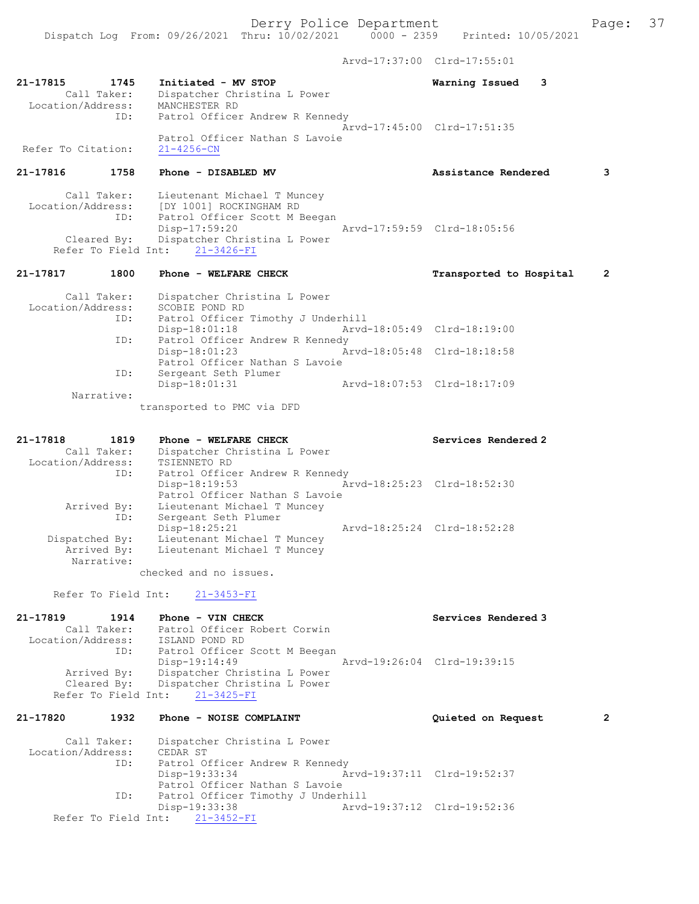Arvd-17:37:00 Clrd-17:55:01

```
21-17815        1745     Initiated - MV STOP                          Warning Issued    3
        Call Taker:      Dispatcher Christina L Power
   Location/Address:     MANCHESTER RD
                 ID:     Patrol Officer Andrew R Kennedy
                                                    Arvd-17:45:00  Clrd-17:51:35
                         Patrol Officer Nathan S Lavoie
  Refer To Citation:     21-4256-CN

21-17816        1758     Phone - DISABLED MV                          Assistance Rendered        3

        Call Taker:      Lieutenant Michael T Muncey
   Location/Address:     [DY 1001] ROCKINGHAM RD
                 ID:     Patrol Officer Scott M Beegan
                         Disp-17:59:20              Arvd-17:59:59  Clrd-18:05:56
         Cleared By:     Dispatcher Christina L Power
     Refer To Field Int:    21-3426-FI

21-17817        1800     Phone - WELFARE CHECK                        Transported to Hospital    2

        Call Taker:      Dispatcher Christina L Power
   Location/Address:     SCOBIE POND RD
                 ID:     Patrol Officer Timothy J Underhill
                         Disp-18:01:18              Arvd-18:05:49  Clrd-18:19:00
                 ID:     Patrol Officer Andrew R Kennedy
                         Disp-18:01:23              Arvd-18:05:48  Clrd-18:18:58
                         Patrol Officer Nathan S Lavoie
                 ID:     Sergeant Seth Plumer
                         Disp-18:01:31              Arvd-18:07:53  Clrd-18:17:09
          Narrative:
                       transported to PMC via DFD

21-17818        1819     Phone - WELFARE CHECK                        Services Rendered 2
        Call Taker:      Dispatcher Christina L Power
   Location/Address:     TSIENNETO RD
                 ID:     Patrol Officer Andrew R Kennedy
                         Disp-18:19:53              Arvd-18:25:23  Clrd-18:52:30
                         Patrol Officer Nathan S Lavoie
         Arrived By:     Lieutenant Michael T Muncey
                 ID:     Sergeant Seth Plumer
                         Disp-18:25:21              Arvd-18:25:24  Clrd-18:52:28
      Dispatched By:     Lieutenant Michael T Muncey
         Arrived By:     Lieutenant Michael T Muncey
          Narrative:
                       checked and no issues.

     Refer To Field Int:    21-3453-FI

21-17819        1914     Phone - VIN CHECK                            Services Rendered 3
        Call Taker:      Patrol Officer Robert Corwin
   Location/Address:     ISLAND POND RD
                 ID:     Patrol Officer Scott M Beegan
                         Disp-19:14:49              Arvd-19:26:04  Clrd-19:39:15
         Arrived By:     Dispatcher Christina L Power
         Cleared By:     Dispatcher Christina L Power
     Refer To Field Int:    21-3425-FI

21-17820        1932     Phone - NOISE COMPLAINT                      Quieted on Request         2

        Call Taker:      Dispatcher Christina L Power
   Location/Address:     CEDAR ST
                 ID:     Patrol Officer Andrew R Kennedy
                         Disp-19:33:34              Arvd-19:37:11  Clrd-19:52:37
                         Patrol Officer Nathan S Lavoie
                 ID:     Patrol Officer Timothy J Underhill
                         Disp-19:33:38              Arvd-19:37:12  Clrd-19:52:36
     Refer To Field Int:    21-3452-FI
```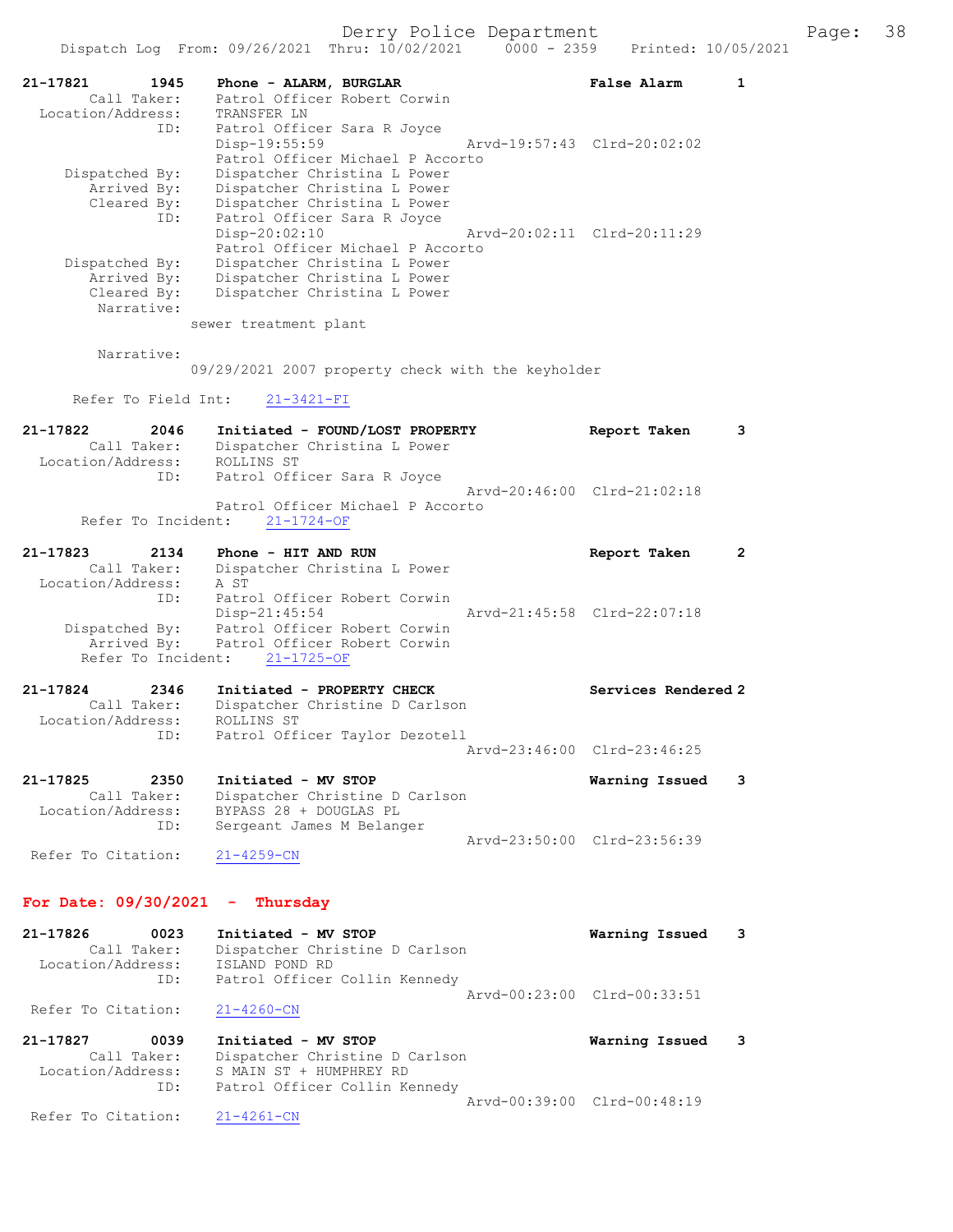21-17821 1945 Phone - ALARM, BURGLAR False Alarm 1
Call Taker: Patrol Officer Robert Corwin
Location/Address: TRANSFER LN
ID: Patrol Officer Sara R Joyce
Disp-19:55:59 Arvd-19:57:43 Clrd-20:02:02
Patrol Officer Michael P Accorto
Dispatched By: Dispatcher Christina L Power
Arrived By: Dispatcher Christina L Power
Cleared By: Dispatcher Christina L Power
ID: Patrol Officer Sara R Joyce
Disp-20:02:10 Arvd-20:02:11 Clrd-20:11:29
Patrol Officer Michael P Accorto
Dispatched By: Dispatcher Christina L Power
Arrived By: Dispatcher Christina L Power
Cleared By: Dispatcher Christina L Power
Narrative:
sewer treatment plant

Narrative:
09/29/2021 2007 property check with the keyholder

Refer To Field Int: 21-3421-FI

21-17822 2046 Initiated - FOUND/LOST PROPERTY Report Taken 3
Call Taker: Dispatcher Christina L Power
Location/Address: ROLLINS ST
ID: Patrol Officer Sara R Joyce
Arvd-20:46:00 Clrd-21:02:18
Patrol Officer Michael P Accorto
Refer To Incident: 21-1724-OF

21-17823 2134 Phone - HIT AND RUN Report Taken 2
Call Taker: Dispatcher Christina L Power
Location/Address: A ST
ID: Patrol Officer Robert Corwin
Disp-21:45:54 Arvd-21:45:58 Clrd-22:07:18
Dispatched By: Patrol Officer Robert Corwin
Arrived By: Patrol Officer Robert Corwin
Refer To Incident: 21-1725-OF

21-17824 2346 Initiated - PROPERTY CHECK Services Rendered 2
Call Taker: Dispatcher Christine D Carlson
Location/Address: ROLLINS ST
ID: Patrol Officer Taylor Dezotell
Arvd-23:46:00 Clrd-23:46:25

21-17825 2350 Initiated - MV STOP Warning Issued 3
Call Taker: Dispatcher Christine D Carlson
Location/Address: BYPASS 28 + DOUGLAS PL
ID: Sergeant James M Belanger
Arvd-23:50:00 Clrd-23:56:39
Refer To Citation: 21-4259-CN

## For Date: 09/30/2021 - Thursday

21-17826 0023 Initiated - MV STOP Warning Issued 3
Call Taker: Dispatcher Christine D Carlson
Location/Address: ISLAND POND RD
ID: Patrol Officer Collin Kennedy
Arvd-00:23:00 Clrd-00:33:51
Refer To Citation: 21-4260-CN

21-17827 0039 Initiated - MV STOP Warning Issued 3
Call Taker: Dispatcher Christine D Carlson
Location/Address: S MAIN ST + HUMPHREY RD
ID: Patrol Officer Collin Kennedy
Arvd-00:39:00 Clrd-00:48:19
Refer To Citation: 21-4261-CN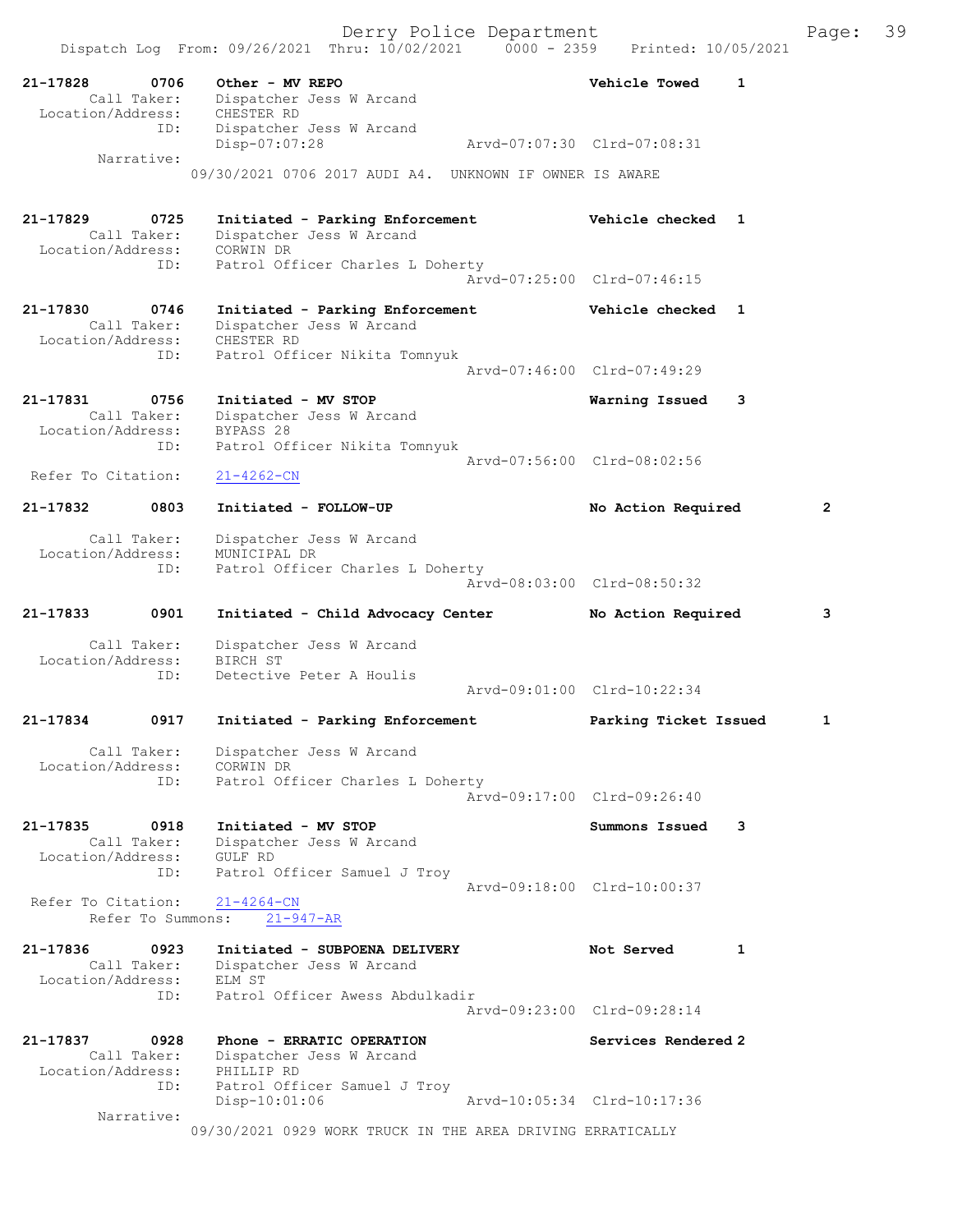21-17828 0706 Other - MV REPO Vehicle Towed 1
Call Taker: Dispatcher Jess W Arcand
Location/Address: CHESTER RD
ID: Dispatcher Jess W Arcand
Disp-07:07:28 Arvd-07:07:30 Clrd-07:08:31
Narrative:
09/30/2021 0706 2017 AUDI A4. UNKNOWN IF OWNER IS AWARE

21-17829 0725 Initiated - Parking Enforcement Vehicle checked 1
Call Taker: Dispatcher Jess W Arcand
Location/Address: CORWIN DR
ID: Patrol Officer Charles L Doherty
Arvd-07:25:00 Clrd-07:46:15

21-17830 0746 Initiated - Parking Enforcement Vehicle checked 1
Call Taker: Dispatcher Jess W Arcand
Location/Address: CHESTER RD
ID: Patrol Officer Nikita Tomnyuk
Arvd-07:46:00 Clrd-07:49:29

21-17831 0756 Initiated - MV STOP Warning Issued 3
Call Taker: Dispatcher Jess W Arcand
Location/Address: BYPASS 28
ID: Patrol Officer Nikita Tomnyuk
Arvd-07:56:00 Clrd-08:02:56
Refer To Citation: 21-4262-CN

21-17832 0803 Initiated - FOLLOW-UP No Action Required 2
Call Taker: Dispatcher Jess W Arcand
Location/Address: MUNICIPAL DR
ID: Patrol Officer Charles L Doherty
Arvd-08:03:00 Clrd-08:50:32

21-17833 0901 Initiated - Child Advocacy Center No Action Required 3
Call Taker: Dispatcher Jess W Arcand
Location/Address: BIRCH ST
ID: Detective Peter A Houlis
Arvd-09:01:00 Clrd-10:22:34

21-17834 0917 Initiated - Parking Enforcement Parking Ticket Issued 1
Call Taker: Dispatcher Jess W Arcand
Location/Address: CORWIN DR
ID: Patrol Officer Charles L Doherty
Arvd-09:17:00 Clrd-09:26:40

21-17835 0918 Initiated - MV STOP Summons Issued 3
Call Taker: Dispatcher Jess W Arcand
Location/Address: GULF RD
ID: Patrol Officer Samuel J Troy
Arvd-09:18:00 Clrd-10:00:37
Refer To Citation: 21-4264-CN
Refer To Summons: 21-947-AR

21-17836 0923 Initiated - SUBPOENA DELIVERY Not Served 1
Call Taker: Dispatcher Jess W Arcand
Location/Address: ELM ST
ID: Patrol Officer Awess Abdulkadir
Arvd-09:23:00 Clrd-09:28:14

21-17837 0928 Phone - ERRATIC OPERATION Services Rendered 2
Call Taker: Dispatcher Jess W Arcand
Location/Address: PHILLIP RD
ID: Patrol Officer Samuel J Troy
Disp-10:01:06 Arvd-10:05:34 Clrd-10:17:36
Narrative:
09/30/2021 0929 WORK TRUCK IN THE AREA DRIVING ERRATICALLY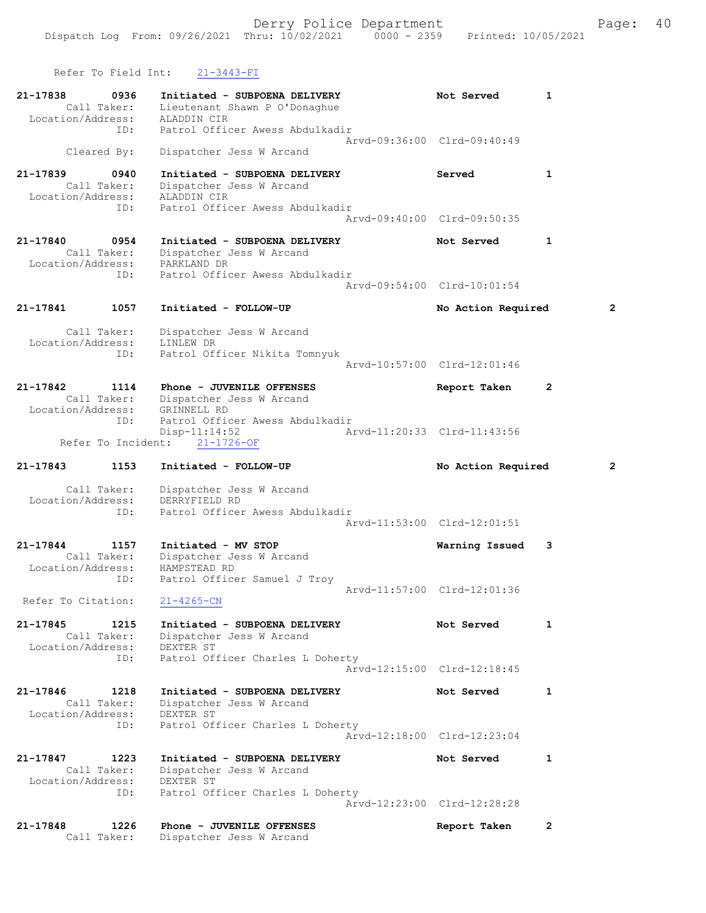Refer To Field Int: 21-3443-FI

```
21-17838        0936   Initiated - SUBPOENA DELIVERY             Not Served       1
        Call Taker:    Lieutenant Shawn P O'Donaghue
  Location/Address:    ALADDIN CIR
               ID:     Patrol Officer Awess Abdulkadir
                                              Arvd-09:36:00  Clrd-09:40:49
       Cleared By:     Dispatcher Jess W Arcand

21-17839        0940   Initiated - SUBPOENA DELIVERY             Served           1
        Call Taker:    Dispatcher Jess W Arcand
  Location/Address:    ALADDIN CIR
               ID:     Patrol Officer Awess Abdulkadir
                                              Arvd-09:40:00  Clrd-09:50:35

21-17840        0954   Initiated - SUBPOENA DELIVERY             Not Served       1
        Call Taker:    Dispatcher Jess W Arcand
  Location/Address:    PARKLAND DR
               ID:     Patrol Officer Awess Abdulkadir
                                              Arvd-09:54:00  Clrd-10:01:54

21-17841        1057   Initiated - FOLLOW-UP                     No Action Required        2

        Call Taker:    Dispatcher Jess W Arcand
  Location/Address:    LINLEW DR
               ID:     Patrol Officer Nikita Tomnyuk
                                              Arvd-10:57:00  Clrd-12:01:46

21-17842        1114   Phone - JUVENILE OFFENSES                 Report Taken     2
        Call Taker:    Dispatcher Jess W Arcand
  Location/Address:    GRINNELL RD
               ID:     Patrol Officer Awess Abdulkadir
                       Disp-11:14:52          Arvd-11:20:33  Clrd-11:43:56
    Refer To Incident:    21-1726-OF

21-17843        1153   Initiated - FOLLOW-UP                     No Action Required        2

        Call Taker:    Dispatcher Jess W Arcand
  Location/Address:    DERRYFIELD RD
               ID:     Patrol Officer Awess Abdulkadir
                                              Arvd-11:53:00  Clrd-12:01:51

21-17844        1157   Initiated - MV STOP                       Warning Issued   3
        Call Taker:    Dispatcher Jess W Arcand
  Location/Address:    HAMPSTEAD RD
               ID:     Patrol Officer Samuel J Troy
                                              Arvd-11:57:00  Clrd-12:01:36
 Refer To Citation:    21-4265-CN

21-17845        1215   Initiated - SUBPOENA DELIVERY             Not Served       1
        Call Taker:    Dispatcher Jess W Arcand
  Location/Address:    DEXTER ST
               ID:     Patrol Officer Charles L Doherty
                                              Arvd-12:15:00  Clrd-12:18:45

21-17846        1218   Initiated - SUBPOENA DELIVERY             Not Served       1
        Call Taker:    Dispatcher Jess W Arcand
  Location/Address:    DEXTER ST
               ID:     Patrol Officer Charles L Doherty
                                              Arvd-12:18:00  Clrd-12:23:04

21-17847        1223   Initiated - SUBPOENA DELIVERY             Not Served       1
        Call Taker:    Dispatcher Jess W Arcand
  Location/Address:    DEXTER ST
               ID:     Patrol Officer Charles L Doherty
                                              Arvd-12:23:00  Clrd-12:28:28

21-17848        1226   Phone - JUVENILE OFFENSES                 Report Taken     2
        Call Taker:    Dispatcher Jess W Arcand
```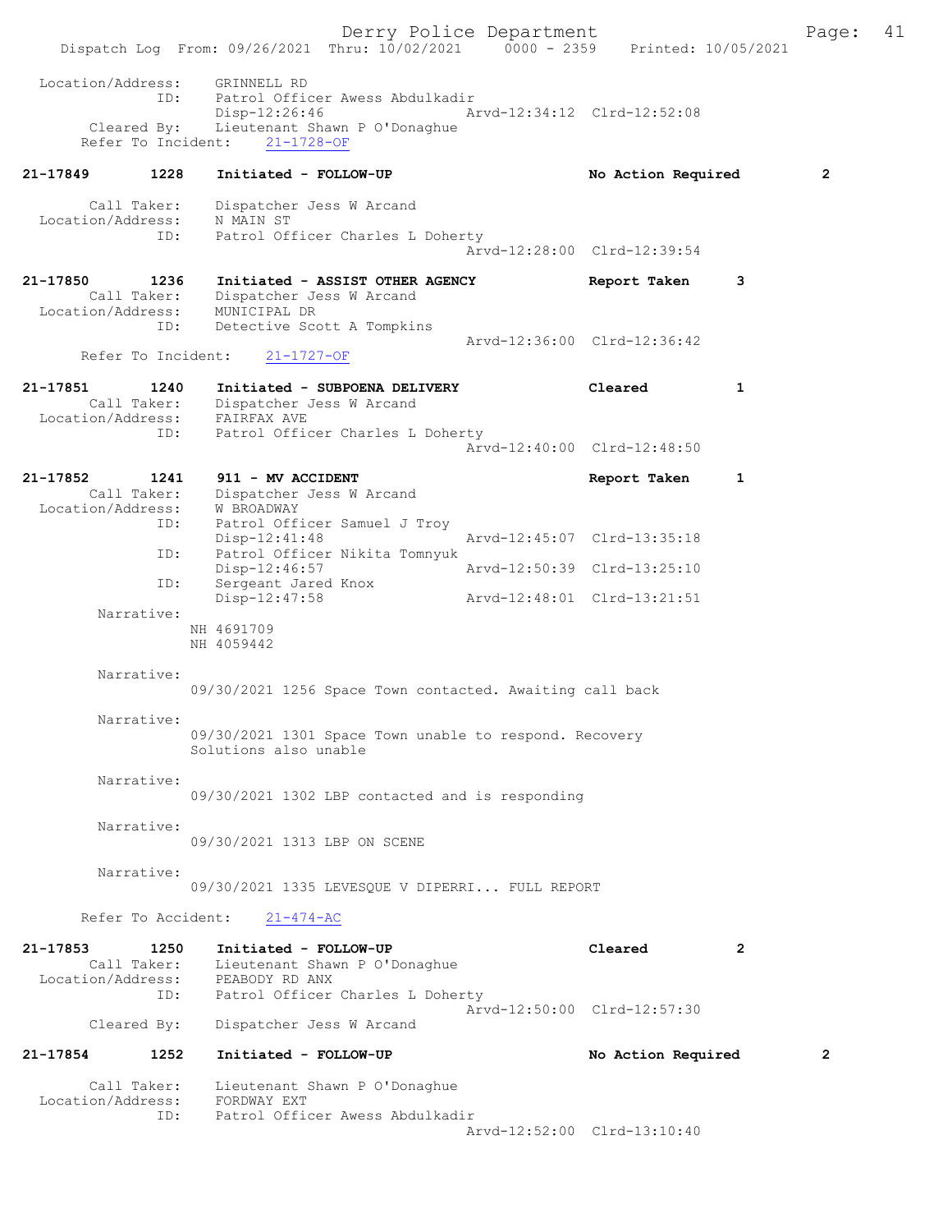```
Location/Address:    GRINNELL RD
             ID:     Patrol Officer Awess Abdulkadir
                     Disp-12:26:46              Arvd-12:34:12  Clrd-12:52:08
     Cleared By:     Lieutenant Shawn P O'Donaghue
  Refer To Incident:    21-1728-OF

21-17849        1228    Initiated - FOLLOW-UP                    No Action Required      2

        Call Taker:    Dispatcher Jess W Arcand
  Location/Address:    N MAIN ST
               ID:     Patrol Officer Charles L Doherty
                                                Arvd-12:28:00  Clrd-12:39:54

21-17850        1236    Initiated - ASSIST OTHER AGENCY          Report Taken       3
        Call Taker:    Dispatcher Jess W Arcand
  Location/Address:    MUNICIPAL DR
               ID:     Detective Scott A Tompkins
                                                Arvd-12:36:00  Clrd-12:36:42
  Refer To Incident:    21-1727-OF

21-17851        1240    Initiated - SUBPOENA DELIVERY            Cleared            1
        Call Taker:    Dispatcher Jess W Arcand
  Location/Address:    FAIRFAX AVE
               ID:     Patrol Officer Charles L Doherty
                                                Arvd-12:40:00  Clrd-12:48:50

21-17852        1241    911 - MV ACCIDENT                        Report Taken       1
        Call Taker:    Dispatcher Jess W Arcand
  Location/Address:    W BROADWAY
               ID:     Patrol Officer Samuel J Troy
                       Disp-12:41:48            Arvd-12:45:07  Clrd-13:35:18
               ID:     Patrol Officer Nikita Tomnyuk
                       Disp-12:46:57            Arvd-12:50:39  Clrd-13:25:10
               ID:     Sergeant Jared Knox
                       Disp-12:47:58            Arvd-12:48:01  Clrd-13:21:51
        Narrative:
                 NH 4691709
                 NH 4059442

        Narrative:
                 09/30/2021 1256 Space Town contacted. Awaiting call back

        Narrative:
                 09/30/2021 1301 Space Town unable to respond. Recovery
                 Solutions also unable

        Narrative:
                 09/30/2021 1302 LBP contacted and is responding

        Narrative:
                 09/30/2021 1313 LBP ON SCENE

        Narrative:
                 09/30/2021 1335 LEVESQUE V DIPERRI... FULL REPORT

  Refer To Accident:    21-474-AC

21-17853        1250    Initiated - FOLLOW-UP                    Cleared            2
        Call Taker:    Lieutenant Shawn P O'Donaghue
  Location/Address:    PEABODY RD ANX
               ID:     Patrol Officer Charles L Doherty
                                                Arvd-12:50:00  Clrd-12:57:30
       Cleared By:     Dispatcher Jess W Arcand

21-17854        1252    Initiated - FOLLOW-UP                    No Action Required      2

        Call Taker:    Lieutenant Shawn P O'Donaghue
  Location/Address:    FORDWAY EXT
               ID:     Patrol Officer Awess Abdulkadir
                                                Arvd-12:52:00  Clrd-13:10:40
```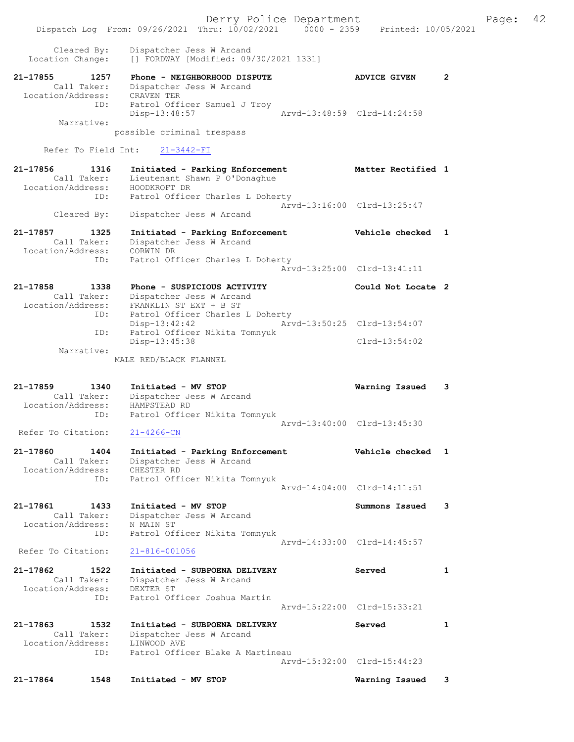```
 Cleared By:  Dispatcher Jess W Arcand
 Location Change:  [] FORDWAY [Modified: 09/30/2021 1331]

21-17855  1257  Phone - NEIGHBORHOOD DISPUTE  ADVICE GIVEN  2
 Call Taker:  Dispatcher Jess W Arcand
 Location/Address:  CRAVEN TER
 ID:  Patrol Officer Samuel J Troy
 Disp-13:48:57  Arvd-13:48:59  Clrd-14:24:58
 Narrative:
 possible criminal trespass

 Refer To Field Int:  21-3442-FI

21-17856  1316  Initiated - Parking Enforcement  Matter Rectified 1
 Call Taker:  Lieutenant Shawn P O'Donaghue
 Location/Address:  HOODKROFT DR
 ID:  Patrol Officer Charles L Doherty
 Arvd-13:16:00  Clrd-13:25:47
 Cleared By:  Dispatcher Jess W Arcand

21-17857  1325  Initiated - Parking Enforcement  Vehicle checked  1
 Call Taker:  Dispatcher Jess W Arcand
 Location/Address:  CORWIN DR
 ID:  Patrol Officer Charles L Doherty
 Arvd-13:25:00  Clrd-13:41:11

21-17858  1338  Phone - SUSPICIOUS ACTIVITY  Could Not Locate 2
 Call Taker:  Dispatcher Jess W Arcand
 Location/Address:  FRANKLIN ST EXT + B ST
 ID:  Patrol Officer Charles L Doherty
 Disp-13:42:42  Arvd-13:50:25  Clrd-13:54:07
 ID:  Patrol Officer Nikita Tomnyuk
 Disp-13:45:38  Clrd-13:54:02
 Narrative:
 MALE RED/BLACK FLANNEL

21-17859  1340  Initiated - MV STOP  Warning Issued  3
 Call Taker:  Dispatcher Jess W Arcand
 Location/Address:  HAMPSTEAD RD
 ID:  Patrol Officer Nikita Tomnyuk
 Arvd-13:40:00  Clrd-13:45:30
 Refer To Citation:  21-4266-CN

21-17860  1404  Initiated - Parking Enforcement  Vehicle checked  1
 Call Taker:  Dispatcher Jess W Arcand
 Location/Address:  CHESTER RD
 ID:  Patrol Officer Nikita Tomnyuk
 Arvd-14:04:00  Clrd-14:11:51

21-17861  1433  Initiated - MV STOP  Summons Issued  3
 Call Taker:  Dispatcher Jess W Arcand
 Location/Address:  N MAIN ST
 ID:  Patrol Officer Nikita Tomnyuk
 Arvd-14:33:00  Clrd-14:45:57
 Refer To Citation:  21-816-001056

21-17862  1522  Initiated - SUBPOENA DELIVERY  Served  1
 Call Taker:  Dispatcher Jess W Arcand
 Location/Address:  DEXTER ST
 ID:  Patrol Officer Joshua Martin
 Arvd-15:22:00  Clrd-15:33:21

21-17863  1532  Initiated - SUBPOENA DELIVERY  Served  1
 Call Taker:  Dispatcher Jess W Arcand
 Location/Address:  LINWOOD AVE
 ID:  Patrol Officer Blake A Martineau
 Arvd-15:32:00  Clrd-15:44:23

21-17864  1548  Initiated - MV STOP  Warning Issued  3
```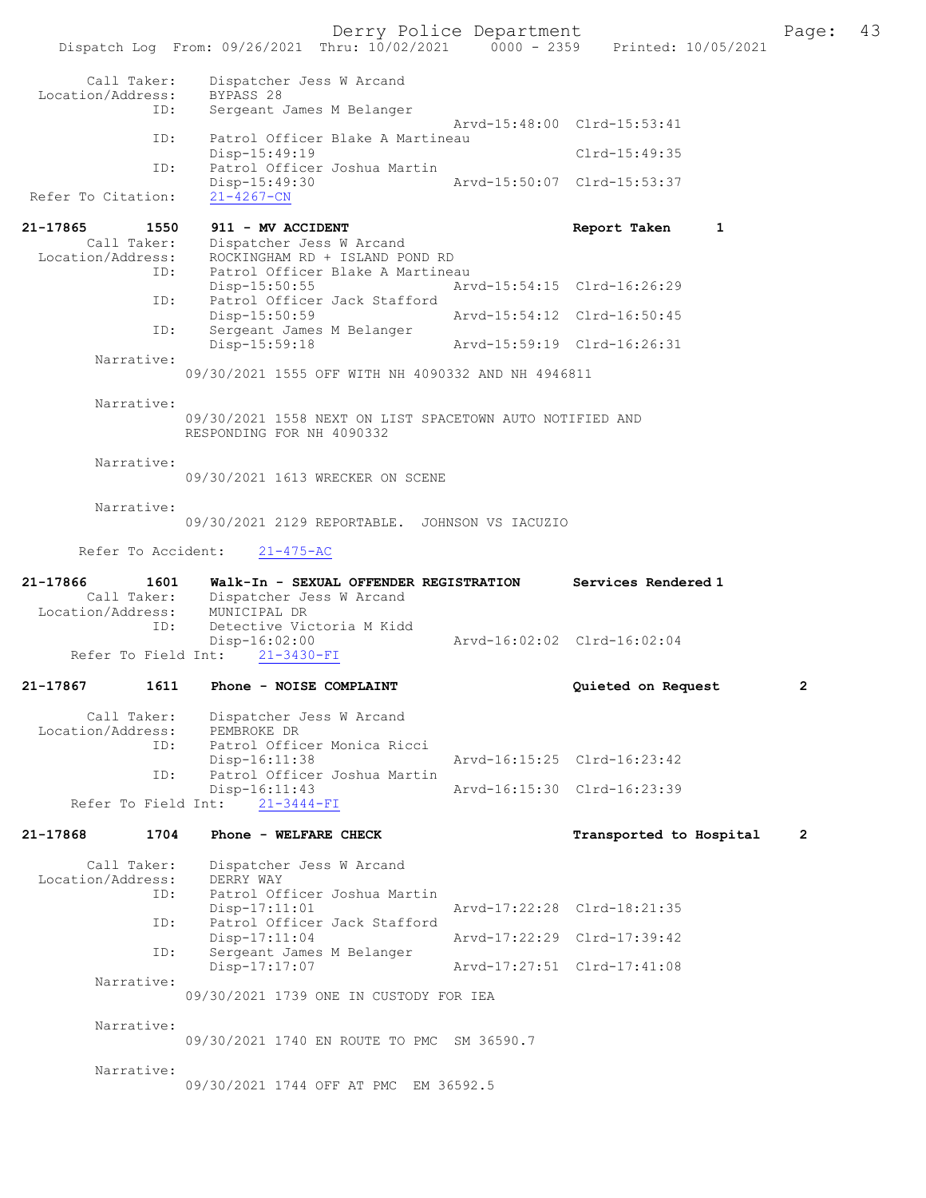Call Taker: Dispatcher Jess W Arcand
Location/Address: BYPASS 28
ID: Sergeant James M Belanger
Arvd-15:48:00 Clrd-15:53:41
ID: Patrol Officer Blake A Martineau
Disp-15:49:19 Clrd-15:49:35
ID: Patrol Officer Joshua Martin
Disp-15:49:30 Arvd-15:50:07 Clrd-15:53:37
Refer To Citation: 21-4267-CN

**21-17865 1550 911 - MV ACCIDENT Report Taken 1**
Call Taker: Dispatcher Jess W Arcand
Location/Address: ROCKINGHAM RD + ISLAND POND RD
ID: Patrol Officer Blake A Martineau
Disp-15:50:55 Arvd-15:54:15 Clrd-16:26:29
ID: Patrol Officer Jack Stafford
Disp-15:50:59 Arvd-15:54:12 Clrd-16:50:45
ID: Sergeant James M Belanger
Disp-15:59:18 Arvd-15:59:19 Clrd-16:26:31
Narrative:
09/30/2021 1555 OFF WITH NH 4090332 AND NH 4946811

Narrative:
09/30/2021 1558 NEXT ON LIST SPACETOWN AUTO NOTIFIED AND RESPONDING FOR NH 4090332

Narrative:
09/30/2021 1613 WRECKER ON SCENE

Narrative:
09/30/2021 2129 REPORTABLE. JOHNSON VS IACUZIO

Refer To Accident: 21-475-AC

**21-17866 1601 Walk-In - SEXUAL OFFENDER REGISTRATION Services Rendered 1**
Call Taker: Dispatcher Jess W Arcand
Location/Address: MUNICIPAL DR
ID: Detective Victoria M Kidd
Disp-16:02:00 Arvd-16:02:02 Clrd-16:02:04
Refer To Field Int: 21-3430-FI

**21-17867 1611 Phone - NOISE COMPLAINT Quieted on Request 2**
Call Taker: Dispatcher Jess W Arcand
Location/Address: PEMBROKE DR
ID: Patrol Officer Monica Ricci
Disp-16:11:38 Arvd-16:15:25 Clrd-16:23:42
ID: Patrol Officer Joshua Martin
Disp-16:11:43 Arvd-16:15:30 Clrd-16:23:39
Refer To Field Int: 21-3444-FI

**21-17868 1704 Phone - WELFARE CHECK Transported to Hospital 2**
Call Taker: Dispatcher Jess W Arcand
Location/Address: DERRY WAY
ID: Patrol Officer Joshua Martin
Disp-17:11:01 Arvd-17:22:28 Clrd-18:21:35
ID: Patrol Officer Jack Stafford
Disp-17:11:04 Arvd-17:22:29 Clrd-17:39:42
ID: Sergeant James M Belanger
Disp-17:17:07 Arvd-17:27:51 Clrd-17:41:08
Narrative:
09/30/2021 1739 ONE IN CUSTODY FOR IEA

Narrative:
09/30/2021 1740 EN ROUTE TO PMC SM 36590.7

Narrative:
09/30/2021 1744 OFF AT PMC EM 36592.5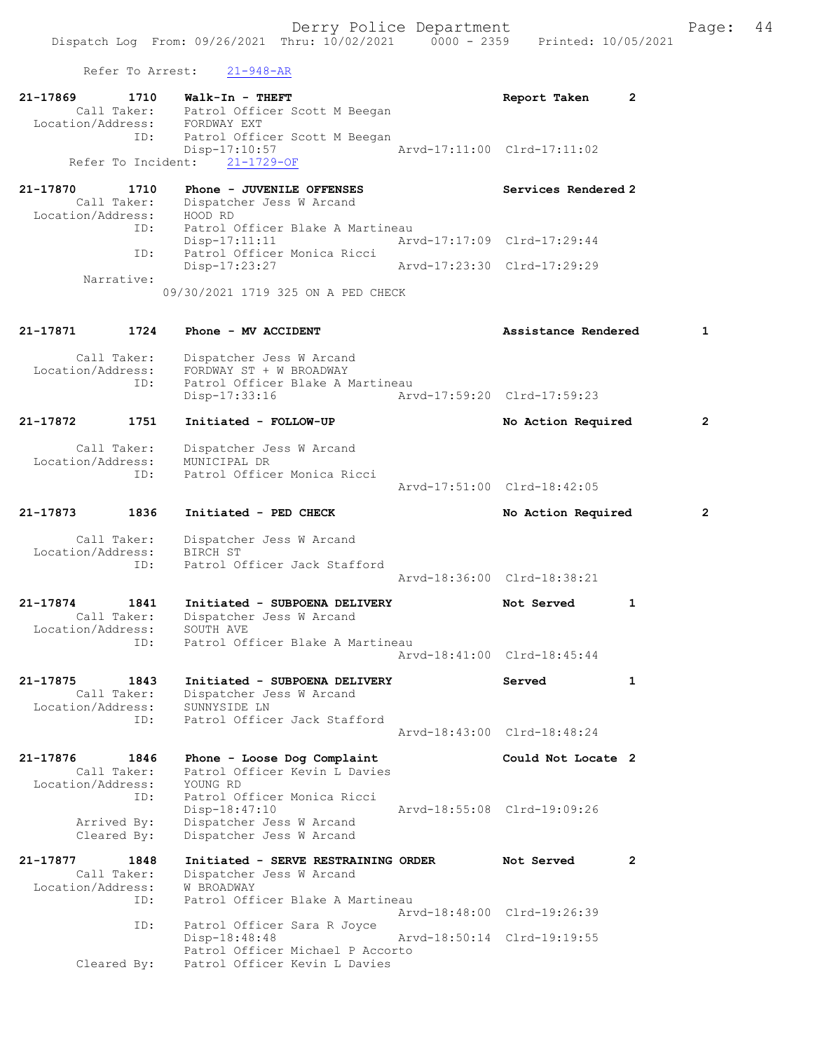Refer To Arrest: 21-948-AR

**21-17869 1710 Walk-In - THEFT** Report Taken 2
Call Taker: Patrol Officer Scott M Beegan
Location/Address: FORDWAY EXT
ID: Patrol Officer Scott M Beegan
Disp-17:10:57 Arvd-17:11:00 Clrd-17:11:02
Refer To Incident: 21-1729-OF

**21-17870 1710 Phone - JUVENILE OFFENSES** Services Rendered 2
Call Taker: Dispatcher Jess W Arcand
Location/Address: HOOD RD
ID: Patrol Officer Blake A Martineau
Disp-17:11:11 Arvd-17:17:09 Clrd-17:29:44
ID: Patrol Officer Monica Ricci
Disp-17:23:27 Arvd-17:23:30 Clrd-17:29:29
Narrative:
09/30/2021 1719 325 ON A PED CHECK

**21-17871 1724 Phone - MV ACCIDENT** Assistance Rendered 1
Call Taker: Dispatcher Jess W Arcand
Location/Address: FORDWAY ST + W BROADWAY
ID: Patrol Officer Blake A Martineau
Disp-17:33:16 Arvd-17:59:20 Clrd-17:59:23

**21-17872 1751 Initiated - FOLLOW-UP** No Action Required 2
Call Taker: Dispatcher Jess W Arcand
Location/Address: MUNICIPAL DR
ID: Patrol Officer Monica Ricci
Arvd-17:51:00 Clrd-18:42:05

**21-17873 1836 Initiated - PED CHECK** No Action Required 2
Call Taker: Dispatcher Jess W Arcand
Location/Address: BIRCH ST
ID: Patrol Officer Jack Stafford
Arvd-18:36:00 Clrd-18:38:21

**21-17874 1841 Initiated - SUBPOENA DELIVERY** Not Served 1
Call Taker: Dispatcher Jess W Arcand
Location/Address: SOUTH AVE
ID: Patrol Officer Blake A Martineau
Arvd-18:41:00 Clrd-18:45:44

**21-17875 1843 Initiated - SUBPOENA DELIVERY** Served 1
Call Taker: Dispatcher Jess W Arcand
Location/Address: SUNNYSIDE LN
ID: Patrol Officer Jack Stafford
Arvd-18:43:00 Clrd-18:48:24

**21-17876 1846 Phone - Loose Dog Complaint** Could Not Locate 2
Call Taker: Patrol Officer Kevin L Davies
Location/Address: YOUNG RD
ID: Patrol Officer Monica Ricci
Disp-18:47:10 Arvd-18:55:08 Clrd-19:09:26
Arrived By: Dispatcher Jess W Arcand
Cleared By: Dispatcher Jess W Arcand

**21-17877 1848 Initiated - SERVE RESTRAINING ORDER** Not Served 2
Call Taker: Dispatcher Jess W Arcand
Location/Address: W BROADWAY
ID: Patrol Officer Blake A Martineau
Arvd-18:48:00 Clrd-19:26:39
ID: Patrol Officer Sara R Joyce
Disp-18:48:48 Arvd-18:50:14 Clrd-19:19:55
Patrol Officer Michael P Accorto
Cleared By: Patrol Officer Kevin L Davies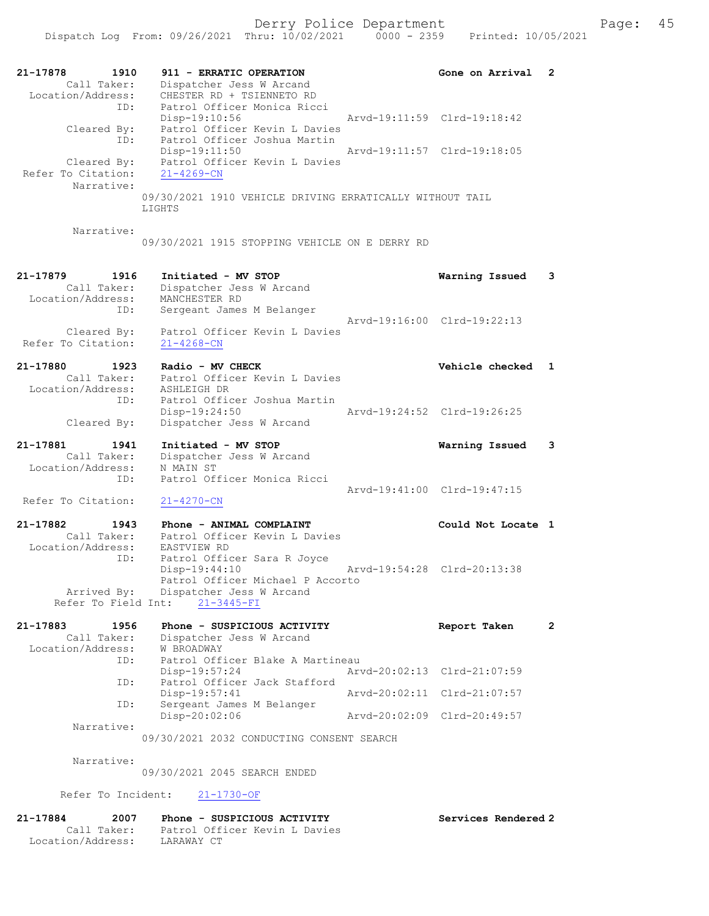```
21-17878        1910    911 - ERRATIC OPERATION                     Gone on Arrival   2
        Call Taker:     Dispatcher Jess W Arcand
  Location/Address:     CHESTER RD + TSIENNETO RD
                ID:     Patrol Officer Monica Ricci
                        Disp-19:10:56                 Arvd-19:11:59  Clrd-19:18:42
        Cleared By:     Patrol Officer Kevin L Davies
                ID:     Patrol Officer Joshua Martin
                        Disp-19:11:50                 Arvd-19:11:57  Clrd-19:18:05
        Cleared By:     Patrol Officer Kevin L Davies
 Refer To Citation:     21-4269-CN
         Narrative:
                      09/30/2021 1910 VEHICLE DRIVING ERRATICALLY WITHOUT TAIL
                      LIGHTS

         Narrative:
                      09/30/2021 1915 STOPPING VEHICLE ON E DERRY RD


21-17879        1916    Initiated - MV STOP                         Warning Issued    3
        Call Taker:     Dispatcher Jess W Arcand
  Location/Address:     MANCHESTER RD
                ID:     Sergeant James M Belanger
                                                      Arvd-19:16:00  Clrd-19:22:13
        Cleared By:     Patrol Officer Kevin L Davies
 Refer To Citation:     21-4268-CN

21-17880        1923    Radio - MV CHECK                            Vehicle checked   1
        Call Taker:     Patrol Officer Kevin L Davies
  Location/Address:     ASHLEIGH DR
                ID:     Patrol Officer Joshua Martin
                        Disp-19:24:50                 Arvd-19:24:52  Clrd-19:26:25
        Cleared By:     Dispatcher Jess W Arcand

21-17881        1941    Initiated - MV STOP                         Warning Issued    3
        Call Taker:     Dispatcher Jess W Arcand
  Location/Address:     N MAIN ST
                ID:     Patrol Officer Monica Ricci
                                                      Arvd-19:41:00  Clrd-19:47:15
 Refer To Citation:     21-4270-CN

21-17882        1943    Phone - ANIMAL COMPLAINT                    Could Not Locate 1
        Call Taker:     Patrol Officer Kevin L Davies
  Location/Address:     EASTVIEW RD
                ID:     Patrol Officer Sara R Joyce
                        Disp-19:44:10                 Arvd-19:54:28  Clrd-20:13:38
                        Patrol Officer Michael P Accorto
        Arrived By:     Dispatcher Jess W Arcand
     Refer To Field Int:    21-3445-FI

21-17883        1956    Phone - SUSPICIOUS ACTIVITY                 Report Taken      2
        Call Taker:     Dispatcher Jess W Arcand
  Location/Address:     W BROADWAY
                ID:     Patrol Officer Blake A Martineau
                        Disp-19:57:24                 Arvd-20:02:13  Clrd-21:07:59
                ID:     Patrol Officer Jack Stafford
                        Disp-19:57:41                 Arvd-20:02:11  Clrd-21:07:57
                ID:     Sergeant James M Belanger
                        Disp-20:02:06                 Arvd-20:02:09  Clrd-20:49:57
         Narrative:
                      09/30/2021 2032 CONDUCTING CONSENT SEARCH

         Narrative:
                      09/30/2021 2045 SEARCH ENDED

      Refer To Incident:    21-1730-OF

21-17884        2007    Phone - SUSPICIOUS ACTIVITY                 Services Rendered 2
        Call Taker:     Patrol Officer Kevin L Davies
  Location/Address:     LARAWAY CT
```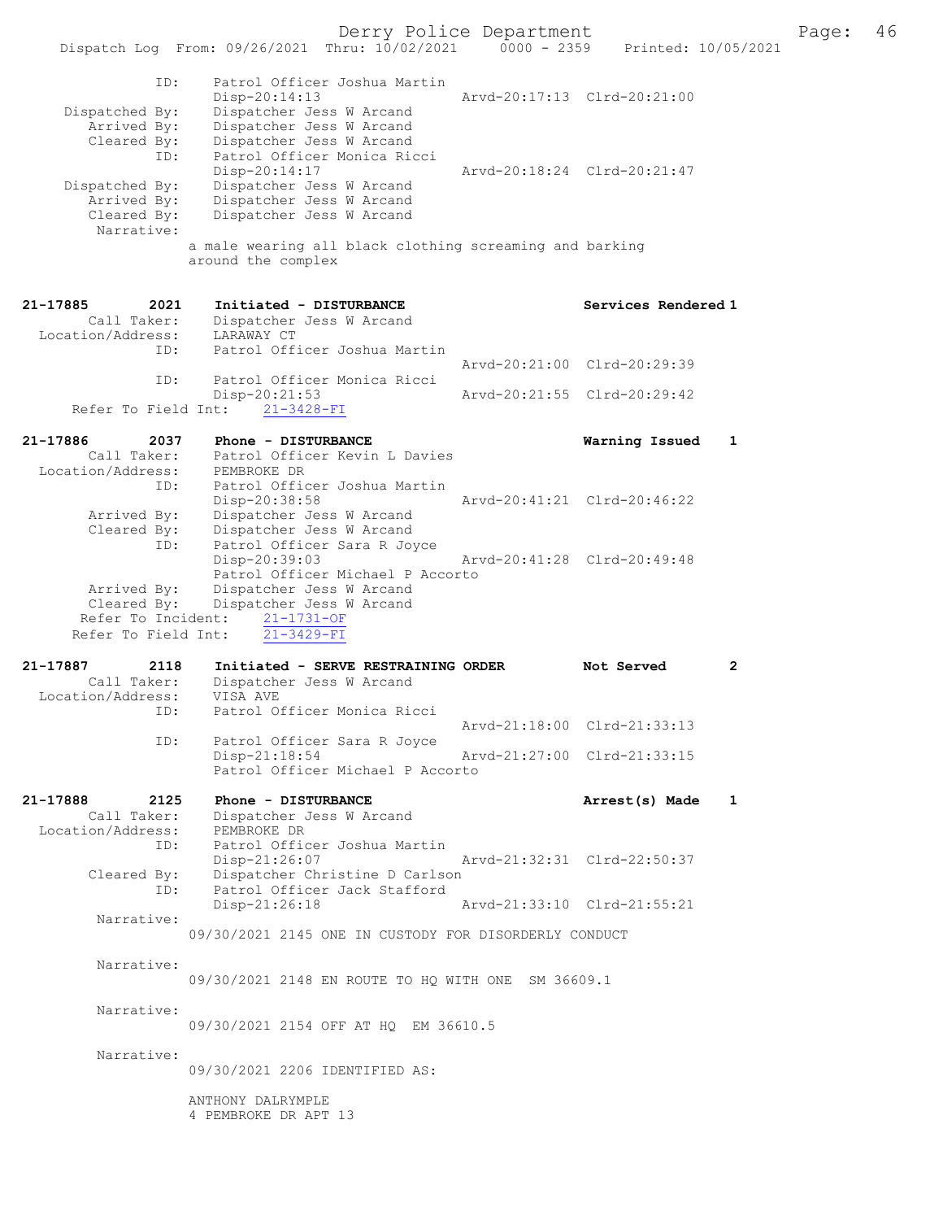```
             ID:     Patrol Officer Joshua Martin
                     Disp-20:14:13                 Arvd-20:17:13  Clrd-20:21:00
  Dispatched By:     Dispatcher Jess W Arcand
     Arrived By:     Dispatcher Jess W Arcand
     Cleared By:     Dispatcher Jess W Arcand
             ID:     Patrol Officer Monica Ricci
                     Disp-20:14:17                 Arvd-20:18:24  Clrd-20:21:47
  Dispatched By:     Dispatcher Jess W Arcand
     Arrived By:     Dispatcher Jess W Arcand
     Cleared By:     Dispatcher Jess W Arcand
      Narrative:
                a male wearing all black clothing screaming and barking
                around the complex


21-17885       2021    Initiated - DISTURBANCE                    Services Rendered 1
        Call Taker:    Dispatcher Jess W Arcand
  Location/Address:    LARAWAY CT
               ID:     Patrol Officer Joshua Martin
                                                   Arvd-20:21:00  Clrd-20:29:39
               ID:     Patrol Officer Monica Ricci
                       Disp-20:21:53               Arvd-20:21:55  Clrd-20:29:42
     Refer To Field Int:    21-3428-FI

21-17886       2037    Phone - DISTURBANCE                        Warning Issued    1
        Call Taker:    Patrol Officer Kevin L Davies
  Location/Address:    PEMBROKE DR
               ID:     Patrol Officer Joshua Martin
                       Disp-20:38:58               Arvd-20:41:21  Clrd-20:46:22
        Arrived By:    Dispatcher Jess W Arcand
        Cleared By:    Dispatcher Jess W Arcand
               ID:     Patrol Officer Sara R Joyce
                       Disp-20:39:03               Arvd-20:41:28  Clrd-20:49:48
                       Patrol Officer Michael P Accorto
        Arrived By:    Dispatcher Jess W Arcand
        Cleared By:    Dispatcher Jess W Arcand
      Refer To Incident:    21-1731-OF
     Refer To Field Int:    21-3429-FI

21-17887       2118    Initiated - SERVE RESTRAINING ORDER        Not Served        2
        Call Taker:    Dispatcher Jess W Arcand
  Location/Address:    VISA AVE
               ID:     Patrol Officer Monica Ricci
                                                   Arvd-21:18:00  Clrd-21:33:13
               ID:     Patrol Officer Sara R Joyce
                       Disp-21:18:54               Arvd-21:27:00  Clrd-21:33:15
                       Patrol Officer Michael P Accorto

21-17888       2125    Phone - DISTURBANCE                        Arrest(s) Made    1
        Call Taker:    Dispatcher Jess W Arcand
  Location/Address:    PEMBROKE DR
               ID:     Patrol Officer Joshua Martin
                       Disp-21:26:07               Arvd-21:32:31  Clrd-22:50:37
        Cleared By:    Dispatcher Christine D Carlson
               ID:     Patrol Officer Jack Stafford
                       Disp-21:26:18               Arvd-21:33:10  Clrd-21:55:21
         Narrative:
                09/30/2021 2145 ONE IN CUSTODY FOR DISORDERLY CONDUCT

         Narrative:
                09/30/2021 2148 EN ROUTE TO HQ WITH ONE  SM 36609.1

         Narrative:
                09/30/2021 2154 OFF AT HQ  EM 36610.5

         Narrative:
                09/30/2021 2206 IDENTIFIED AS:

                ANTHONY DALRYMPLE
                4 PEMBROKE DR APT 13
```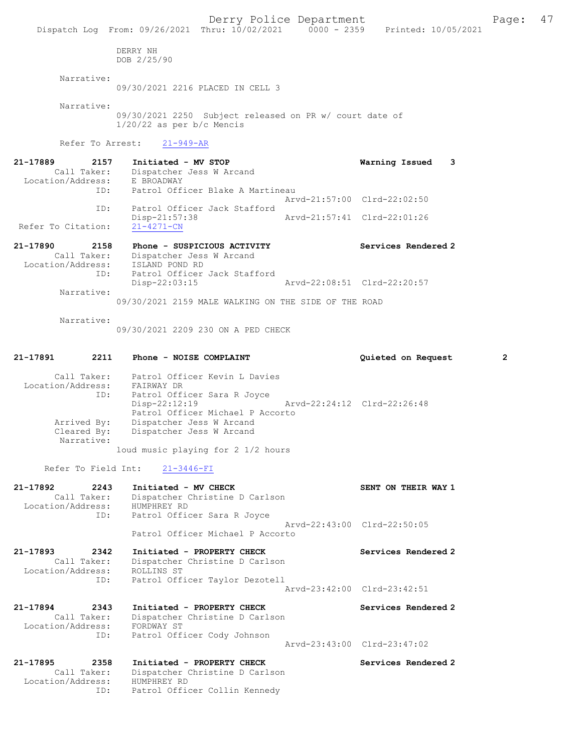DERRY NH
DOB 2/25/90

Narrative:
09/30/2021 2216 PLACED IN CELL 3

Narrative:
09/30/2021 2250 Subject released on PR w/ court date of 1/20/22 as per b/c Mencis

Refer To Arrest: 21-949-AR

**21-17889 2157 Initiated - MV STOP — Warning Issued 3**
Call Taker: Dispatcher Jess W Arcand
Location/Address: E BROADWAY
ID: Patrol Officer Blake A Martineau
Arvd-21:57:00 Clrd-22:02:50
ID: Patrol Officer Jack Stafford
Disp-21:57:38 Arvd-21:57:41 Clrd-22:01:26
Refer To Citation: 21-4271-CN

**21-17890 2158 Phone - SUSPICIOUS ACTIVITY — Services Rendered 2**
Call Taker: Dispatcher Jess W Arcand
Location/Address: ISLAND POND RD
ID: Patrol Officer Jack Stafford
Disp-22:03:15 Arvd-22:08:51 Clrd-22:20:57
Narrative:
09/30/2021 2159 MALE WALKING ON THE SIDE OF THE ROAD

Narrative:
09/30/2021 2209 230 ON A PED CHECK

**21-17891 2211 Phone - NOISE COMPLAINT — Quieted on Request 2**
Call Taker: Patrol Officer Kevin L Davies
Location/Address: FAIRWAY DR
ID: Patrol Officer Sara R Joyce
Disp-22:12:19 Arvd-22:24:12 Clrd-22:26:48
Patrol Officer Michael P Accorto
Arrived By: Dispatcher Jess W Arcand
Cleared By: Dispatcher Jess W Arcand
Narrative:
loud music playing for 2 1/2 hours

Refer To Field Int: 21-3446-FI

**21-17892 2243 Initiated - MV CHECK — SENT ON THEIR WAY 1**
Call Taker: Dispatcher Christine D Carlson
Location/Address: HUMPHREY RD
ID: Patrol Officer Sara R Joyce
Arvd-22:43:00 Clrd-22:50:05
Patrol Officer Michael P Accorto

**21-17893 2342 Initiated - PROPERTY CHECK — Services Rendered 2**
Call Taker: Dispatcher Christine D Carlson
Location/Address: ROLLINS ST
ID: Patrol Officer Taylor Dezotell
Arvd-23:42:00 Clrd-23:42:51

**21-17894 2343 Initiated - PROPERTY CHECK — Services Rendered 2**
Call Taker: Dispatcher Christine D Carlson
Location/Address: FORDWAY ST
ID: Patrol Officer Cody Johnson
Arvd-23:43:00 Clrd-23:47:02

**21-17895 2358 Initiated - PROPERTY CHECK — Services Rendered 2**
Call Taker: Dispatcher Christine D Carlson
Location/Address: HUMPHREY RD
ID: Patrol Officer Collin Kennedy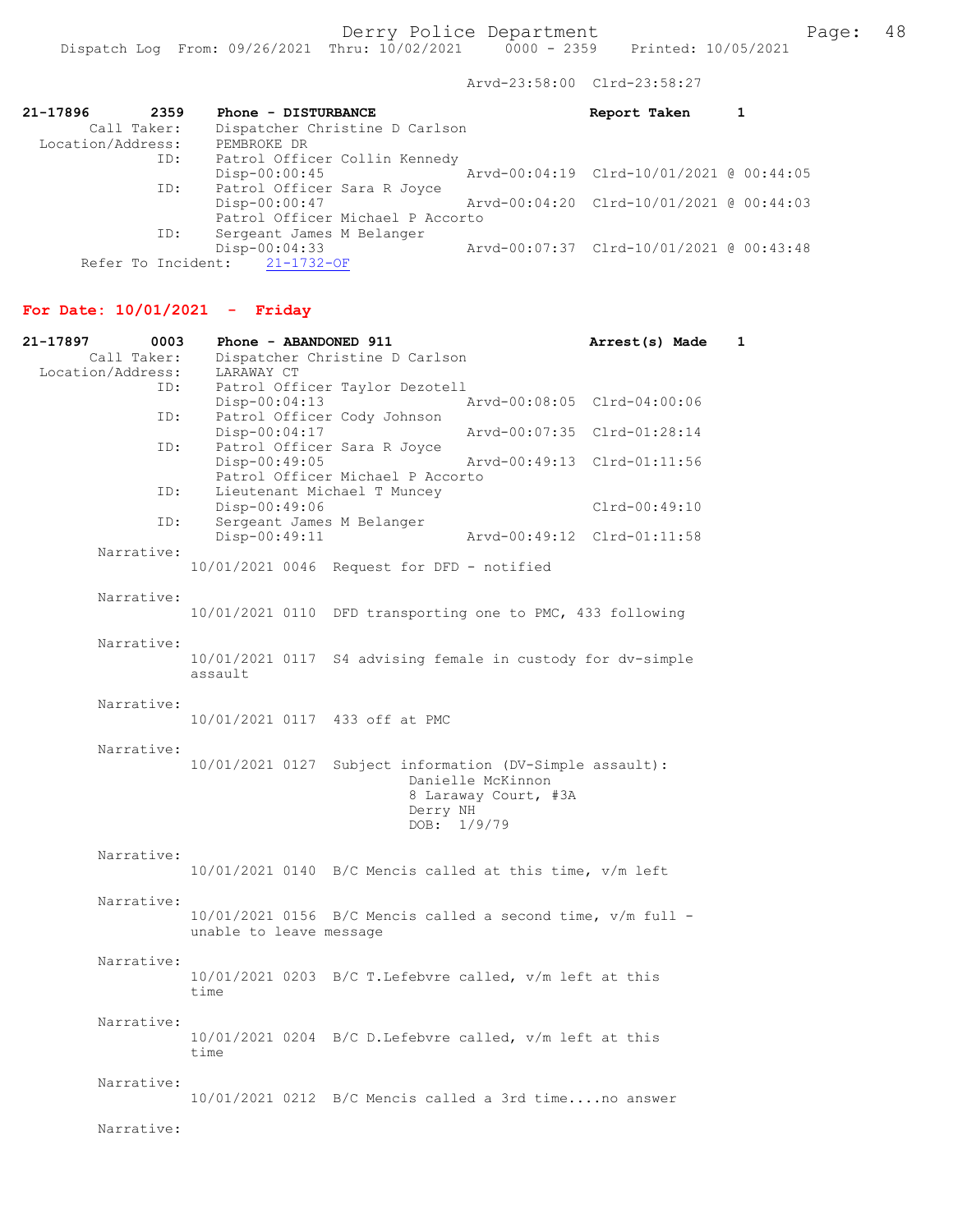Arvd-23:58:00 Clrd-23:58:27

```
21-17896        2359    Phone - DISTURBANCE                          Report Taken     1
         Call Taker:    Dispatcher Christine D Carlson
   Location/Address:    PEMBROKE DR
                 ID:    Patrol Officer Collin Kennedy
                        Disp-00:00:45                 Arvd-00:04:19  Clrd-10/01/2021 @ 00:44:05
                 ID:    Patrol Officer Sara R Joyce
                        Disp-00:00:47                 Arvd-00:04:20  Clrd-10/01/2021 @ 00:44:03
                        Patrol Officer Michael P Accorto
                 ID:    Sergeant James M Belanger
                        Disp-00:04:33                 Arvd-00:07:37  Clrd-10/01/2021 @ 00:43:48
       Refer To Incident:    21-1732-OF
```

## For Date: 10/01/2021 - Friday

```
21-17897        0003    Phone - ABANDONED 911                        Arrest(s) Made   1
         Call Taker:    Dispatcher Christine D Carlson
   Location/Address:    LARAWAY CT
                 ID:    Patrol Officer Taylor Dezotell
                        Disp-00:04:13                 Arvd-00:08:05  Clrd-04:00:06
                 ID:    Patrol Officer Cody Johnson
                        Disp-00:04:17                 Arvd-00:07:35  Clrd-01:28:14
                 ID:    Patrol Officer Sara R Joyce
                        Disp-00:49:05                 Arvd-00:49:13  Clrd-01:11:56
                        Patrol Officer Michael P Accorto
                 ID:    Lieutenant Michael T Muncey
                        Disp-00:49:06                                Clrd-00:49:10
                 ID:    Sergeant James M Belanger
                        Disp-00:49:11                 Arvd-00:49:12  Clrd-01:11:58
         Narrative:
                 10/01/2021 0046  Request for DFD - notified

         Narrative:
                 10/01/2021 0110  DFD transporting one to PMC, 433 following

         Narrative:
                 10/01/2021 0117  S4 advising female in custody for dv-simple
                 assault

         Narrative:
                 10/01/2021 0117  433 off at PMC

         Narrative:
                 10/01/2021 0127  Subject information (DV-Simple assault):
                                  Danielle McKinnon
                                  8 Laraway Court, #3A
                                  Derry NH
                                  DOB:  1/9/79

         Narrative:
                 10/01/2021 0140  B/C Mencis called at this time, v/m left

         Narrative:
                 10/01/2021 0156  B/C Mencis called a second time, v/m full -
                 unable to leave message

         Narrative:
                 10/01/2021 0203  B/C T.Lefebvre called, v/m left at this
                 time

         Narrative:
                 10/01/2021 0204  B/C D.Lefebvre called, v/m left at this
                 time

         Narrative:
                 10/01/2021 0212  B/C Mencis called a 3rd time....no answer

         Narrative:
```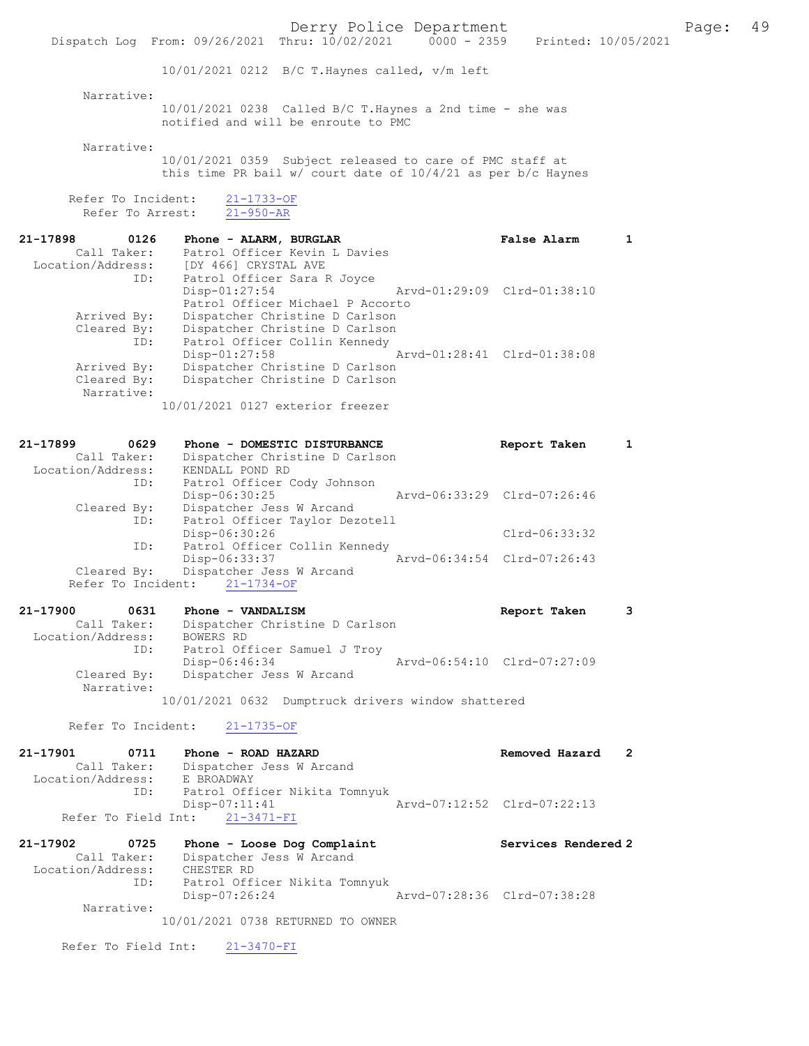10/01/2021 0212 B/C T.Haynes called, v/m left

Narrative:
10/01/2021 0238 Called B/C T.Haynes a 2nd time - she was notified and will be enroute to PMC

Narrative:
10/01/2021 0359 Subject released to care of PMC staff at this time PR bail w/ court date of 10/4/21 as per b/c Haynes

Refer To Incident: 21-1733-OF
Refer To Arrest: 21-950-AR

**21-17898 0126 Phone - ALARM, BURGLAR — False Alarm 1**
Call Taker: Patrol Officer Kevin L Davies
Location/Address: [DY 466] CRYSTAL AVE
ID: Patrol Officer Sara R Joyce
Disp-01:27:54 Arvd-01:29:09 Clrd-01:38:10
Patrol Officer Michael P Accorto
Arrived By: Dispatcher Christine D Carlson
Cleared By: Dispatcher Christine D Carlson
ID: Patrol Officer Collin Kennedy
Disp-01:27:58 Arvd-01:28:41 Clrd-01:38:08
Arrived By: Dispatcher Christine D Carlson
Cleared By: Dispatcher Christine D Carlson
Narrative:
10/01/2021 0127 exterior freezer

**21-17899 0629 Phone - DOMESTIC DISTURBANCE — Report Taken 1**
Call Taker: Dispatcher Christine D Carlson
Location/Address: KENDALL POND RD
ID: Patrol Officer Cody Johnson
Disp-06:30:25 Arvd-06:33:29 Clrd-07:26:46
Cleared By: Dispatcher Jess W Arcand
ID: Patrol Officer Taylor Dezotell
Disp-06:30:26 Clrd-06:33:32
ID: Patrol Officer Collin Kennedy
Disp-06:33:37 Arvd-06:34:54 Clrd-07:26:43
Cleared By: Dispatcher Jess W Arcand
Refer To Incident: 21-1734-OF

**21-17900 0631 Phone - VANDALISM — Report Taken 3**
Call Taker: Dispatcher Christine D Carlson
Location/Address: BOWERS RD
ID: Patrol Officer Samuel J Troy
Disp-06:46:34 Arvd-06:54:10 Clrd-07:27:09
Cleared By: Dispatcher Jess W Arcand
Narrative:
10/01/2021 0632 Dumptruck drivers window shattered

Refer To Incident: 21-1735-OF

**21-17901 0711 Phone - ROAD HAZARD — Removed Hazard 2**
Call Taker: Dispatcher Jess W Arcand
Location/Address: E BROADWAY
ID: Patrol Officer Nikita Tomnyuk
Disp-07:11:41 Arvd-07:12:52 Clrd-07:22:13
Refer To Field Int: 21-3471-FI

**21-17902 0725 Phone - Loose Dog Complaint — Services Rendered 2**
Call Taker: Dispatcher Jess W Arcand
Location/Address: CHESTER RD
ID: Patrol Officer Nikita Tomnyuk
Disp-07:26:24 Arvd-07:28:36 Clrd-07:38:28
Narrative:
10/01/2021 0738 RETURNED TO OWNER

Refer To Field Int: 21-3470-FI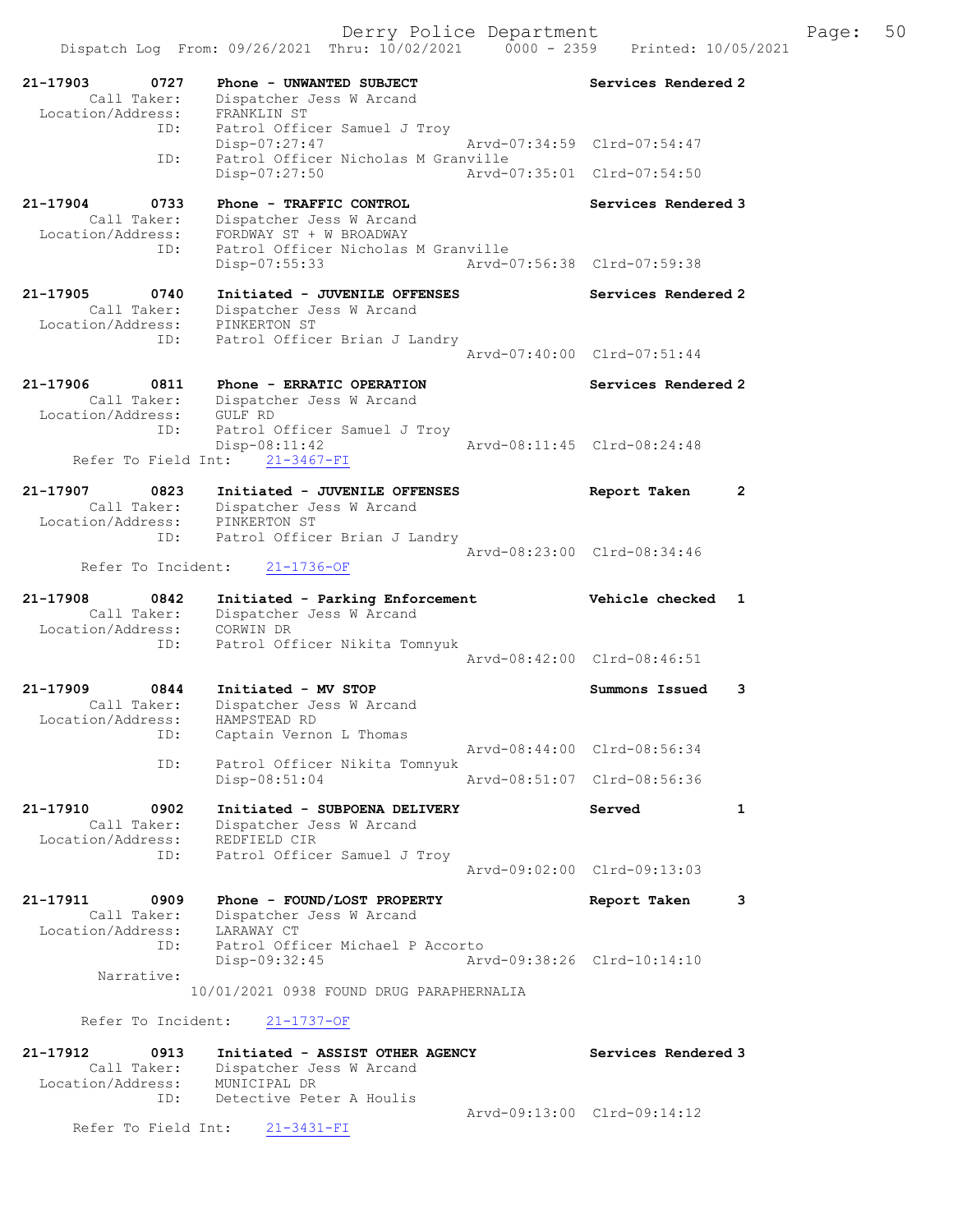Derry Police Department

Dispatch Log From: 09/26/2021 Thru: 10/02/2021 0000 - 2359 Printed: 10/05/2021

```
21-17903     0727    Phone - UNWANTED SUBJECT                      Services Rendered 2
      Call Taker:    Dispatcher Jess W Arcand
  Location/Address:  FRANKLIN ST
              ID:    Patrol Officer Samuel J Troy
                     Disp-07:27:47              Arvd-07:34:59  Clrd-07:54:47
              ID:    Patrol Officer Nicholas M Granville
                     Disp-07:27:50              Arvd-07:35:01  Clrd-07:54:50

21-17904     0733    Phone - TRAFFIC CONTROL                       Services Rendered 3
      Call Taker:    Dispatcher Jess W Arcand
  Location/Address:  FORDWAY ST + W BROADWAY
              ID:    Patrol Officer Nicholas M Granville
                     Disp-07:55:33              Arvd-07:56:38  Clrd-07:59:38

21-17905     0740    Initiated - JUVENILE OFFENSES                 Services Rendered 2
      Call Taker:    Dispatcher Jess W Arcand
  Location/Address:  PINKERTON ST
              ID:    Patrol Officer Brian J Landry
                                                Arvd-07:40:00  Clrd-07:51:44

21-17906     0811    Phone - ERRATIC OPERATION                     Services Rendered 2
      Call Taker:    Dispatcher Jess W Arcand
  Location/Address:  GULF RD
              ID:    Patrol Officer Samuel J Troy
                     Disp-08:11:42              Arvd-08:11:45  Clrd-08:24:48
    Refer To Field Int:    21-3467-FI

21-17907     0823    Initiated - JUVENILE OFFENSES                 Report Taken     2
      Call Taker:    Dispatcher Jess W Arcand
  Location/Address:  PINKERTON ST
              ID:    Patrol Officer Brian J Landry
                                                Arvd-08:23:00  Clrd-08:34:46
     Refer To Incident:    21-1736-OF

21-17908     0842    Initiated - Parking Enforcement               Vehicle checked  1
      Call Taker:    Dispatcher Jess W Arcand
  Location/Address:  CORWIN DR
              ID:    Patrol Officer Nikita Tomnyuk
                                                Arvd-08:42:00  Clrd-08:46:51

21-17909     0844    Initiated - MV STOP                           Summons Issued   3
      Call Taker:    Dispatcher Jess W Arcand
  Location/Address:  HAMPSTEAD RD
              ID:    Captain Vernon L Thomas
                                                Arvd-08:44:00  Clrd-08:56:34
              ID:    Patrol Officer Nikita Tomnyuk
                     Disp-08:51:04              Arvd-08:51:07  Clrd-08:56:36

21-17910     0902    Initiated - SUBPOENA DELIVERY                 Served           1
      Call Taker:    Dispatcher Jess W Arcand
  Location/Address:  REDFIELD CIR
              ID:    Patrol Officer Samuel J Troy
                                                Arvd-09:02:00  Clrd-09:13:03

21-17911     0909    Phone - FOUND/LOST PROPERTY                   Report Taken     3
      Call Taker:    Dispatcher Jess W Arcand
  Location/Address:  LARAWAY CT
              ID:    Patrol Officer Michael P Accorto
                     Disp-09:32:45              Arvd-09:38:26  Clrd-10:14:10
       Narrative:
                 10/01/2021 0938 FOUND DRUG PARAPHERNALIA

     Refer To Incident:    21-1737-OF

21-17912     0913    Initiated - ASSIST OTHER AGENCY               Services Rendered 3
      Call Taker:    Dispatcher Jess W Arcand
  Location/Address:  MUNICIPAL DR
              ID:    Detective Peter A Houlis
                                                Arvd-09:13:00  Clrd-09:14:12
    Refer To Field Int:    21-3431-FI
```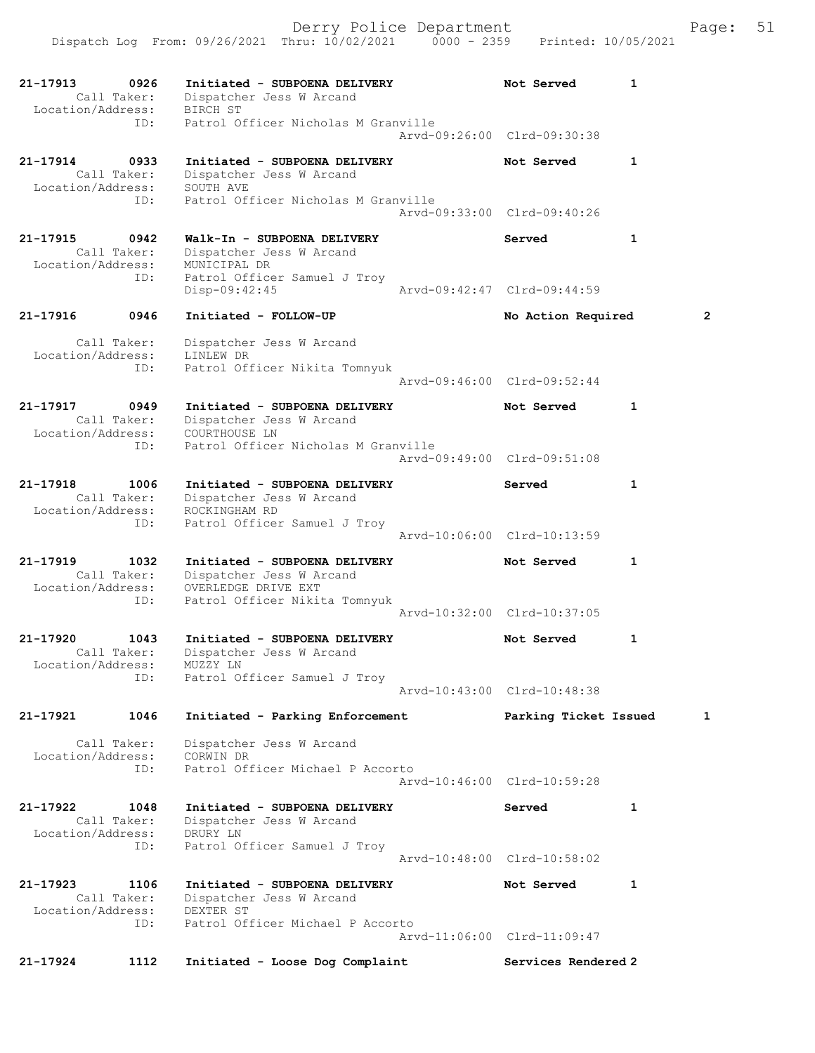21-17913 0926 Initiated - SUBPOENA DELIVERY Not Served 1
Call Taker: Dispatcher Jess W Arcand
Location/Address: BIRCH ST
ID: Patrol Officer Nicholas M Granville
Arvd-09:26:00 Clrd-09:30:38

21-17914 0933 Initiated - SUBPOENA DELIVERY Not Served 1
Call Taker: Dispatcher Jess W Arcand
Location/Address: SOUTH AVE
ID: Patrol Officer Nicholas M Granville
Arvd-09:33:00 Clrd-09:40:26

21-17915 0942 Walk-In - SUBPOENA DELIVERY Served 1
Call Taker: Dispatcher Jess W Arcand
Location/Address: MUNICIPAL DR
ID: Patrol Officer Samuel J Troy
Disp-09:42:45 Arvd-09:42:47 Clrd-09:44:59

21-17916 0946 Initiated - FOLLOW-UP No Action Required 2
Call Taker: Dispatcher Jess W Arcand
Location/Address: LINLEW DR
ID: Patrol Officer Nikita Tomnyuk
Arvd-09:46:00 Clrd-09:52:44

21-17917 0949 Initiated - SUBPOENA DELIVERY Not Served 1
Call Taker: Dispatcher Jess W Arcand
Location/Address: COURTHOUSE LN
ID: Patrol Officer Nicholas M Granville
Arvd-09:49:00 Clrd-09:51:08

21-17918 1006 Initiated - SUBPOENA DELIVERY Served 1
Call Taker: Dispatcher Jess W Arcand
Location/Address: ROCKINGHAM RD
ID: Patrol Officer Samuel J Troy
Arvd-10:06:00 Clrd-10:13:59

21-17919 1032 Initiated - SUBPOENA DELIVERY Not Served 1
Call Taker: Dispatcher Jess W Arcand
Location/Address: OVERLEDGE DRIVE EXT
ID: Patrol Officer Nikita Tomnyuk
Arvd-10:32:00 Clrd-10:37:05

21-17920 1043 Initiated - SUBPOENA DELIVERY Not Served 1
Call Taker: Dispatcher Jess W Arcand
Location/Address: MUZZY LN
ID: Patrol Officer Samuel J Troy
Arvd-10:43:00 Clrd-10:48:38

21-17921 1046 Initiated - Parking Enforcement Parking Ticket Issued 1
Call Taker: Dispatcher Jess W Arcand
Location/Address: CORWIN DR
ID: Patrol Officer Michael P Accorto
Arvd-10:46:00 Clrd-10:59:28

21-17922 1048 Initiated - SUBPOENA DELIVERY Served 1
Call Taker: Dispatcher Jess W Arcand
Location/Address: DRURY LN
ID: Patrol Officer Samuel J Troy
Arvd-10:48:00 Clrd-10:58:02

21-17923 1106 Initiated - SUBPOENA DELIVERY Not Served 1
Call Taker: Dispatcher Jess W Arcand
Location/Address: DEXTER ST
ID: Patrol Officer Michael P Accorto
Arvd-11:06:00 Clrd-11:09:47

21-17924 1112 Initiated - Loose Dog Complaint Services Rendered 2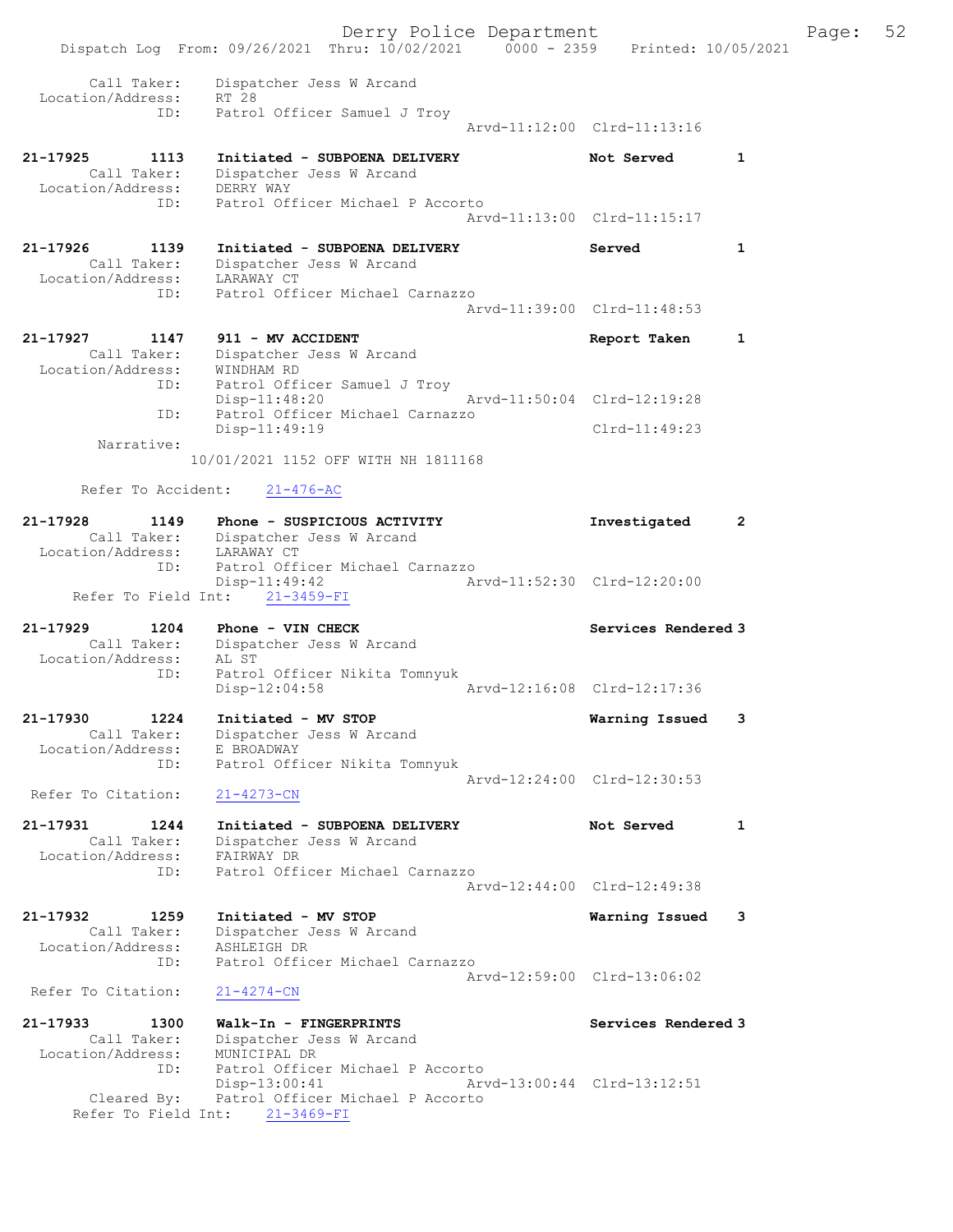Call Taker: Dispatcher Jess W Arcand
Location/Address: RT 28
ID: Patrol Officer Samuel J Troy
Arvd-11:12:00 Clrd-11:13:16

**21-17925 1113 Initiated - SUBPOENA DELIVERY** — Not Served 1
Call Taker: Dispatcher Jess W Arcand
Location/Address: DERRY WAY
ID: Patrol Officer Michael P Accorto
Arvd-11:13:00 Clrd-11:15:17

**21-17926 1139 Initiated - SUBPOENA DELIVERY** — Served 1
Call Taker: Dispatcher Jess W Arcand
Location/Address: LARAWAY CT
ID: Patrol Officer Michael Carnazzo
Arvd-11:39:00 Clrd-11:48:53

**21-17927 1147 911 - MV ACCIDENT** — Report Taken 1
Call Taker: Dispatcher Jess W Arcand
Location/Address: WINDHAM RD
ID: Patrol Officer Samuel J Troy
Disp-11:48:20 Arvd-11:50:04 Clrd-12:19:28
ID: Patrol Officer Michael Carnazzo
Disp-11:49:19 Clrd-11:49:23
Narrative:
10/01/2021 1152 OFF WITH NH 1811168

Refer To Accident: 21-476-AC

**21-17928 1149 Phone - SUSPICIOUS ACTIVITY** — Investigated 2
Call Taker: Dispatcher Jess W Arcand
Location/Address: LARAWAY CT
ID: Patrol Officer Michael Carnazzo
Disp-11:49:42 Arvd-11:52:30 Clrd-12:20:00
Refer To Field Int: 21-3459-FI

**21-17929 1204 Phone - VIN CHECK** — Services Rendered 3
Call Taker: Dispatcher Jess W Arcand
Location/Address: AL ST
ID: Patrol Officer Nikita Tomnyuk
Disp-12:04:58 Arvd-12:16:08 Clrd-12:17:36

**21-17930 1224 Initiated - MV STOP** — Warning Issued 3
Call Taker: Dispatcher Jess W Arcand
Location/Address: E BROADWAY
ID: Patrol Officer Nikita Tomnyuk
Arvd-12:24:00 Clrd-12:30:53
Refer To Citation: 21-4273-CN

**21-17931 1244 Initiated - SUBPOENA DELIVERY** — Not Served 1
Call Taker: Dispatcher Jess W Arcand
Location/Address: FAIRWAY DR
ID: Patrol Officer Michael Carnazzo
Arvd-12:44:00 Clrd-12:49:38

**21-17932 1259 Initiated - MV STOP** — Warning Issued 3
Call Taker: Dispatcher Jess W Arcand
Location/Address: ASHLEIGH DR
ID: Patrol Officer Michael Carnazzo
Arvd-12:59:00 Clrd-13:06:02
Refer To Citation: 21-4274-CN

**21-17933 1300 Walk-In - FINGERPRINTS** — Services Rendered 3
Call Taker: Dispatcher Jess W Arcand
Location/Address: MUNICIPAL DR
ID: Patrol Officer Michael P Accorto
Disp-13:00:41 Arvd-13:00:44 Clrd-13:12:51
Cleared By: Patrol Officer Michael P Accorto
Refer To Field Int: 21-3469-FI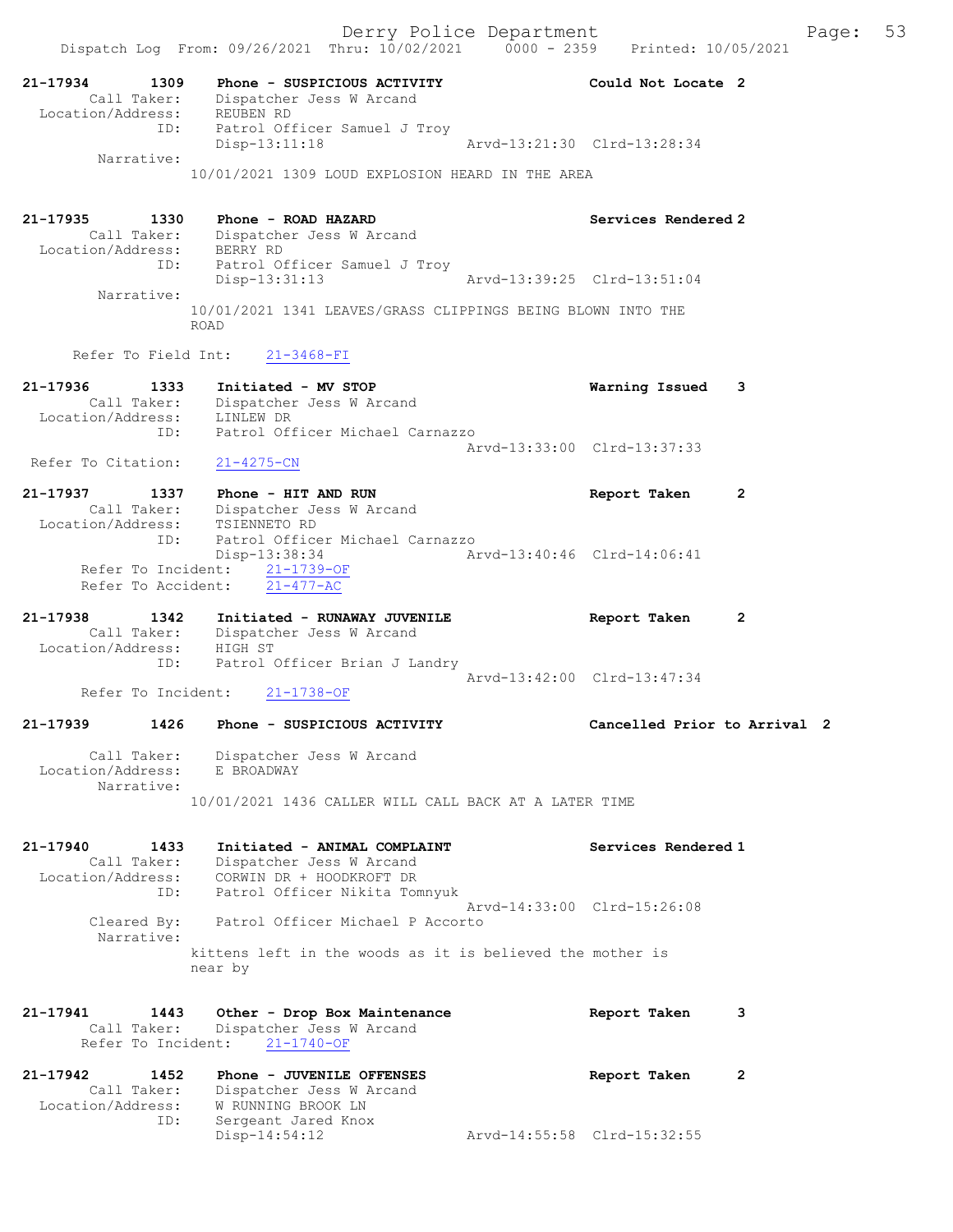**21-17934** 1309 Phone - SUSPICIOUS ACTIVITY — Could Not Locate 2
Call Taker: Dispatcher Jess W Arcand
Location/Address: REUBEN RD
ID: Patrol Officer Samuel J Troy
Disp-13:11:18 Arvd-13:21:30 Clrd-13:28:34
Narrative:
10/01/2021 1309 LOUD EXPLOSION HEARD IN THE AREA

**21-17935** 1330 Phone - ROAD HAZARD — Services Rendered 2
Call Taker: Dispatcher Jess W Arcand
Location/Address: BERRY RD
ID: Patrol Officer Samuel J Troy
Disp-13:31:13 Arvd-13:39:25 Clrd-13:51:04
Narrative:
10/01/2021 1341 LEAVES/GRASS CLIPPINGS BEING BLOWN INTO THE ROAD

Refer To Field Int: 21-3468-FI

**21-17936** 1333 Initiated - MV STOP — Warning Issued 3
Call Taker: Dispatcher Jess W Arcand
Location/Address: LINLEW DR
ID: Patrol Officer Michael Carnazzo
Arvd-13:33:00 Clrd-13:37:33
Refer To Citation: 21-4275-CN

**21-17937** 1337 Phone - HIT AND RUN — Report Taken 2
Call Taker: Dispatcher Jess W Arcand
Location/Address: TSIENNETO RD
ID: Patrol Officer Michael Carnazzo
Disp-13:38:34 Arvd-13:40:46 Clrd-14:06:41
Refer To Incident: 21-1739-OF
Refer To Accident: 21-477-AC

**21-17938** 1342 Initiated - RUNAWAY JUVENILE — Report Taken 2
Call Taker: Dispatcher Jess W Arcand
Location/Address: HIGH ST
ID: Patrol Officer Brian J Landry
Arvd-13:42:00 Clrd-13:47:34
Refer To Incident: 21-1738-OF

**21-17939** 1426 Phone - SUSPICIOUS ACTIVITY — Cancelled Prior to Arrival 2
Call Taker: Dispatcher Jess W Arcand
Location/Address: E BROADWAY
Narrative:
10/01/2021 1436 CALLER WILL CALL BACK AT A LATER TIME

**21-17940** 1433 Initiated - ANIMAL COMPLAINT — Services Rendered 1
Call Taker: Dispatcher Jess W Arcand
Location/Address: CORWIN DR + HOODKROFT DR
ID: Patrol Officer Nikita Tomnyuk
Arvd-14:33:00 Clrd-15:26:08
Cleared By: Patrol Officer Michael P Accorto
Narrative:
kittens left in the woods as it is believed the mother is near by

**21-17941** 1443 Other - Drop Box Maintenance — Report Taken 3
Call Taker: Dispatcher Jess W Arcand
Refer To Incident: 21-1740-OF

**21-17942** 1452 Phone - JUVENILE OFFENSES — Report Taken 2
Call Taker: Dispatcher Jess W Arcand
Location/Address: W RUNNING BROOK LN
ID: Sergeant Jared Knox
Disp-14:54:12 Arvd-14:55:58 Clrd-15:32:55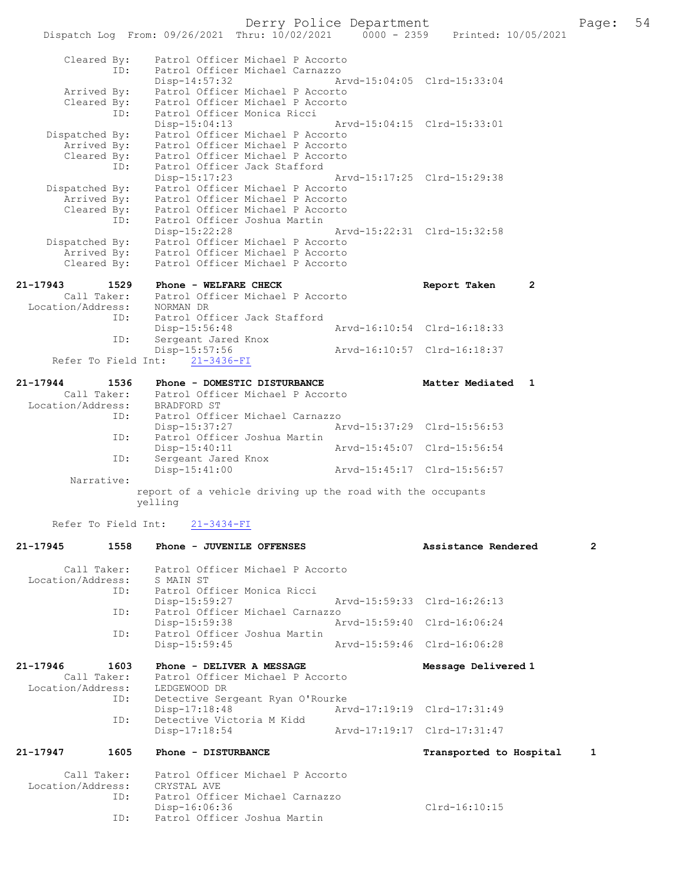```
        Cleared By:    Patrol Officer Michael P Accorto
                ID:    Patrol Officer Michael Carnazzo
                       Disp-14:57:32                 Arvd-15:04:05  Clrd-15:33:04
        Arrived By:    Patrol Officer Michael P Accorto
        Cleared By:    Patrol Officer Michael P Accorto
                ID:    Patrol Officer Monica Ricci
                       Disp-15:04:13                 Arvd-15:04:15  Clrd-15:33:01
     Dispatched By:    Patrol Officer Michael P Accorto
        Arrived By:    Patrol Officer Michael P Accorto
        Cleared By:    Patrol Officer Michael P Accorto
                ID:    Patrol Officer Jack Stafford
                       Disp-15:17:23                 Arvd-15:17:25  Clrd-15:29:38
     Dispatched By:    Patrol Officer Michael P Accorto
        Arrived By:    Patrol Officer Michael P Accorto
        Cleared By:    Patrol Officer Michael P Accorto
                ID:    Patrol Officer Joshua Martin
                       Disp-15:22:28                 Arvd-15:22:31  Clrd-15:32:58
     Dispatched By:    Patrol Officer Michael P Accorto
        Arrived By:    Patrol Officer Michael P Accorto
        Cleared By:    Patrol Officer Michael P Accorto

21-17943        1529    Phone - WELFARE CHECK                        Report Taken       2
        Call Taker:    Patrol Officer Michael P Accorto
  Location/Address:    NORMAN DR
                ID:    Patrol Officer Jack Stafford
                       Disp-15:56:48                 Arvd-16:10:54  Clrd-16:18:33
                ID:    Sergeant Jared Knox
                       Disp-15:57:56                 Arvd-16:10:57  Clrd-16:18:37
     Refer To Field Int:    21-3436-FI

21-17944        1536    Phone - DOMESTIC DISTURBANCE                 Matter Mediated   1
        Call Taker:    Patrol Officer Michael P Accorto
  Location/Address:    BRADFORD ST
                ID:    Patrol Officer Michael Carnazzo
                       Disp-15:37:27                 Arvd-15:37:29  Clrd-15:56:53
                ID:    Patrol Officer Joshua Martin
                       Disp-15:40:11                 Arvd-15:45:07  Clrd-15:56:54
                ID:    Sergeant Jared Knox
                       Disp-15:41:00                 Arvd-15:45:17  Clrd-15:56:57
         Narrative:
                     report of a vehicle driving up the road with the occupants
                     yelling

     Refer To Field Int:    21-3434-FI

21-17945        1558    Phone - JUVENILE OFFENSES                    Assistance Rendered        2

        Call Taker:    Patrol Officer Michael P Accorto
  Location/Address:    S MAIN ST
                ID:    Patrol Officer Monica Ricci
                       Disp-15:59:27                 Arvd-15:59:33  Clrd-16:26:13
                ID:    Patrol Officer Michael Carnazzo
                       Disp-15:59:38                 Arvd-15:59:40  Clrd-16:06:24
                ID:    Patrol Officer Joshua Martin
                       Disp-15:59:45                 Arvd-15:59:46  Clrd-16:06:28

21-17946        1603    Phone - DELIVER A MESSAGE                    Message Delivered 1
        Call Taker:    Patrol Officer Michael P Accorto
  Location/Address:    LEDGEWOOD DR
                ID:    Detective Sergeant Ryan O'Rourke
                       Disp-17:18:48                 Arvd-17:19:19  Clrd-17:31:49
                ID:    Detective Victoria M Kidd
                       Disp-17:18:54                 Arvd-17:19:17  Clrd-17:31:47

21-17947        1605    Phone - DISTURBANCE                          Transported to Hospital    1

        Call Taker:    Patrol Officer Michael P Accorto
  Location/Address:    CRYSTAL AVE
                ID:    Patrol Officer Michael Carnazzo
                       Disp-16:06:36                                Clrd-16:10:15
                ID:    Patrol Officer Joshua Martin
```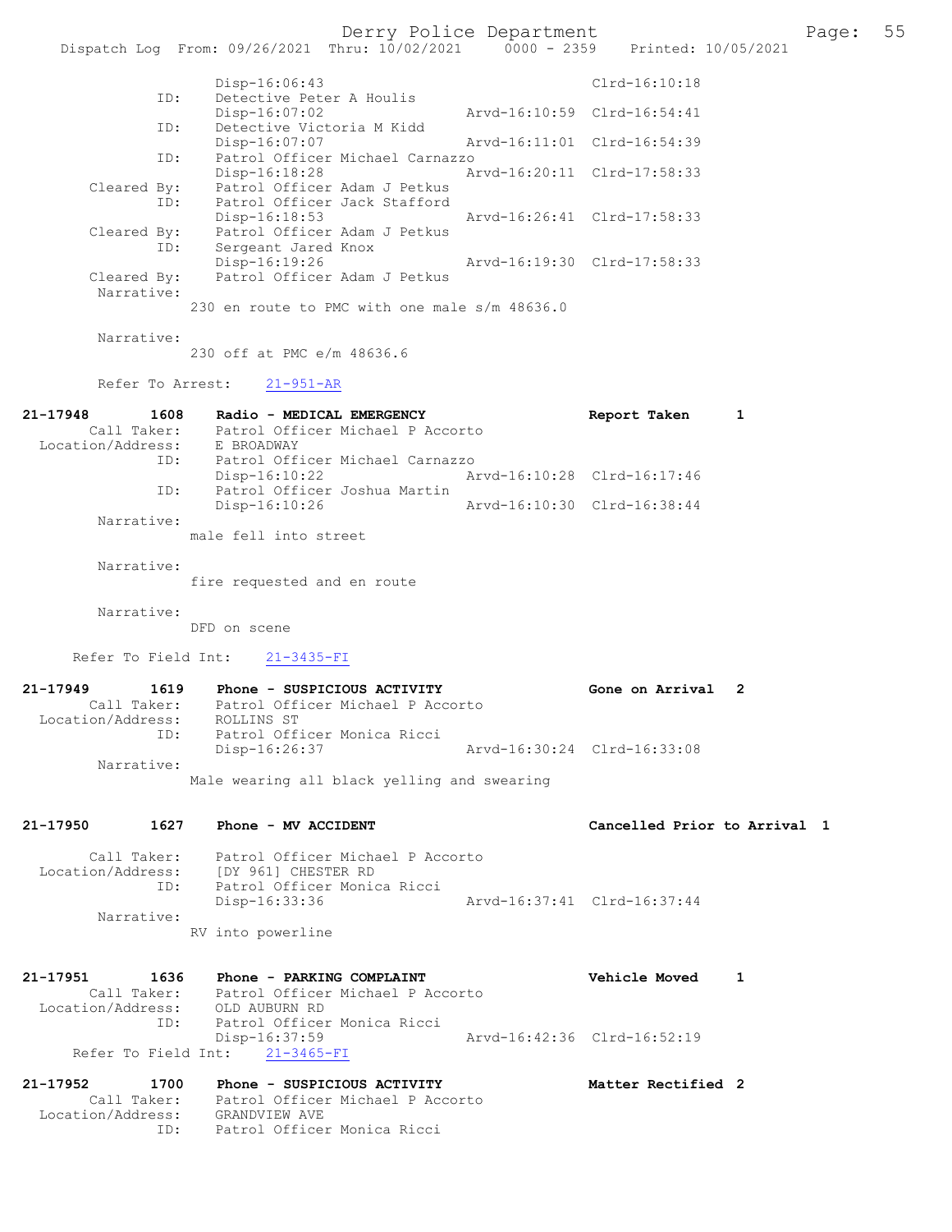Disp-16:06:43 Clrd-16:10:18
ID: Detective Peter A Houlis
Disp-16:07:02 Arvd-16:10:59 Clrd-16:54:41
ID: Detective Victoria M Kidd
Disp-16:07:07 Arvd-16:11:01 Clrd-16:54:39
ID: Patrol Officer Michael Carnazzo
Disp-16:18:28 Arvd-16:20:11 Clrd-17:58:33
Cleared By: Patrol Officer Adam J Petkus
ID: Patrol Officer Jack Stafford
Disp-16:18:53 Arvd-16:26:41 Clrd-17:58:33
Cleared By: Patrol Officer Adam J Petkus
ID: Sergeant Jared Knox
Disp-16:19:26 Arvd-16:19:30 Clrd-17:58:33
Cleared By: Patrol Officer Adam J Petkus
Narrative:
230 en route to PMC with one male s/m 48636.0

Narrative:
230 off at PMC e/m 48636.6

Refer To Arrest: 21-951-AR

**21-17948 1608 Radio - MEDICAL EMERGENCY Report Taken 1**
Call Taker: Patrol Officer Michael P Accorto
Location/Address: E BROADWAY
ID: Patrol Officer Michael Carnazzo
Disp-16:10:22 Arvd-16:10:28 Clrd-16:17:46
ID: Patrol Officer Joshua Martin
Disp-16:10:26 Arvd-16:10:30 Clrd-16:38:44
Narrative:
male fell into street

Narrative:
fire requested and en route

Narrative:
DFD on scene

Refer To Field Int: 21-3435-FI

**21-17949 1619 Phone - SUSPICIOUS ACTIVITY Gone on Arrival 2**
Call Taker: Patrol Officer Michael P Accorto
Location/Address: ROLLINS ST
ID: Patrol Officer Monica Ricci
Disp-16:26:37 Arvd-16:30:24 Clrd-16:33:08
Narrative:
Male wearing all black yelling and swearing

**21-17950 1627 Phone - MV ACCIDENT Cancelled Prior to Arrival 1**
Call Taker: Patrol Officer Michael P Accorto
Location/Address: [DY 961] CHESTER RD
ID: Patrol Officer Monica Ricci
Disp-16:33:36 Arvd-16:37:41 Clrd-16:37:44
Narrative:
RV into powerline

**21-17951 1636 Phone - PARKING COMPLAINT Vehicle Moved 1**
Call Taker: Patrol Officer Michael P Accorto
Location/Address: OLD AUBURN RD
ID: Patrol Officer Monica Ricci
Disp-16:37:59 Arvd-16:42:36 Clrd-16:52:19
Refer To Field Int: 21-3465-FI

**21-17952 1700 Phone - SUSPICIOUS ACTIVITY Matter Rectified 2**
Call Taker: Patrol Officer Michael P Accorto
Location/Address: GRANDVIEW AVE
ID: Patrol Officer Monica Ricci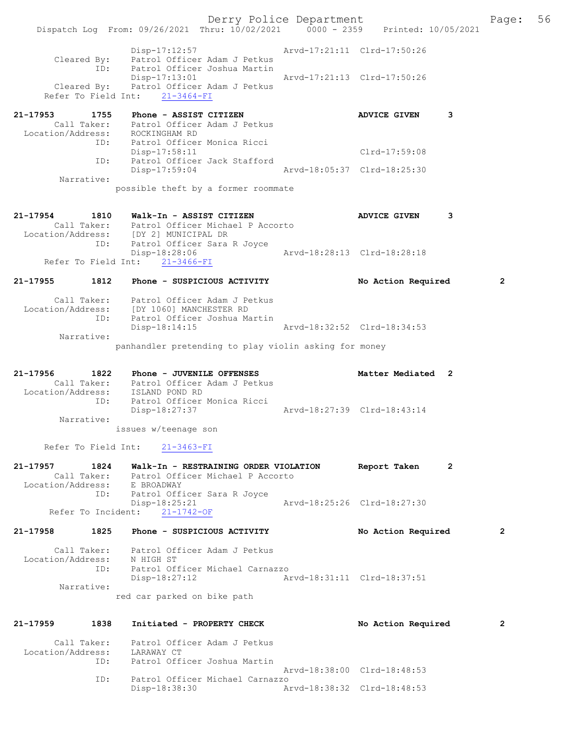```
                Disp-17:12:57                  Arvd-17:21:11  Clrd-17:50:26
     Cleared By:    Patrol Officer Adam J Petkus
             ID:    Patrol Officer Joshua Martin
                    Disp-17:13:01              Arvd-17:21:13  Clrd-17:50:26
     Cleared By:    Patrol Officer Adam J Petkus
   Refer To Field Int:    21-3464-FI

21-17953       1755    Phone - ASSIST CITIZEN                     ADVICE GIVEN      3
      Call Taker:    Patrol Officer Adam J Petkus
 Location/Address:    ROCKINGHAM RD
             ID:    Patrol Officer Monica Ricci
                    Disp-17:58:11                               Clrd-17:59:08
             ID:    Patrol Officer Jack Stafford
                    Disp-17:59:04              Arvd-18:05:37  Clrd-18:25:30
      Narrative:
                  possible theft by a former roommate

21-17954       1810    Walk-In - ASSIST CITIZEN                   ADVICE GIVEN      3
      Call Taker:    Patrol Officer Michael P Accorto
 Location/Address:    [DY 2] MUNICIPAL DR
             ID:    Patrol Officer Sara R Joyce
                    Disp-18:28:06              Arvd-18:28:13  Clrd-18:28:18
   Refer To Field Int:    21-3466-FI

21-17955       1812    Phone - SUSPICIOUS ACTIVITY                No Action Required        2

      Call Taker:    Patrol Officer Adam J Petkus
 Location/Address:    [DY 1060] MANCHESTER RD
             ID:    Patrol Officer Joshua Martin
                    Disp-18:14:15              Arvd-18:32:52  Clrd-18:34:53
      Narrative:
                  panhandler pretending to play violin asking for money

21-17956       1822    Phone - JUVENILE OFFENSES                  Matter Mediated   2
      Call Taker:    Patrol Officer Adam J Petkus
 Location/Address:    ISLAND POND RD
             ID:    Patrol Officer Monica Ricci
                    Disp-18:27:37              Arvd-18:27:39  Clrd-18:43:14
      Narrative:
                  issues w/teenage son

   Refer To Field Int:    21-3463-FI

21-17957       1824    Walk-In - RESTRAINING ORDER VIOLATION      Report Taken      2
      Call Taker:    Patrol Officer Michael P Accorto
 Location/Address:    E BROADWAY
             ID:    Patrol Officer Sara R Joyce
                    Disp-18:25:21              Arvd-18:25:26  Clrd-18:27:30
    Refer To Incident:    21-1742-OF

21-17958       1825    Phone - SUSPICIOUS ACTIVITY                No Action Required        2

      Call Taker:    Patrol Officer Adam J Petkus
 Location/Address:    N HIGH ST
             ID:    Patrol Officer Michael Carnazzo
                    Disp-18:27:12              Arvd-18:31:11  Clrd-18:37:51
      Narrative:
                  red car parked on bike path

21-17959       1838    Initiated - PROPERTY CHECK                 No Action Required        2

      Call Taker:    Patrol Officer Adam J Petkus
 Location/Address:    LARAWAY CT
             ID:    Patrol Officer Joshua Martin
                                               Arvd-18:38:00  Clrd-18:48:53
             ID:    Patrol Officer Michael Carnazzo
                    Disp-18:38:30              Arvd-18:38:32  Clrd-18:48:53
```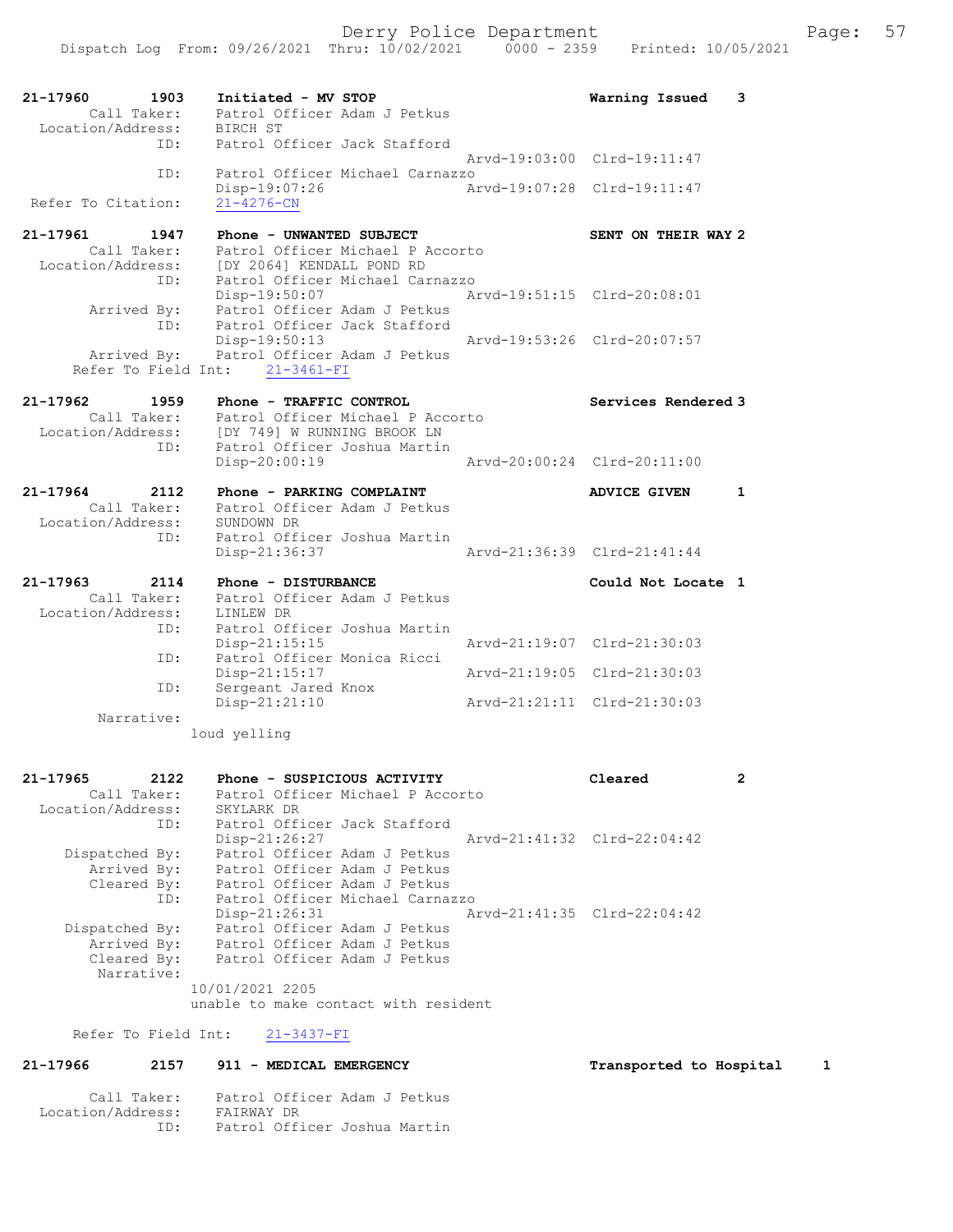Dispatch Log From: 09/26/2021 Thru: 10/02/2021 0000 - 2359 Printed: 10/05/2021

```
21-17960        1903    Initiated - MV STOP                            Warning Issued    3
         Call Taker:    Patrol Officer Adam J Petkus
   Location/Address:    BIRCH ST
                ID:     Patrol Officer Jack Stafford
                                                   Arvd-19:03:00  Clrd-19:11:47
                ID:     Patrol Officer Michael Carnazzo
                        Disp-19:07:26              Arvd-19:07:28  Clrd-19:11:47
 Refer To Citation:     21-4276-CN

21-17961        1947    Phone - UNWANTED SUBJECT                       SENT ON THEIR WAY 2
         Call Taker:    Patrol Officer Michael P Accorto
   Location/Address:    [DY 2064] KENDALL POND RD
                ID:     Patrol Officer Michael Carnazzo
                        Disp-19:50:07              Arvd-19:51:15  Clrd-20:08:01
        Arrived By:     Patrol Officer Adam J Petkus
                ID:     Patrol Officer Jack Stafford
                        Disp-19:50:13              Arvd-19:53:26  Clrd-20:07:57
        Arrived By:     Patrol Officer Adam J Petkus
     Refer To Field Int:     21-3461-FI

21-17962        1959    Phone - TRAFFIC CONTROL                        Services Rendered 3
         Call Taker:    Patrol Officer Michael P Accorto
   Location/Address:    [DY 749] W RUNNING BROOK LN
                ID:     Patrol Officer Joshua Martin
                        Disp-20:00:19              Arvd-20:00:24  Clrd-20:11:00

21-17964        2112    Phone - PARKING COMPLAINT                      ADVICE GIVEN      1
         Call Taker:    Patrol Officer Adam J Petkus
   Location/Address:    SUNDOWN DR
                ID:     Patrol Officer Joshua Martin
                        Disp-21:36:37              Arvd-21:36:39  Clrd-21:41:44

21-17963        2114    Phone - DISTURBANCE                            Could Not Locate  1
         Call Taker:    Patrol Officer Adam J Petkus
   Location/Address:    LINLEW DR
                ID:     Patrol Officer Joshua Martin
                        Disp-21:15:15              Arvd-21:19:07  Clrd-21:30:03
                ID:     Patrol Officer Monica Ricci
                        Disp-21:15:17              Arvd-21:19:05  Clrd-21:30:03
                ID:     Sergeant Jared Knox
                        Disp-21:21:10              Arvd-21:21:11  Clrd-21:30:03
         Narrative:
                    loud yelling

21-17965        2122    Phone - SUSPICIOUS ACTIVITY                    Cleared           2
         Call Taker:    Patrol Officer Michael P Accorto
   Location/Address:    SKYLARK DR
                ID:     Patrol Officer Jack Stafford
                        Disp-21:26:27              Arvd-21:41:32  Clrd-22:04:42
     Dispatched By:     Patrol Officer Adam J Petkus
        Arrived By:     Patrol Officer Adam J Petkus
        Cleared By:     Patrol Officer Adam J Petkus
                ID:     Patrol Officer Michael Carnazzo
                        Disp-21:26:31              Arvd-21:41:35  Clrd-22:04:42
     Dispatched By:     Patrol Officer Adam J Petkus
        Arrived By:     Patrol Officer Adam J Petkus
        Cleared By:     Patrol Officer Adam J Petkus
         Narrative:
                    10/01/2021 2205
                    unable to make contact with resident

     Refer To Field Int:     21-3437-FI

21-17966        2157    911 - MEDICAL EMERGENCY                        Transported to Hospital     1

         Call Taker:    Patrol Officer Adam J Petkus
   Location/Address:    FAIRWAY DR
                ID:     Patrol Officer Joshua Martin
```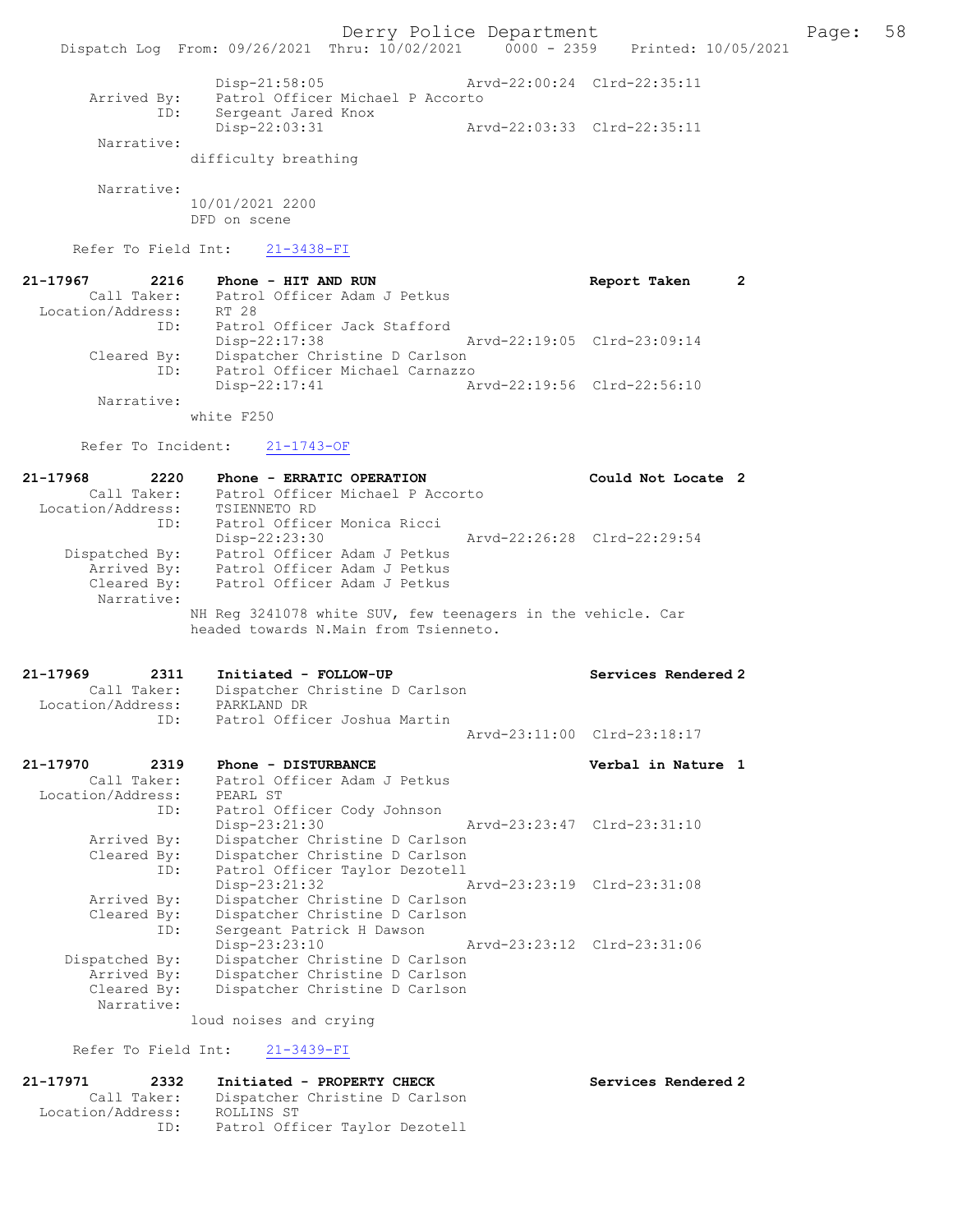```
            Disp-21:58:05                 Arvd-22:00:24  Clrd-22:35:11
   Arrived By:   Patrol Officer Michael P Accorto
          ID:    Sergeant Jared Knox
                 Disp-22:03:31            Arvd-22:03:33  Clrd-22:35:11
   Narrative:
              difficulty breathing

   Narrative:
              10/01/2021 2200
              DFD on scene

   Refer To Field Int:    21-3438-FI

21-17967        2216    Phone - HIT AND RUN                      Report Taken      2
      Call Taker:    Patrol Officer Adam J Petkus
  Location/Address:  RT 28
              ID:    Patrol Officer Jack Stafford
                     Disp-22:17:38            Arvd-22:19:05  Clrd-23:09:14
      Cleared By:    Dispatcher Christine D Carlson
              ID:    Patrol Officer Michael Carnazzo
                     Disp-22:17:41            Arvd-22:19:56  Clrd-22:56:10
       Narrative:
              white F250

   Refer To Incident:    21-1743-OF

21-17968        2220    Phone - ERRATIC OPERATION                Could Not Locate  2
      Call Taker:    Patrol Officer Michael P Accorto
  Location/Address:  TSIENNETO RD
              ID:    Patrol Officer Monica Ricci
                     Disp-22:23:30            Arvd-22:26:28  Clrd-22:29:54
   Dispatched By:    Patrol Officer Adam J Petkus
      Arrived By:    Patrol Officer Adam J Petkus
      Cleared By:    Patrol Officer Adam J Petkus
       Narrative:
              NH Reg 3241078 white SUV, few teenagers in the vehicle. Car
              headed towards N.Main from Tsienneto.

21-17969        2311    Initiated - FOLLOW-UP                    Services Rendered 2
      Call Taker:    Dispatcher Christine D Carlson
  Location/Address:  PARKLAND DR
              ID:    Patrol Officer Joshua Martin
                                              Arvd-23:11:00  Clrd-23:18:17

21-17970        2319    Phone - DISTURBANCE                      Verbal in Nature  1
      Call Taker:    Patrol Officer Adam J Petkus
  Location/Address:  PEARL ST
              ID:    Patrol Officer Cody Johnson
                     Disp-23:21:30            Arvd-23:23:47  Clrd-23:31:10
      Arrived By:    Dispatcher Christine D Carlson
      Cleared By:    Dispatcher Christine D Carlson
              ID:    Patrol Officer Taylor Dezotell
                     Disp-23:21:32            Arvd-23:23:19  Clrd-23:31:08
      Arrived By:    Dispatcher Christine D Carlson
      Cleared By:    Dispatcher Christine D Carlson
              ID:    Sergeant Patrick H Dawson
                     Disp-23:23:10            Arvd-23:23:12  Clrd-23:31:06
   Dispatched By:    Dispatcher Christine D Carlson
      Arrived By:    Dispatcher Christine D Carlson
      Cleared By:    Dispatcher Christine D Carlson
       Narrative:
              loud noises and crying

   Refer To Field Int:    21-3439-FI

21-17971        2332    Initiated - PROPERTY CHECK               Services Rendered 2
      Call Taker:    Dispatcher Christine D Carlson
  Location/Address:  ROLLINS ST
              ID:    Patrol Officer Taylor Dezotell
```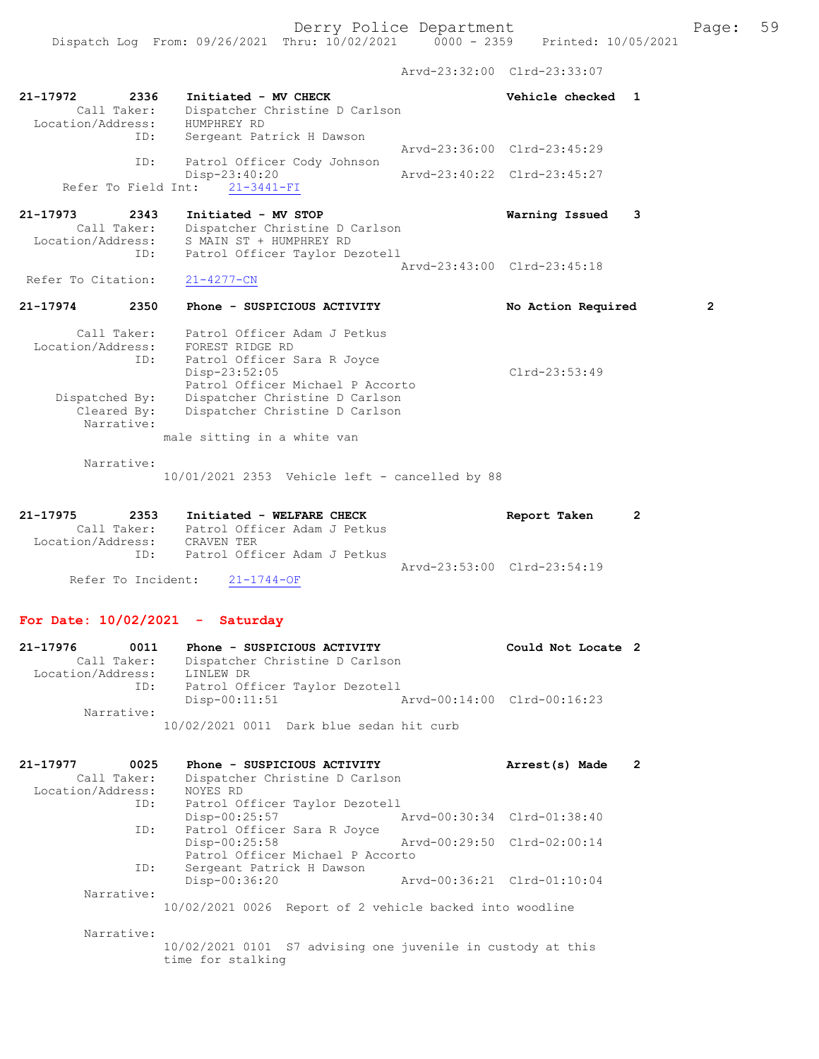Arvd-23:32:00 Clrd-23:33:07

```
21-17972        2336    Initiated - MV CHECK                        Vehicle checked  1
        Call Taker:     Dispatcher Christine D Carlson
  Location/Address:     HUMPHREY RD
                ID:     Sergeant Patrick H Dawson
                                                   Arvd-23:36:00  Clrd-23:45:29
                ID:     Patrol Officer Cody Johnson
                        Disp-23:40:20              Arvd-23:40:22  Clrd-23:45:27
      Refer To Field Int:     21-3441-FI

21-17973        2343    Initiated - MV STOP                         Warning Issued   3
        Call Taker:     Dispatcher Christine D Carlson
  Location/Address:     S MAIN ST + HUMPHREY RD
                ID:     Patrol Officer Taylor Dezotell
                                                   Arvd-23:43:00  Clrd-23:45:18
  Refer To Citation:    21-4277-CN

21-17974        2350    Phone - SUSPICIOUS ACTIVITY                 No Action Required       2

        Call Taker:     Patrol Officer Adam J Petkus
  Location/Address:     FOREST RIDGE RD
                ID:     Patrol Officer Sara R Joyce
                        Disp-23:52:05                             Clrd-23:53:49
                        Patrol Officer Michael P Accorto
     Dispatched By:     Dispatcher Christine D Carlson
        Cleared By:     Dispatcher Christine D Carlson
         Narrative:
                      male sitting in a white van

         Narrative:
                      10/01/2021 2353  Vehicle left - cancelled by 88

21-17975        2353    Initiated - WELFARE CHECK                   Report Taken     2
        Call Taker:     Patrol Officer Adam J Petkus
  Location/Address:     CRAVEN TER
                ID:     Patrol Officer Adam J Petkus
                                                   Arvd-23:53:00  Clrd-23:54:19
       Refer To Incident:     21-1744-OF
```

## For Date: 10/02/2021 - Saturday

```
21-17976        0011    Phone - SUSPICIOUS ACTIVITY                 Could Not Locate 2
        Call Taker:     Dispatcher Christine D Carlson
  Location/Address:     LINLEW DR
                ID:     Patrol Officer Taylor Dezotell
                        Disp-00:11:51              Arvd-00:14:00  Clrd-00:16:23
         Narrative:
                      10/02/2021 0011  Dark blue sedan hit curb

21-17977        0025    Phone - SUSPICIOUS ACTIVITY                 Arrest(s) Made   2
        Call Taker:     Dispatcher Christine D Carlson
  Location/Address:     NOYES RD
                ID:     Patrol Officer Taylor Dezotell
                        Disp-00:25:57              Arvd-00:30:34  Clrd-01:38:40
                ID:     Patrol Officer Sara R Joyce
                        Disp-00:25:58              Arvd-00:29:50  Clrd-02:00:14
                        Patrol Officer Michael P Accorto
                ID:     Sergeant Patrick H Dawson
                        Disp-00:36:20              Arvd-00:36:21  Clrd-01:10:04
         Narrative:
                      10/02/2021 0026  Report of 2 vehicle backed into woodline

         Narrative:
                      10/02/2021 0101  S7 advising one juvenile in custody at this
                      time for stalking
```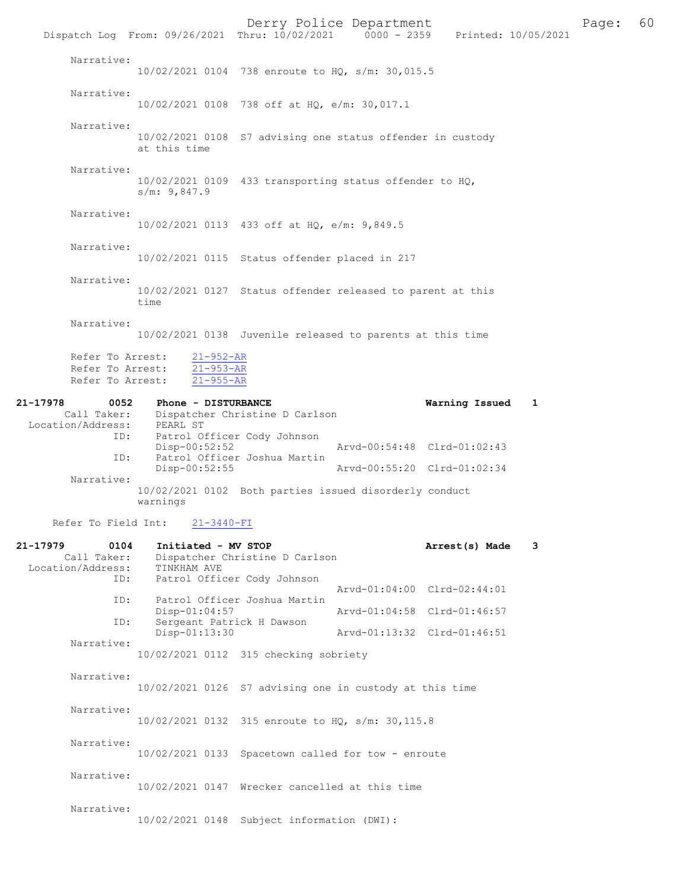Narrative:
10/02/2021 0104 738 enroute to HQ, s/m: 30,015.5

Narrative:
10/02/2021 0108 738 off at HQ, e/m: 30,017.1

Narrative:
10/02/2021 0108 S7 advising one status offender in custody at this time

Narrative:
10/02/2021 0109 433 transporting status offender to HQ, s/m: 9,847.9

Narrative:
10/02/2021 0113 433 off at HQ, e/m: 9,849.5

Narrative:
10/02/2021 0115 Status offender placed in 217

Narrative:
10/02/2021 0127 Status offender released to parent at this time

Narrative:
10/02/2021 0138 Juvenile released to parents at this time

Refer To Arrest: 21-952-AR
Refer To Arrest: 21-953-AR
Refer To Arrest: 21-955-AR

**21-17978 0052 Phone - DISTURBANCE** **Warning Issued 1**
Call Taker: Dispatcher Christine D Carlson
Location/Address: PEARL ST
ID: Patrol Officer Cody Johnson
Disp-00:52:52 Arvd-00:54:48 Clrd-01:02:43
ID: Patrol Officer Joshua Martin
Disp-00:52:55 Arvd-00:55:20 Clrd-01:02:34
Narrative:
10/02/2021 0102 Both parties issued disorderly conduct warnings

Refer To Field Int: 21-3440-FI

**21-17979 0104 Initiated - MV STOP** **Arrest(s) Made 3**
Call Taker: Dispatcher Christine D Carlson
Location/Address: TINKHAM AVE
ID: Patrol Officer Cody Johnson
Arvd-01:04:00 Clrd-02:44:01
ID: Patrol Officer Joshua Martin
Disp-01:04:57 Arvd-01:04:58 Clrd-01:46:57
ID: Sergeant Patrick H Dawson
Disp-01:13:30 Arvd-01:13:32 Clrd-01:46:51
Narrative:
10/02/2021 0112 315 checking sobriety

Narrative:
10/02/2021 0126 S7 advising one in custody at this time

Narrative:
10/02/2021 0132 315 enroute to HQ, s/m: 30,115.8

Narrative:
10/02/2021 0133 Spacetown called for tow - enroute

Narrative:
10/02/2021 0147 Wrecker cancelled at this time

Narrative:
10/02/2021 0148 Subject information (DWI):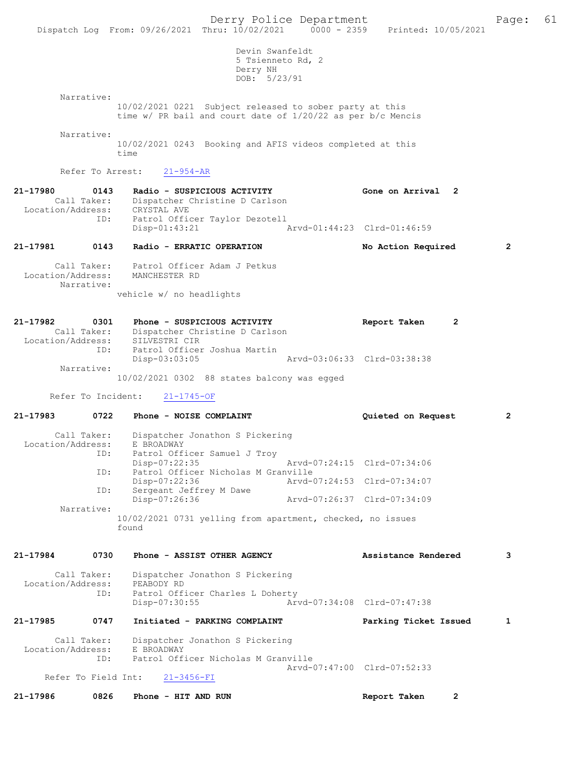Devin Swanfeldt
5 Tsienneto Rd, 2
Derry NH
DOB: 5/23/91

Narrative:
10/02/2021 0221 Subject released to sober party at this time w/ PR bail and court date of 1/20/22 as per b/c Mencis

Narrative:
10/02/2021 0243 Booking and AFIS videos completed at this time

Refer To Arrest: 21-954-AR

**21-17980 0143 Radio - SUSPICIOUS ACTIVITY — Gone on Arrival 2**
Call Taker: Dispatcher Christine D Carlson
Location/Address: CRYSTAL AVE
ID: Patrol Officer Taylor Dezotell
Disp-01:43:21 Arvd-01:44:23 Clrd-01:46:59

**21-17981 0143 Radio - ERRATIC OPERATION — No Action Required 2**
Call Taker: Patrol Officer Adam J Petkus
Location/Address: MANCHESTER RD
Narrative:
vehicle w/ no headlights

**21-17982 0301 Phone - SUSPICIOUS ACTIVITY — Report Taken 2**
Call Taker: Dispatcher Christine D Carlson
Location/Address: SILVESTRI CIR
ID: Patrol Officer Joshua Martin
Disp-03:03:05 Arvd-03:06:33 Clrd-03:38:38
Narrative:
10/02/2021 0302 88 states balcony was egged

Refer To Incident: 21-1745-OF

**21-17983 0722 Phone - NOISE COMPLAINT — Quieted on Request 2**
Call Taker: Dispatcher Jonathon S Pickering
Location/Address: E BROADWAY
ID: Patrol Officer Samuel J Troy
Disp-07:22:35 Arvd-07:24:15 Clrd-07:34:06
ID: Patrol Officer Nicholas M Granville
Disp-07:22:36 Arvd-07:24:53 Clrd-07:34:07
ID: Sergeant Jeffrey M Dawe
Disp-07:26:36 Arvd-07:26:37 Clrd-07:34:09
Narrative:
10/02/2021 0731 yelling from apartment, checked, no issues found

**21-17984 0730 Phone - ASSIST OTHER AGENCY — Assistance Rendered 3**
Call Taker: Dispatcher Jonathon S Pickering
Location/Address: PEABODY RD
ID: Patrol Officer Charles L Doherty
Disp-07:30:55 Arvd-07:34:08 Clrd-07:47:38

**21-17985 0747 Initiated - PARKING COMPLAINT — Parking Ticket Issued 1**
Call Taker: Dispatcher Jonathon S Pickering
Location/Address: E BROADWAY
ID: Patrol Officer Nicholas M Granville
Arvd-07:47:00 Clrd-07:52:33
Refer To Field Int: 21-3456-FI

**21-17986 0826 Phone - HIT AND RUN — Report Taken 2**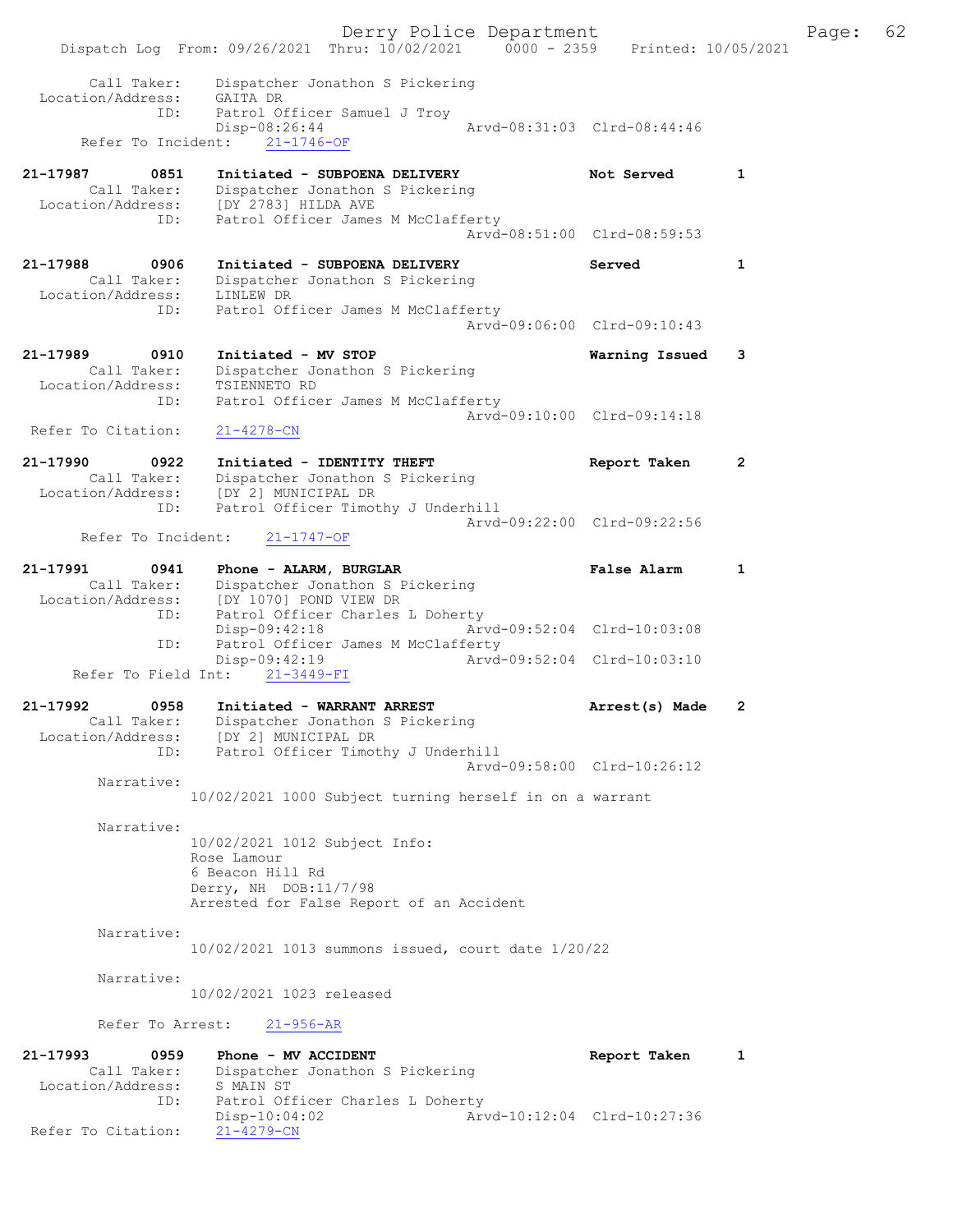```
        Call Taker:    Dispatcher Jonathon S Pickering
  Location/Address:    GAITA DR
               ID:     Patrol Officer Samuel J Troy
                       Disp-08:26:44                 Arvd-08:31:03  Clrd-08:44:46
      Refer To Incident:    21-1746-OF

21-17987      0851     Initiated - SUBPOENA DELIVERY                Not Served       1
        Call Taker:    Dispatcher Jonathon S Pickering
  Location/Address:    [DY 2783] HILDA AVE
               ID:     Patrol Officer James M McClafferty
                                                     Arvd-08:51:00  Clrd-08:59:53

21-17988      0906     Initiated - SUBPOENA DELIVERY                Served           1
        Call Taker:    Dispatcher Jonathon S Pickering
  Location/Address:    LINLEW DR
               ID:     Patrol Officer James M McClafferty
                                                     Arvd-09:06:00  Clrd-09:10:43

21-17989      0910     Initiated - MV STOP                          Warning Issued   3
        Call Taker:    Dispatcher Jonathon S Pickering
  Location/Address:    TSIENNETO RD
               ID:     Patrol Officer James M McClafferty
                                                     Arvd-09:10:00  Clrd-09:14:18
  Refer To Citation:    21-4278-CN

21-17990      0922     Initiated - IDENTITY THEFT                   Report Taken     2
        Call Taker:    Dispatcher Jonathon S Pickering
  Location/Address:    [DY 2] MUNICIPAL DR
               ID:     Patrol Officer Timothy J Underhill
                                                     Arvd-09:22:00  Clrd-09:22:56
      Refer To Incident:    21-1747-OF

21-17991      0941     Phone - ALARM, BURGLAR                       False Alarm      1
        Call Taker:    Dispatcher Jonathon S Pickering
  Location/Address:    [DY 1070] POND VIEW DR
               ID:     Patrol Officer Charles L Doherty
                       Disp-09:42:18                 Arvd-09:52:04  Clrd-10:03:08
               ID:     Patrol Officer James M McClafferty
                       Disp-09:42:19                 Arvd-09:52:04  Clrd-10:03:10
     Refer To Field Int:    21-3449-FI

21-17992      0958     Initiated - WARRANT ARREST                   Arrest(s) Made   2
        Call Taker:    Dispatcher Jonathon S Pickering
  Location/Address:    [DY 2] MUNICIPAL DR
               ID:     Patrol Officer Timothy J Underhill
                                                     Arvd-09:58:00  Clrd-10:26:12
        Narrative:
                  10/02/2021 1000 Subject turning herself in on a warrant

        Narrative:
                  10/02/2021 1012 Subject Info:
                  Rose Lamour
                  6 Beacon Hill Rd
                  Derry, NH  DOB:11/7/98
                  Arrested for False Report of an Accident

        Narrative:
                  10/02/2021 1013 summons issued, court date 1/20/22

        Narrative:
                  10/02/2021 1023 released

        Refer To Arrest:    21-956-AR

21-17993      0959     Phone - MV ACCIDENT                          Report Taken     1
        Call Taker:    Dispatcher Jonathon S Pickering
  Location/Address:    S MAIN ST
               ID:     Patrol Officer Charles L Doherty
                       Disp-10:04:02                 Arvd-10:12:04  Clrd-10:27:36
  Refer To Citation:    21-4279-CN
```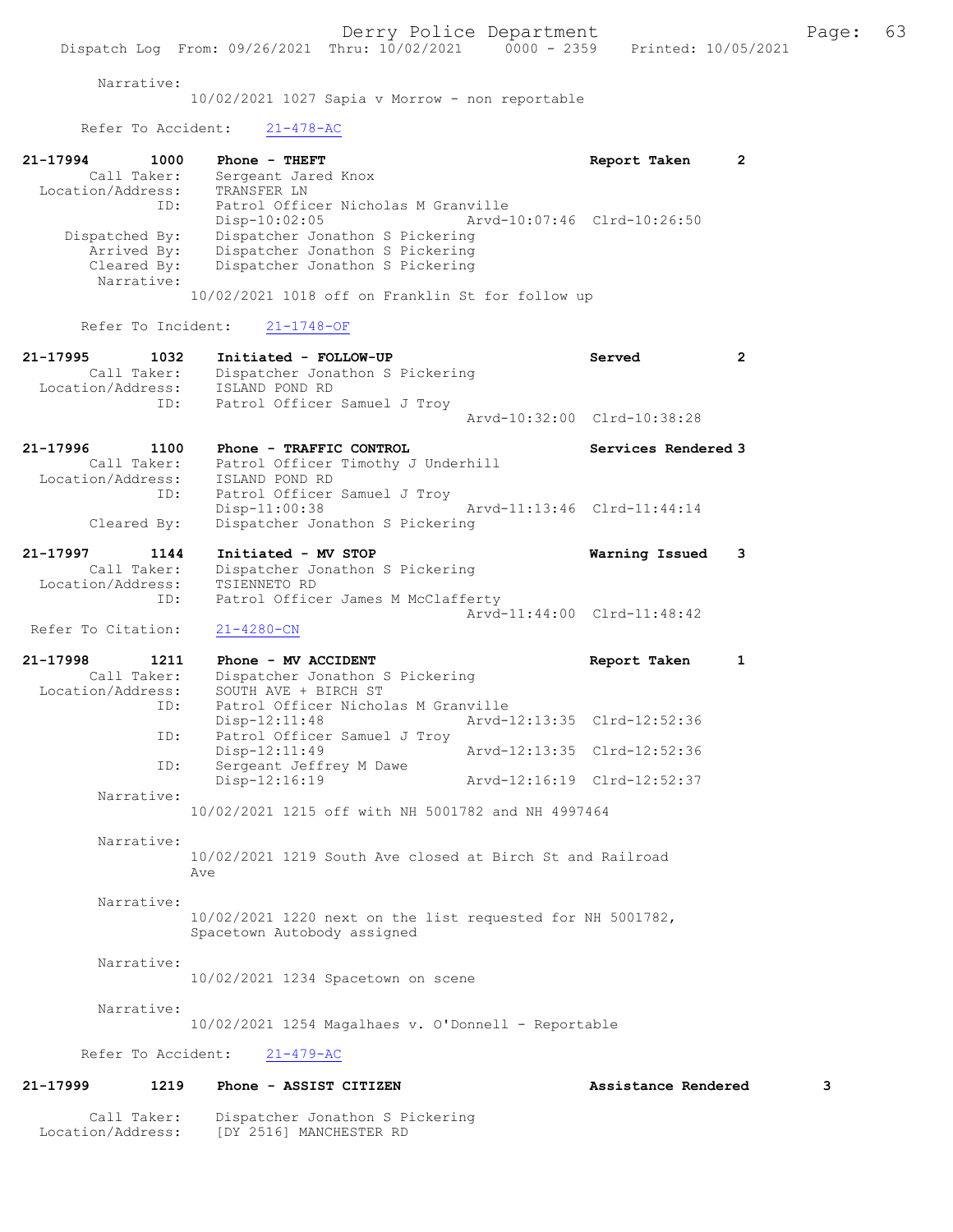Narrative:
10/02/2021 1027 Sapia v Morrow - non reportable

Refer To Accident: 21-478-AC

**21-17994 1000 Phone - THEFT** Report Taken 2
Call Taker: Sergeant Jared Knox
Location/Address: TRANSFER LN
ID: Patrol Officer Nicholas M Granville
Disp-10:02:05 Arvd-10:07:46 Clrd-10:26:50
Dispatched By: Dispatcher Jonathon S Pickering
Arrived By: Dispatcher Jonathon S Pickering
Cleared By: Dispatcher Jonathon S Pickering
Narrative:
10/02/2021 1018 off on Franklin St for follow up

Refer To Incident: 21-1748-OF

**21-17995 1032 Initiated - FOLLOW-UP** Served 2
Call Taker: Dispatcher Jonathon S Pickering
Location/Address: ISLAND POND RD
ID: Patrol Officer Samuel J Troy
Arvd-10:32:00 Clrd-10:38:28

**21-17996 1100 Phone - TRAFFIC CONTROL** Services Rendered 3
Call Taker: Patrol Officer Timothy J Underhill
Location/Address: ISLAND POND RD
ID: Patrol Officer Samuel J Troy
Disp-11:00:38 Arvd-11:13:46 Clrd-11:44:14
Cleared By: Dispatcher Jonathon S Pickering

**21-17997 1144 Initiated - MV STOP** Warning Issued 3
Call Taker: Dispatcher Jonathon S Pickering
Location/Address: TSIENNETO RD
ID: Patrol Officer James M McClafferty
Arvd-11:44:00 Clrd-11:48:42
Refer To Citation: 21-4280-CN

**21-17998 1211 Phone - MV ACCIDENT** Report Taken 1
Call Taker: Dispatcher Jonathon S Pickering
Location/Address: SOUTH AVE + BIRCH ST
ID: Patrol Officer Nicholas M Granville
Disp-12:11:48 Arvd-12:13:35 Clrd-12:52:36
ID: Patrol Officer Samuel J Troy
Disp-12:11:49 Arvd-12:13:35 Clrd-12:52:36
ID: Sergeant Jeffrey M Dawe
Disp-12:16:19 Arvd-12:16:19 Clrd-12:52:37
Narrative:
10/02/2021 1215 off with NH 5001782 and NH 4997464

Narrative:
10/02/2021 1219 South Ave closed at Birch St and Railroad Ave

Narrative:
10/02/2021 1220 next on the list requested for NH 5001782, Spacetown Autobody assigned

Narrative:
10/02/2021 1234 Spacetown on scene

Narrative:
10/02/2021 1254 Magalhaes v. O'Donnell - Reportable

Refer To Accident: 21-479-AC

**21-17999 1219 Phone - ASSIST CITIZEN** Assistance Rendered 3
Call Taker: Dispatcher Jonathon S Pickering
Location/Address: [DY 2516] MANCHESTER RD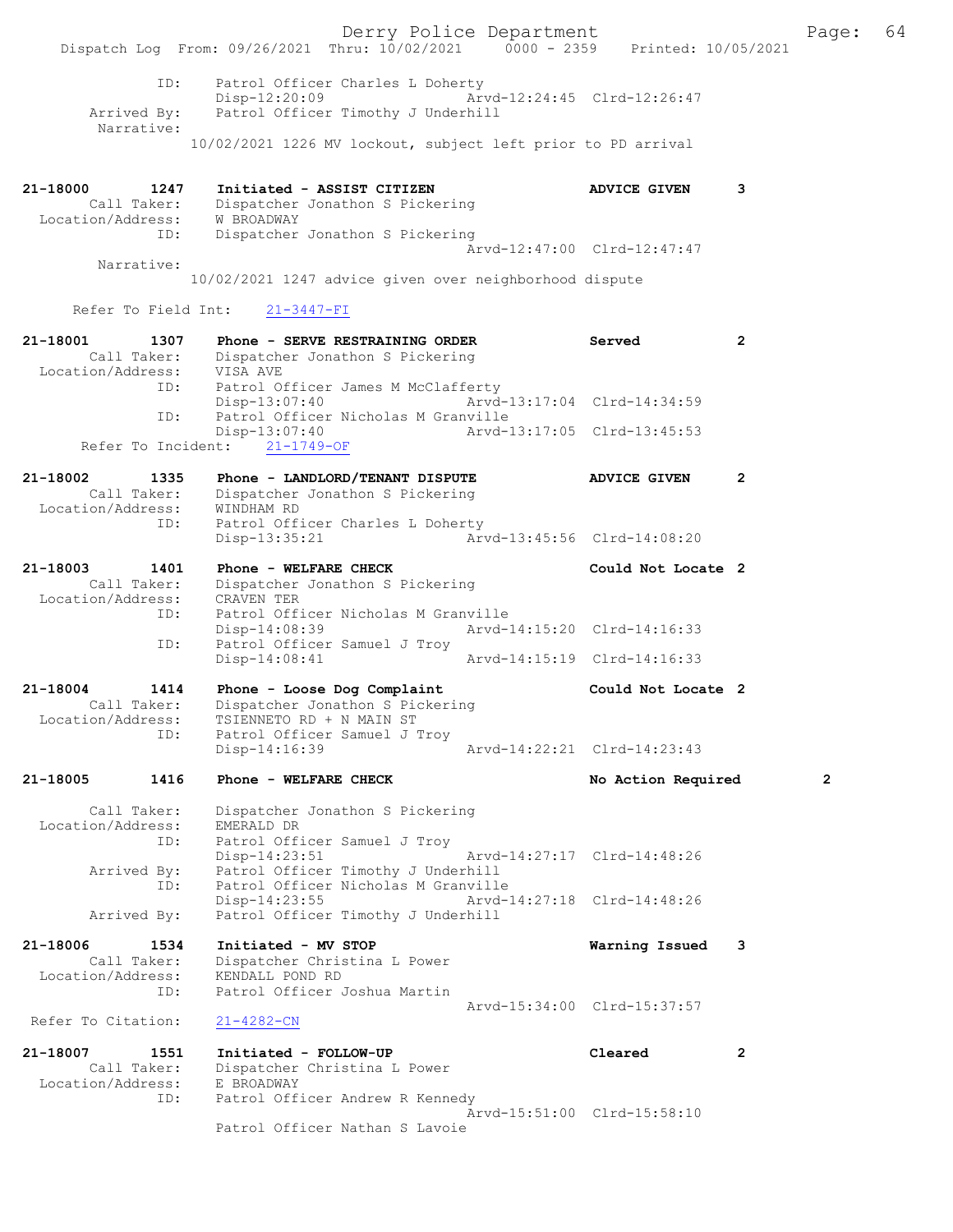```
            ID:     Patrol Officer Charles L Doherty
                    Disp-12:20:09              Arvd-12:24:45  Clrd-12:26:47
       Arrived By:  Patrol Officer Timothy J Underhill
        Narrative:
                  10/02/2021 1226 MV lockout, subject left prior to PD arrival


21-18000        1247    Initiated - ASSIST CITIZEN                ADVICE GIVEN     3
        Call Taker:     Dispatcher Jonathon S Pickering
  Location/Address:     W BROADWAY
                ID:     Dispatcher Jonathon S Pickering
                                               Arvd-12:47:00  Clrd-12:47:47
        Narrative:
                  10/02/2021 1247 advice given over neighborhood dispute

      Refer To Field Int:     21-3447-FI

21-18001        1307    Phone - SERVE RESTRAINING ORDER           Served           2
        Call Taker:     Dispatcher Jonathon S Pickering
  Location/Address:     VISA AVE
                ID:     Patrol Officer James M McClafferty
                        Disp-13:07:40              Arvd-13:17:04  Clrd-14:34:59
                ID:     Patrol Officer Nicholas M Granville
                        Disp-13:07:40              Arvd-13:17:05  Clrd-13:45:53
     Refer To Incident:     21-1749-OF

21-18002        1335    Phone - LANDLORD/TENANT DISPUTE           ADVICE GIVEN     2
        Call Taker:     Dispatcher Jonathon S Pickering
  Location/Address:     WINDHAM RD
                ID:     Patrol Officer Charles L Doherty
                        Disp-13:35:21              Arvd-13:45:56  Clrd-14:08:20

21-18003        1401    Phone - WELFARE CHECK                     Could Not Locate 2
        Call Taker:     Dispatcher Jonathon S Pickering
  Location/Address:     CRAVEN TER
                ID:     Patrol Officer Nicholas M Granville
                        Disp-14:08:39              Arvd-14:15:20  Clrd-14:16:33
                ID:     Patrol Officer Samuel J Troy
                        Disp-14:08:41              Arvd-14:15:19  Clrd-14:16:33

21-18004        1414    Phone - Loose Dog Complaint               Could Not Locate 2
        Call Taker:     Dispatcher Jonathon S Pickering
  Location/Address:     TSIENNETO RD + N MAIN ST
                ID:     Patrol Officer Samuel J Troy
                        Disp-14:16:39              Arvd-14:22:21  Clrd-14:23:43

21-18005        1416    Phone - WELFARE CHECK                     No Action Required          2

        Call Taker:     Dispatcher Jonathon S Pickering
  Location/Address:     EMERALD DR
                ID:     Patrol Officer Samuel J Troy
                        Disp-14:23:51              Arvd-14:27:17  Clrd-14:48:26
        Arrived By:     Patrol Officer Timothy J Underhill
                ID:     Patrol Officer Nicholas M Granville
                        Disp-14:23:55              Arvd-14:27:18  Clrd-14:48:26
        Arrived By:     Patrol Officer Timothy J Underhill

21-18006        1534    Initiated - MV STOP                       Warning Issued   3
        Call Taker:     Dispatcher Christina L Power
  Location/Address:     KENDALL POND RD
                ID:     Patrol Officer Joshua Martin
                                                   Arvd-15:34:00  Clrd-15:37:57
  Refer To Citation:    21-4282-CN

21-18007        1551    Initiated - FOLLOW-UP                     Cleared          2
        Call Taker:     Dispatcher Christina L Power
  Location/Address:     E BROADWAY
                ID:     Patrol Officer Andrew R Kennedy
                                                   Arvd-15:51:00  Clrd-15:58:10
                        Patrol Officer Nathan S Lavoie
```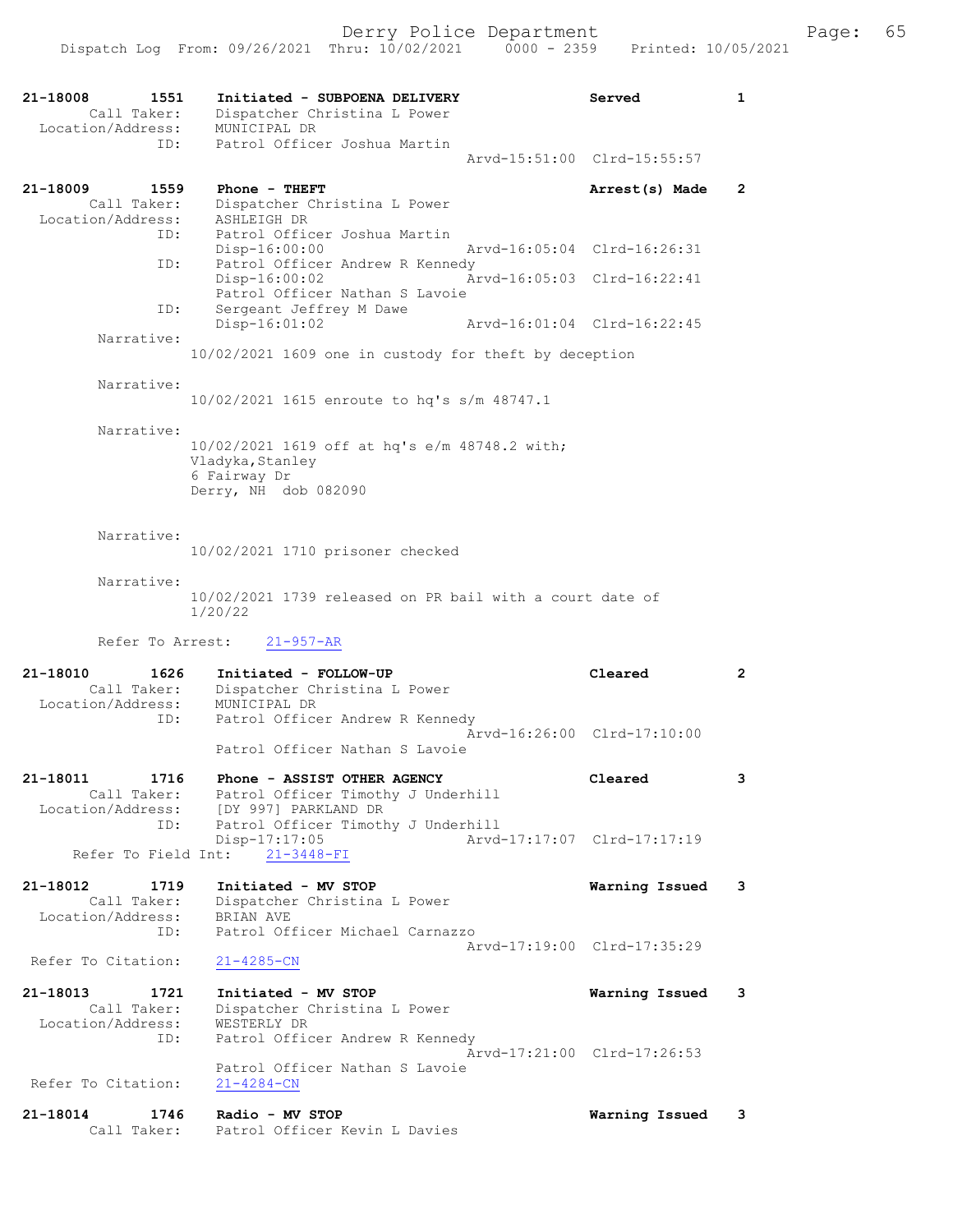21-18008 1551 **Initiated - SUBPOENA DELIVERY** Served 1
Call Taker: Dispatcher Christina L Power
Location/Address: MUNICIPAL DR
ID: Patrol Officer Joshua Martin
Arvd-15:51:00 Clrd-15:55:57

21-18009 1559 **Phone - THEFT** Arrest(s) Made 2
Call Taker: Dispatcher Christina L Power
Location/Address: ASHLEIGH DR
ID: Patrol Officer Joshua Martin
Disp-16:00:00 Arvd-16:05:04 Clrd-16:26:31
ID: Patrol Officer Andrew R Kennedy
Disp-16:00:02 Arvd-16:05:03 Clrd-16:22:41
Patrol Officer Nathan S Lavoie
ID: Sergeant Jeffrey M Dawe
Disp-16:01:02 Arvd-16:01:04 Clrd-16:22:45

Narrative:
10/02/2021 1609 one in custody for theft by deception

Narrative:
10/02/2021 1615 enroute to hq's s/m 48747.1

Narrative:
10/02/2021 1619 off at hq's e/m 48748.2 with;
Vladyka,Stanley
6 Fairway Dr
Derry, NH dob 082090

Narrative:
10/02/2021 1710 prisoner checked

Narrative:
10/02/2021 1739 released on PR bail with a court date of 1/20/22

Refer To Arrest: 21-957-AR

21-18010 1626 **Initiated - FOLLOW-UP** Cleared 2
Call Taker: Dispatcher Christina L Power
Location/Address: MUNICIPAL DR
ID: Patrol Officer Andrew R Kennedy
Arvd-16:26:00 Clrd-17:10:00
Patrol Officer Nathan S Lavoie

21-18011 1716 **Phone - ASSIST OTHER AGENCY** Cleared 3
Call Taker: Patrol Officer Timothy J Underhill
Location/Address: [DY 997] PARKLAND DR
ID: Patrol Officer Timothy J Underhill
Disp-17:17:05 Arvd-17:17:07 Clrd-17:17:19
Refer To Field Int: 21-3448-FI

21-18012 1719 **Initiated - MV STOP** Warning Issued 3
Call Taker: Dispatcher Christina L Power
Location/Address: BRIAN AVE
ID: Patrol Officer Michael Carnazzo
Arvd-17:19:00 Clrd-17:35:29
Refer To Citation: 21-4285-CN

21-18013 1721 **Initiated - MV STOP** Warning Issued 3
Call Taker: Dispatcher Christina L Power
Location/Address: WESTERLY DR
ID: Patrol Officer Andrew R Kennedy
Arvd-17:21:00 Clrd-17:26:53
Patrol Officer Nathan S Lavoie
Refer To Citation: 21-4284-CN

21-18014 1746 **Radio - MV STOP** Warning Issued 3
Call Taker: Patrol Officer Kevin L Davies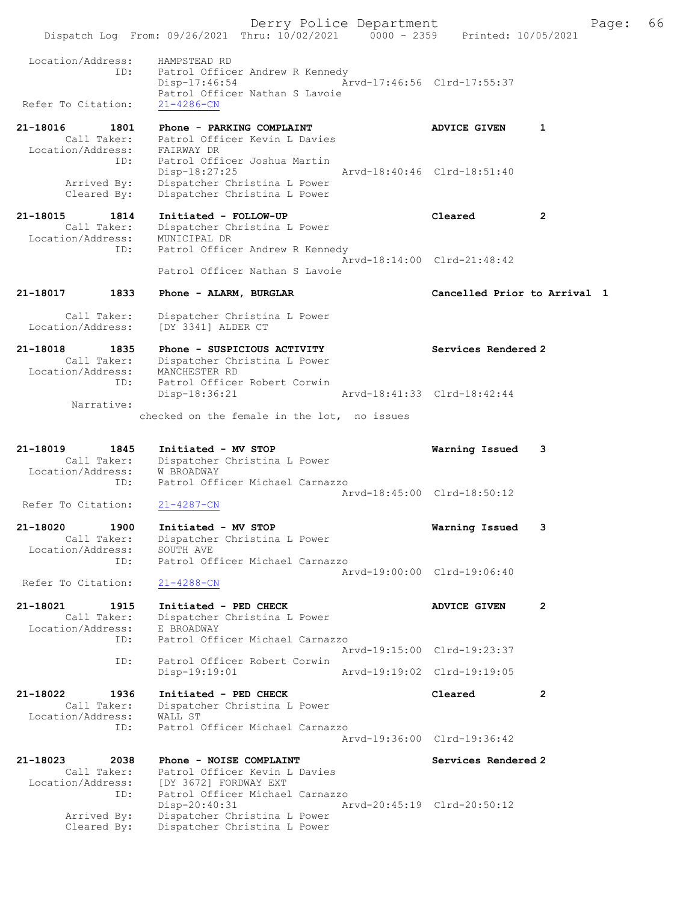Location/Address: HAMPSTEAD RD
ID: Patrol Officer Andrew R Kennedy
Disp-17:46:54 Arvd-17:46:56 Clrd-17:55:37
Patrol Officer Nathan S Lavoie
Refer To Citation: 21-4286-CN

21-18016 1801 Phone - PARKING COMPLAINT ADVICE GIVEN 1
Call Taker: Patrol Officer Kevin L Davies
Location/Address: FAIRWAY DR
ID: Patrol Officer Joshua Martin
Disp-18:27:25 Arvd-18:40:46 Clrd-18:51:40
Arrived By: Dispatcher Christina L Power
Cleared By: Dispatcher Christina L Power

21-18015 1814 Initiated - FOLLOW-UP Cleared 2
Call Taker: Dispatcher Christina L Power
Location/Address: MUNICIPAL DR
ID: Patrol Officer Andrew R Kennedy
Arvd-18:14:00 Clrd-21:48:42
Patrol Officer Nathan S Lavoie

21-18017 1833 Phone - ALARM, BURGLAR Cancelled Prior to Arrival 1
Call Taker: Dispatcher Christina L Power
Location/Address: [DY 3341] ALDER CT

21-18018 1835 Phone - SUSPICIOUS ACTIVITY Services Rendered 2
Call Taker: Dispatcher Christina L Power
Location/Address: MANCHESTER RD
ID: Patrol Officer Robert Corwin
Disp-18:36:21 Arvd-18:41:33 Clrd-18:42:44
Narrative:
checked on the female in the lot, no issues

21-18019 1845 Initiated - MV STOP Warning Issued 3
Call Taker: Dispatcher Christina L Power
Location/Address: W BROADWAY
ID: Patrol Officer Michael Carnazzo
Arvd-18:45:00 Clrd-18:50:12
Refer To Citation: 21-4287-CN

21-18020 1900 Initiated - MV STOP Warning Issued 3
Call Taker: Dispatcher Christina L Power
Location/Address: SOUTH AVE
ID: Patrol Officer Michael Carnazzo
Arvd-19:00:00 Clrd-19:06:40
Refer To Citation: 21-4288-CN

21-18021 1915 Initiated - PED CHECK ADVICE GIVEN 2
Call Taker: Dispatcher Christina L Power
Location/Address: E BROADWAY
ID: Patrol Officer Michael Carnazzo
Arvd-19:15:00 Clrd-19:23:37
ID: Patrol Officer Robert Corwin
Disp-19:19:01 Arvd-19:19:02 Clrd-19:19:05

21-18022 1936 Initiated - PED CHECK Cleared 2
Call Taker: Dispatcher Christina L Power
Location/Address: WALL ST
ID: Patrol Officer Michael Carnazzo
Arvd-19:36:00 Clrd-19:36:42

21-18023 2038 Phone - NOISE COMPLAINT Services Rendered 2
Call Taker: Patrol Officer Kevin L Davies
Location/Address: [DY 3672] FORDWAY EXT
ID: Patrol Officer Michael Carnazzo
Disp-20:40:31 Arvd-20:45:19 Clrd-20:50:12
Arrived By: Dispatcher Christina L Power
Cleared By: Dispatcher Christina L Power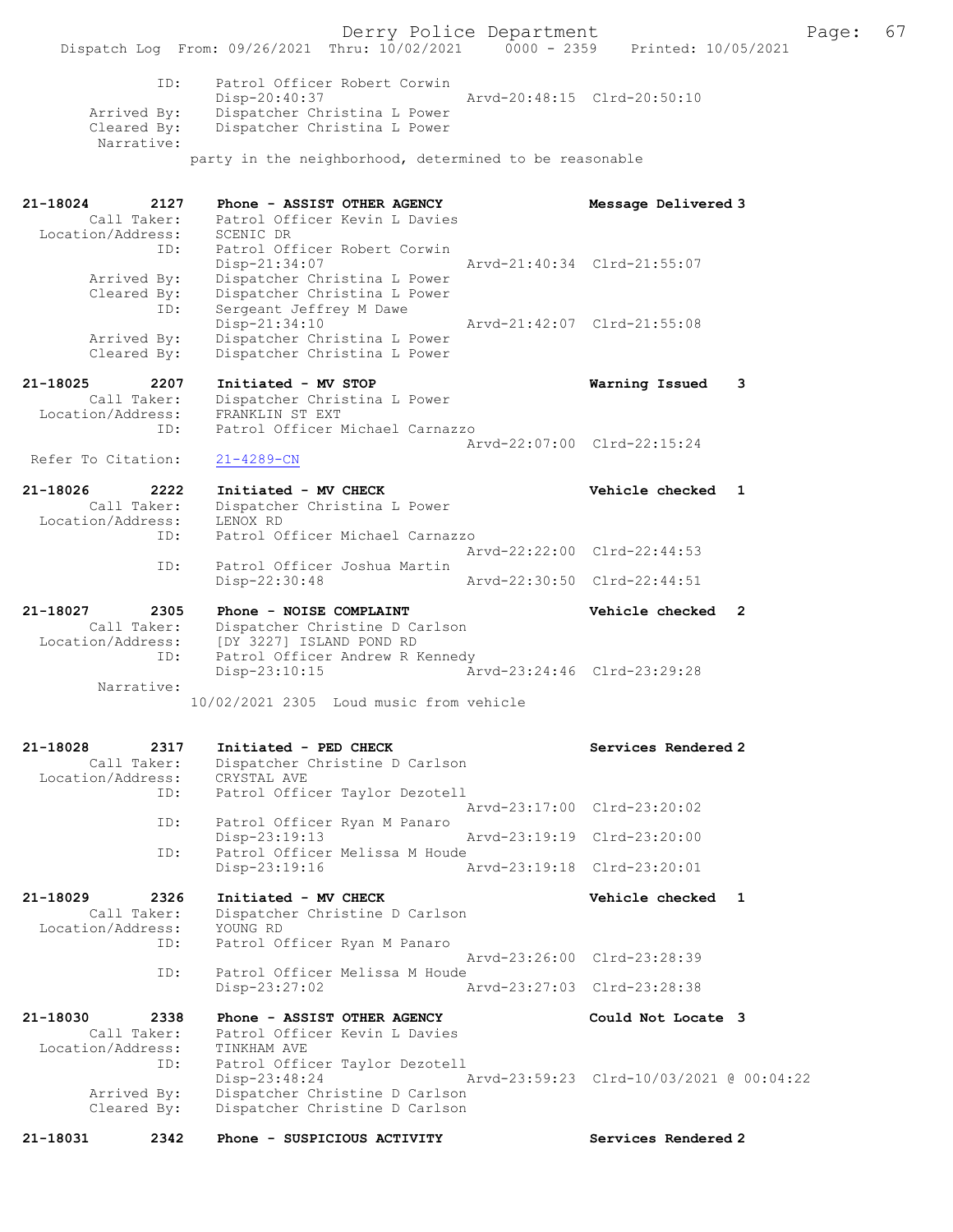ID: Patrol Officer Robert Corwin
Disp-20:40:37 Arvd-20:48:15 Clrd-20:50:10
Arrived By: Dispatcher Christina L Power
Cleared By: Dispatcher Christina L Power
Narrative:
party in the neighborhood, determined to be reasonable

21-18024 2127 Phone - ASSIST OTHER AGENCY Message Delivered 3
Call Taker: Patrol Officer Kevin L Davies
Location/Address: SCENIC DR
ID: Patrol Officer Robert Corwin
Disp-21:34:07 Arvd-21:40:34 Clrd-21:55:07
Arrived By: Dispatcher Christina L Power
Cleared By: Dispatcher Christina L Power
ID: Sergeant Jeffrey M Dawe
Disp-21:34:10 Arvd-21:42:07 Clrd-21:55:08
Arrived By: Dispatcher Christina L Power
Cleared By: Dispatcher Christina L Power

21-18025 2207 Initiated - MV STOP Warning Issued 3
Call Taker: Dispatcher Christina L Power
Location/Address: FRANKLIN ST EXT
ID: Patrol Officer Michael Carnazzo
Arvd-22:07:00 Clrd-22:15:24
Refer To Citation: 21-4289-CN

21-18026 2222 Initiated - MV CHECK Vehicle checked 1
Call Taker: Dispatcher Christina L Power
Location/Address: LENOX RD
ID: Patrol Officer Michael Carnazzo
Arvd-22:22:00 Clrd-22:44:53
ID: Patrol Officer Joshua Martin
Disp-22:30:48 Arvd-22:30:50 Clrd-22:44:51

21-18027 2305 Phone - NOISE COMPLAINT Vehicle checked 2
Call Taker: Dispatcher Christine D Carlson
Location/Address: [DY 3227] ISLAND POND RD
ID: Patrol Officer Andrew R Kennedy
Disp-23:10:15 Arvd-23:24:46 Clrd-23:29:28
Narrative:
10/02/2021 2305 Loud music from vehicle

21-18028 2317 Initiated - PED CHECK Services Rendered 2
Call Taker: Dispatcher Christine D Carlson
Location/Address: CRYSTAL AVE
ID: Patrol Officer Taylor Dezotell
Arvd-23:17:00 Clrd-23:20:02
ID: Patrol Officer Ryan M Panaro
Disp-23:19:13 Arvd-23:19:19 Clrd-23:20:00
ID: Patrol Officer Melissa M Houde
Disp-23:19:16 Arvd-23:19:18 Clrd-23:20:01

21-18029 2326 Initiated - MV CHECK Vehicle checked 1
Call Taker: Dispatcher Christine D Carlson
Location/Address: YOUNG RD
ID: Patrol Officer Ryan M Panaro
Arvd-23:26:00 Clrd-23:28:39
ID: Patrol Officer Melissa M Houde
Disp-23:27:02 Arvd-23:27:03 Clrd-23:28:38

21-18030 2338 Phone - ASSIST OTHER AGENCY Could Not Locate 3
Call Taker: Patrol Officer Kevin L Davies
Location/Address: TINKHAM AVE
ID: Patrol Officer Taylor Dezotell
Disp-23:48:24 Arvd-23:59:23 Clrd-10/03/2021 @ 00:04:22
Arrived By: Dispatcher Christine D Carlson
Cleared By: Dispatcher Christine D Carlson

21-18031 2342 Phone - SUSPICIOUS ACTIVITY Services Rendered 2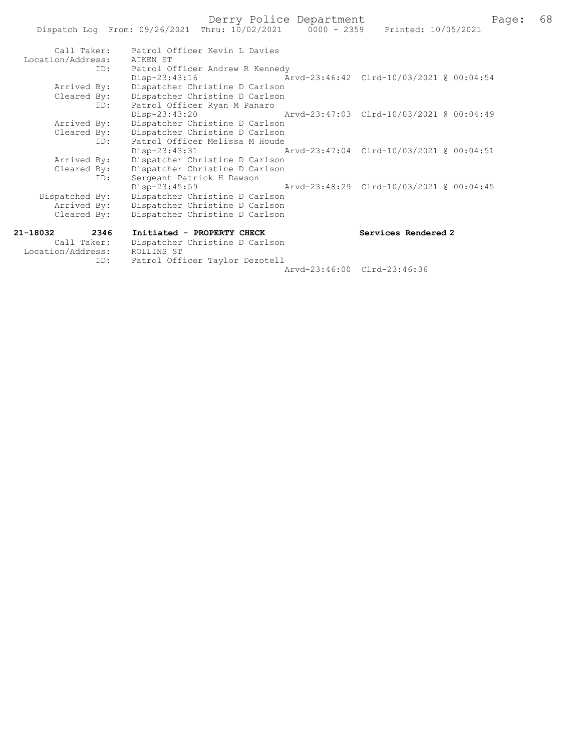Dispatch Log From: 09/26/2021 Thru: 10/02/2021 0000 - 2359 Printed: 10/05/2021

```
       Call Taker:    Patrol Officer Kevin L Davies
 Location/Address:    AIKEN ST
               ID:    Patrol Officer Andrew R Kennedy
                      Disp-23:43:16                Arvd-23:46:42  Clrd-10/03/2021 @ 00:04:54
      Arrived By:     Dispatcher Christine D Carlson
      Cleared By:     Dispatcher Christine D Carlson
               ID:    Patrol Officer Ryan M Panaro
                      Disp-23:43:20                Arvd-23:47:03  Clrd-10/03/2021 @ 00:04:49
      Arrived By:     Dispatcher Christine D Carlson
      Cleared By:     Dispatcher Christine D Carlson
               ID:    Patrol Officer Melissa M Houde
                      Disp-23:43:31                Arvd-23:47:04  Clrd-10/03/2021 @ 00:04:51
      Arrived By:     Dispatcher Christine D Carlson
      Cleared By:     Dispatcher Christine D Carlson
               ID:    Sergeant Patrick H Dawson
                      Disp-23:45:59                Arvd-23:48:29  Clrd-10/03/2021 @ 00:04:45
   Dispatched By:     Dispatcher Christine D Carlson
      Arrived By:     Dispatcher Christine D Carlson
      Cleared By:     Dispatcher Christine D Carlson
```

**21-18032 2346 Initiated - PROPERTY CHECK** **Services Rendered 2**

```
       Call Taker:    Dispatcher Christine D Carlson
 Location/Address:    ROLLINS ST
               ID:    Patrol Officer Taylor Dezotell
                                                   Arvd-23:46:00  Clrd-23:46:36
```